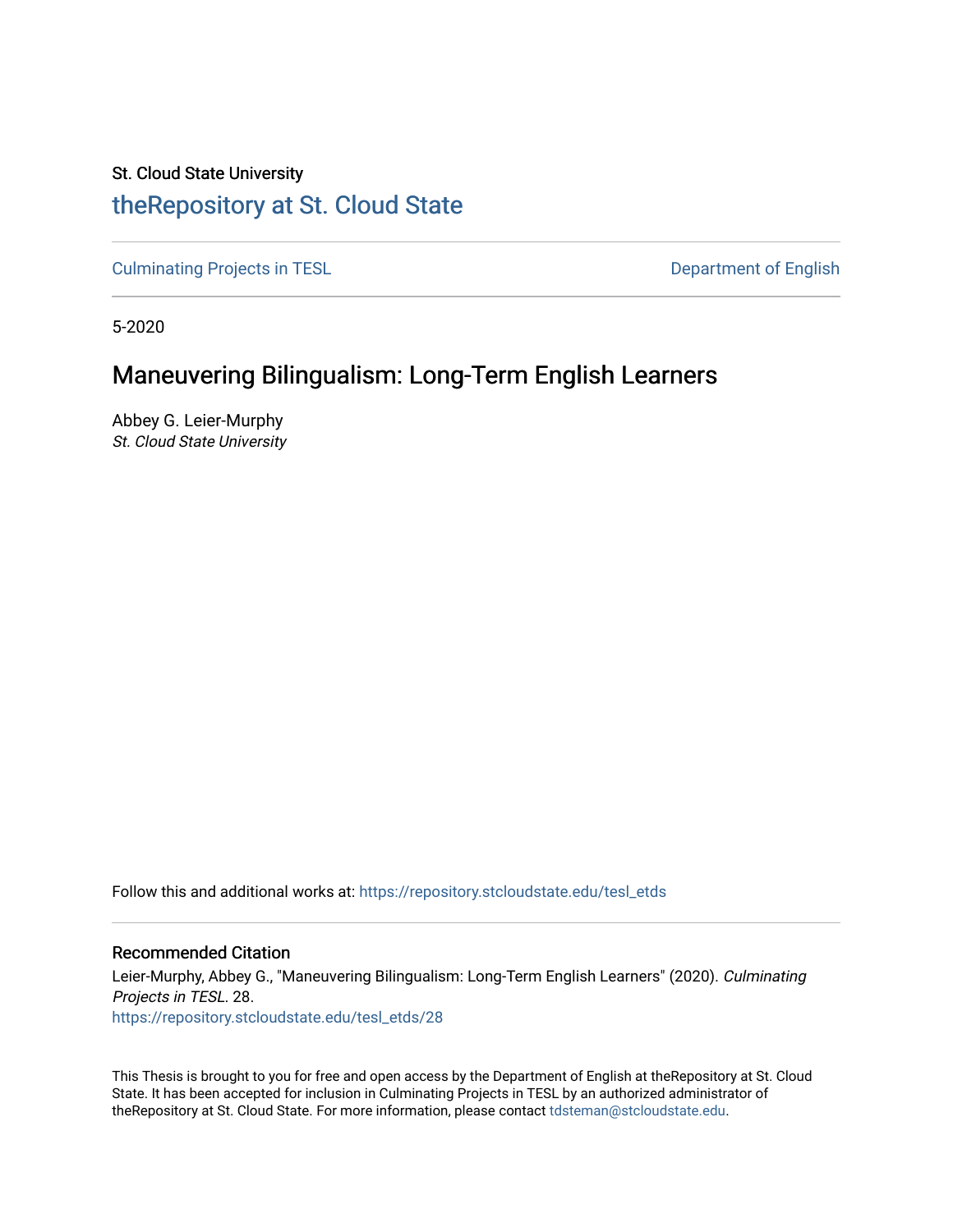St. Cloud State University

# theRepository at St. Cloud State

Culminating Projects in TESL　　　　　　　　　　　　　　　　　　　　Department of English

5-2020

## Maneuvering Bilingualism: Long-Term English Learners

Abbey G. Leier-Murphy
*St. Cloud State University*

Follow this and additional works at: https://repository.stcloudstate.edu/tesl_etds

### Recommended Citation

Leier-Murphy, Abbey G., "Maneuvering Bilingualism: Long-Term English Learners" (2020). *Culminating Projects in TESL*. 28.
https://repository.stcloudstate.edu/tesl_etds/28

This Thesis is brought to you for free and open access by the Department of English at theRepository at St. Cloud State. It has been accepted for inclusion in Culminating Projects in TESL by an authorized administrator of theRepository at St. Cloud State. For more information, please contact tdsteman@stcloudstate.edu.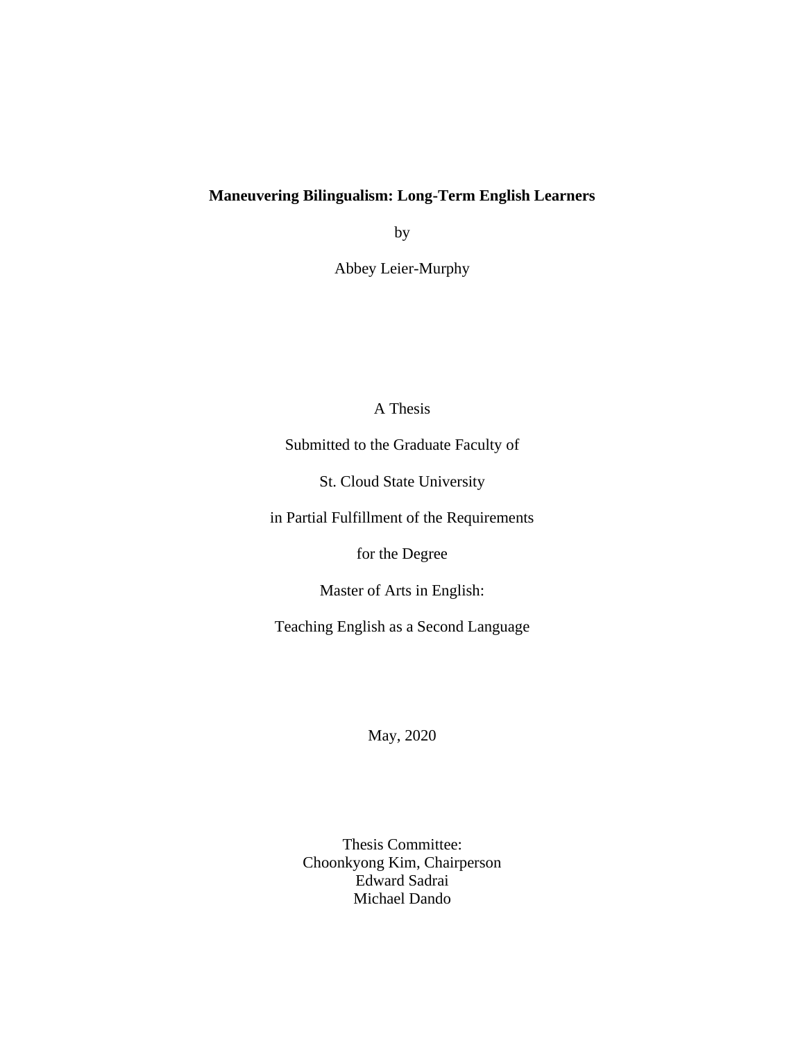# Maneuvering Bilingualism: Long-Term English Learners

by

Abbey Leier-Murphy

A Thesis

Submitted to the Graduate Faculty of

St. Cloud State University

in Partial Fulfillment of the Requirements

for the Degree

Master of Arts in English:

Teaching English as a Second Language

May, 2020

Thesis Committee:
Choonkyong Kim, Chairperson
Edward Sadrai
Michael Dando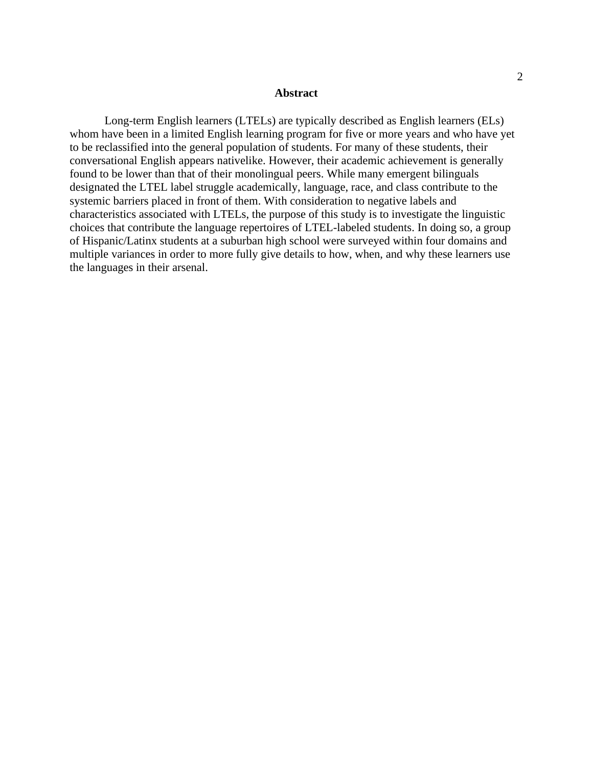# Abstract

Long-term English learners (LTELs) are typically described as English learners (ELs) whom have been in a limited English learning program for five or more years and who have yet to be reclassified into the general population of students. For many of these students, their conversational English appears nativelike. However, their academic achievement is generally found to be lower than that of their monolingual peers. While many emergent bilinguals designated the LTEL label struggle academically, language, race, and class contribute to the systemic barriers placed in front of them. With consideration to negative labels and characteristics associated with LTELs, the purpose of this study is to investigate the linguistic choices that contribute the language repertoires of LTEL-labeled students. In doing so, a group of Hispanic/Latinx students at a suburban high school were surveyed within four domains and multiple variances in order to more fully give details to how, when, and why these learners use the languages in their arsenal.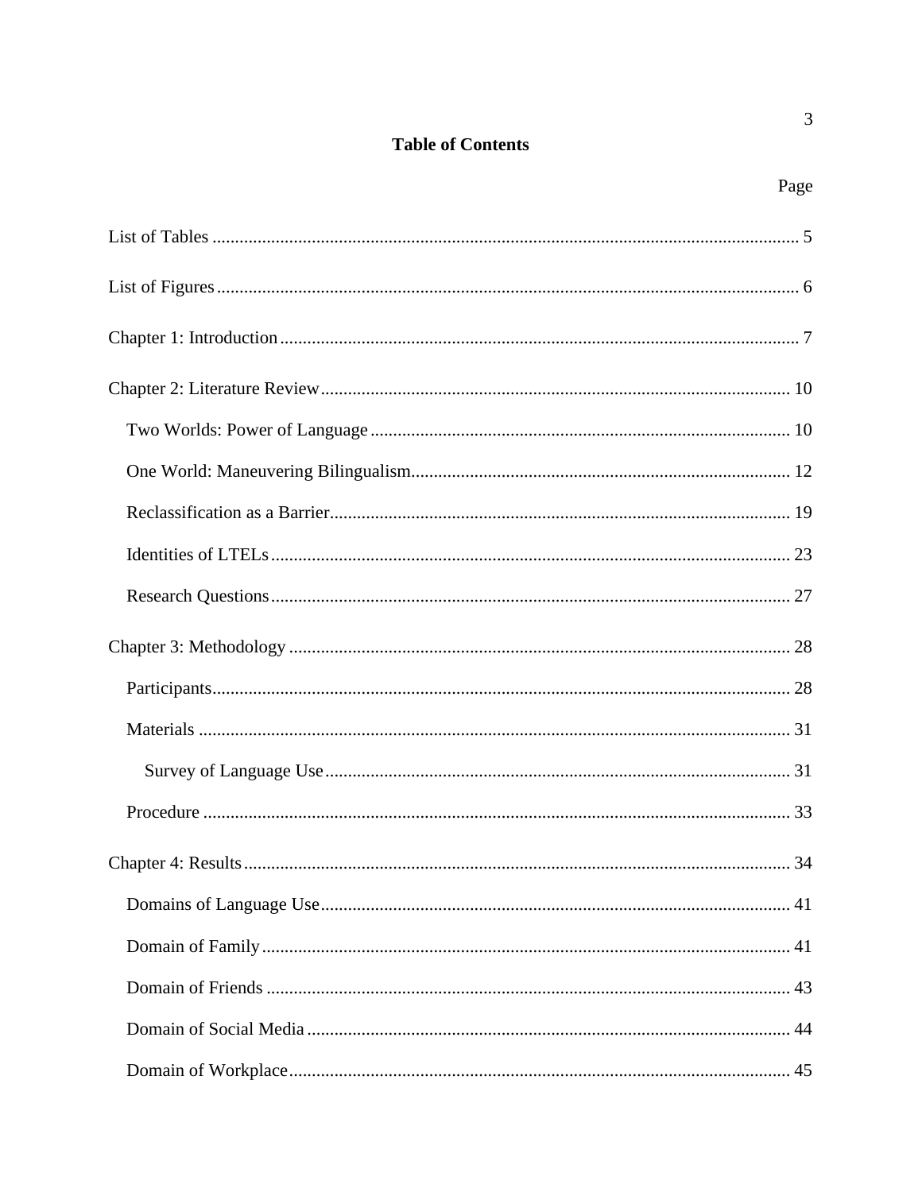# Table of Contents

Page

List of Tables ........................................................................................................................ 5

List of Figures ....................................................................................................................... 6

Chapter 1: Introduction ......................................................................................................... 7

Chapter 2: Literature Review ............................................................................................... 10

- Two Worlds: Power of Language .................................................................................... 10
- One World: Maneuvering Bilingualism ............................................................................ 12
- Reclassification as a Barrier ............................................................................................. 19
- Identities of LTELs .......................................................................................................... 23
- Research Questions .......................................................................................................... 27

Chapter 3: Methodology ...................................................................................................... 28

- Participants ....................................................................................................................... 28
- Materials .......................................................................................................................... 31
  - Survey of Language Use .............................................................................................. 31
- Procedure ......................................................................................................................... 33

Chapter 4: Results ................................................................................................................ 34

- Domains of Language Use ............................................................................................... 41
- Domain of Family ............................................................................................................ 41
- Domain of Friends ........................................................................................................... 43
- Domain of Social Media .................................................................................................. 44
- Domain of Workplace ...................................................................................................... 45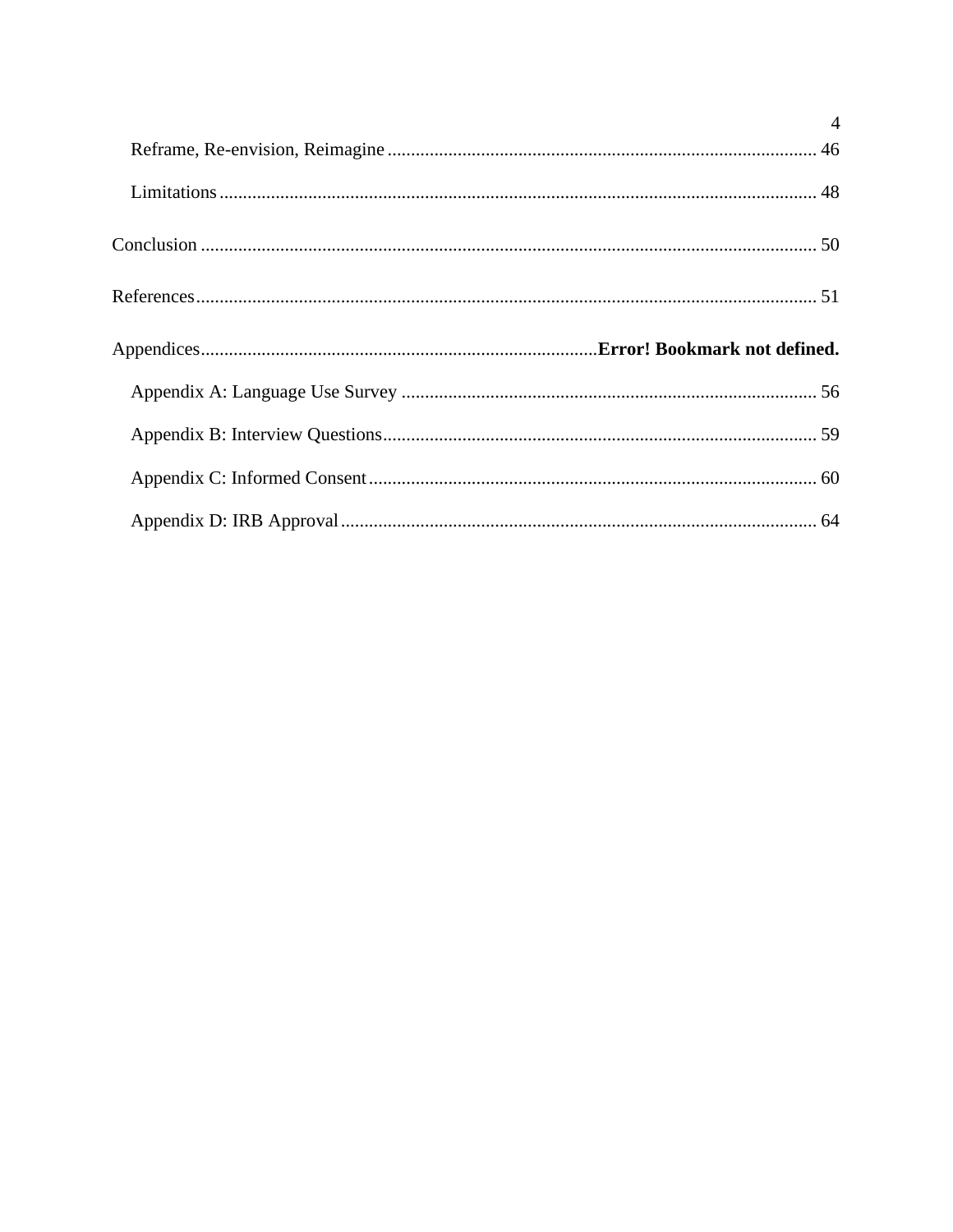Reframe, Re-envision, Reimagine ........................................................................................... 46

Limitations ............................................................................................................................... 48

Conclusion ................................................................................................................................... 50

References .................................................................................................................................... 51

Appendices ....................................................................................**Error! Bookmark not defined.**

Appendix A: Language Use Survey ........................................................................................ 56

Appendix B: Interview Questions ............................................................................................ 59

Appendix C: Informed Consent ................................................................................................ 60

Appendix D: IRB Approval ...................................................................................................... 64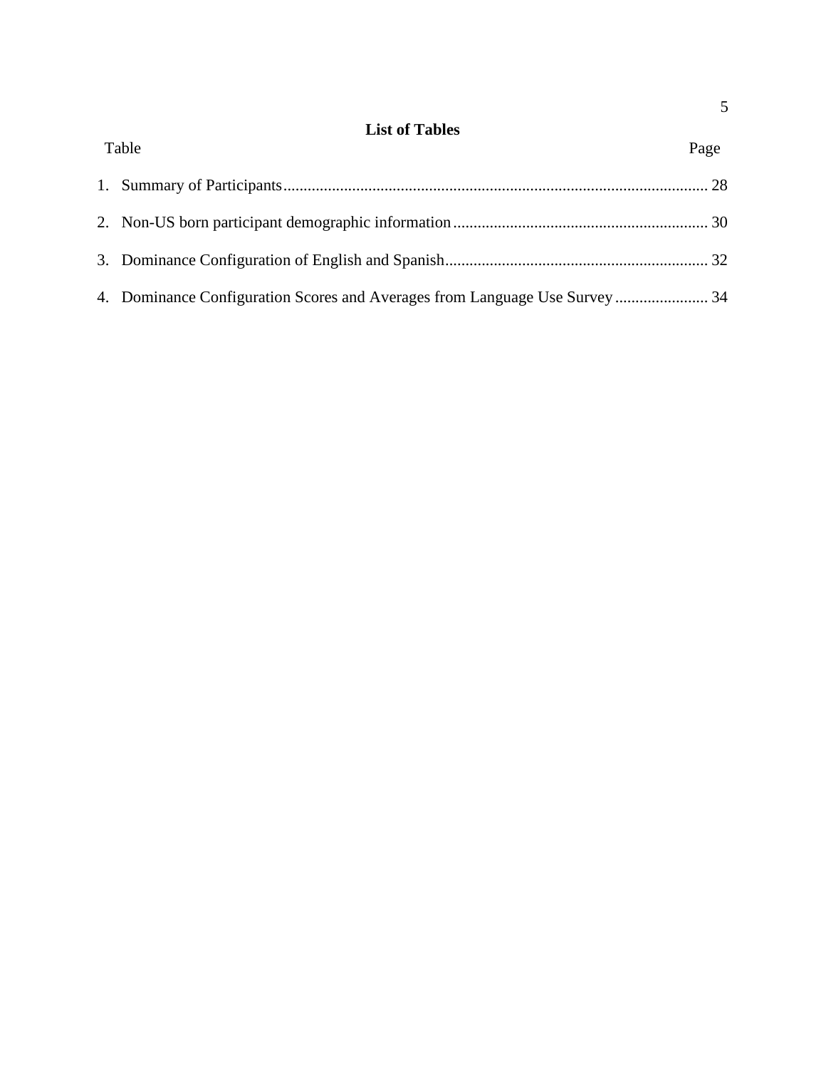# List of Tables

Table Page

1. Summary of Participants ........................................................................................................ 28
2. Non-US born participant demographic information .............................................................. 30
3. Dominance Configuration of English and Spanish ................................................................ 32
4. Dominance Configuration Scores and Averages from Language Use Survey ....................... 34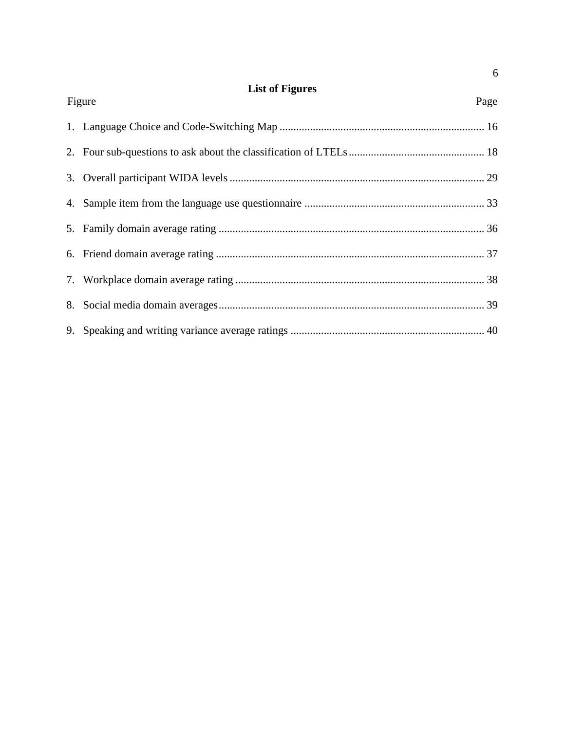## List of Figures

| Figure | Page |
| --- | --- |
| 1. Language Choice and Code-Switching Map | 16 |
| 2. Four sub-questions to ask about the classification of LTELs | 18 |
| 3. Overall participant WIDA levels | 29 |
| 4. Sample item from the language use questionnaire | 33 |
| 5. Family domain average rating | 36 |
| 6. Friend domain average rating | 37 |
| 7. Workplace domain average rating | 38 |
| 8. Social media domain averages | 39 |
| 9. Speaking and writing variance average ratings | 40 |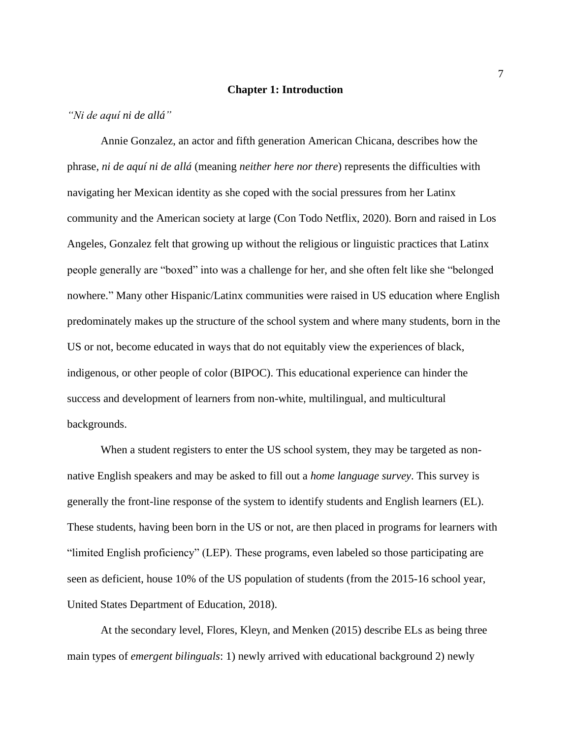# Chapter 1: Introduction

*"Ni de aquí ni de allá"*

Annie Gonzalez, an actor and fifth generation American Chicana, describes how the phrase, *ni de aquí ni de allá* (meaning *neither here nor there*) represents the difficulties with navigating her Mexican identity as she coped with the social pressures from her Latinx community and the American society at large (Con Todo Netflix, 2020). Born and raised in Los Angeles, Gonzalez felt that growing up without the religious or linguistic practices that Latinx people generally are "boxed" into was a challenge for her, and she often felt like she "belonged nowhere." Many other Hispanic/Latinx communities were raised in US education where English predominately makes up the structure of the school system and where many students, born in the US or not, become educated in ways that do not equitably view the experiences of black, indigenous, or other people of color (BIPOC). This educational experience can hinder the success and development of learners from non-white, multilingual, and multicultural backgrounds.

When a student registers to enter the US school system, they may be targeted as non-native English speakers and may be asked to fill out a *home language survey*. This survey is generally the front-line response of the system to identify students and English learners (EL). These students, having been born in the US or not, are then placed in programs for learners with "limited English proficiency" (LEP). These programs, even labeled so those participating are seen as deficient, house 10% of the US population of students (from the 2015-16 school year, United States Department of Education, 2018).

At the secondary level, Flores, Kleyn, and Menken (2015) describe ELs as being three main types of *emergent bilinguals*: 1) newly arrived with educational background 2) newly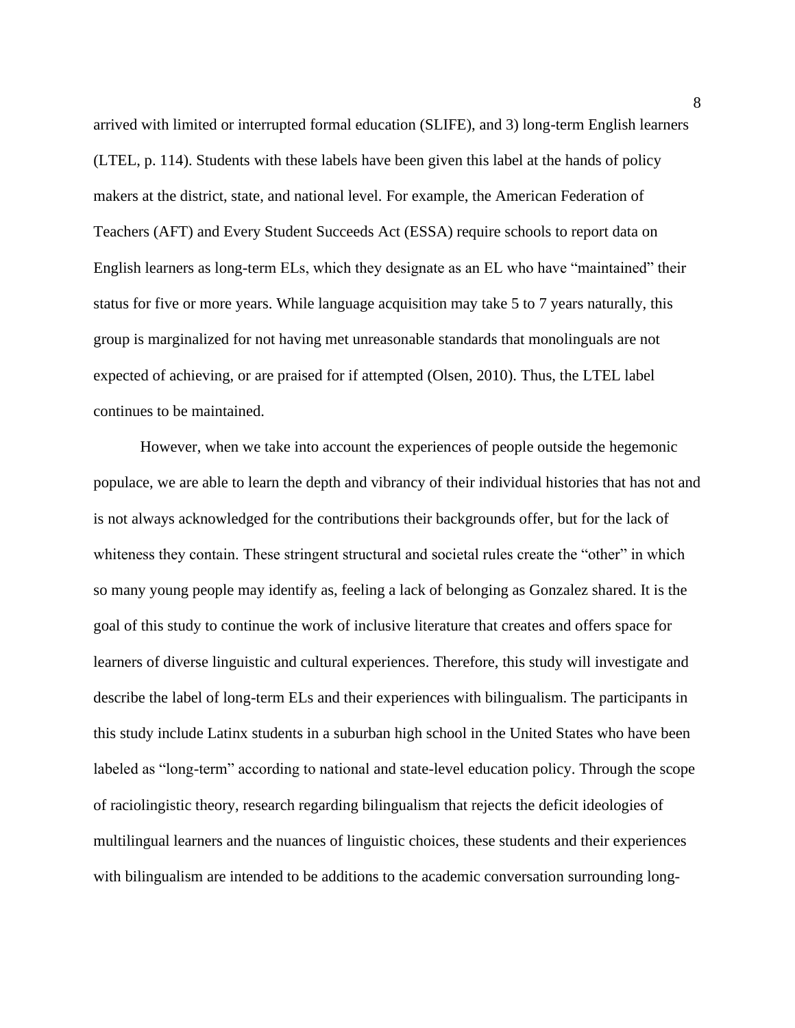arrived with limited or interrupted formal education (SLIFE), and 3) long-term English learners (LTEL, p. 114). Students with these labels have been given this label at the hands of policy makers at the district, state, and national level. For example, the American Federation of Teachers (AFT) and Every Student Succeeds Act (ESSA) require schools to report data on English learners as long-term ELs, which they designate as an EL who have "maintained" their status for five or more years. While language acquisition may take 5 to 7 years naturally, this group is marginalized for not having met unreasonable standards that monolinguals are not expected of achieving, or are praised for if attempted (Olsen, 2010). Thus, the LTEL label continues to be maintained.

However, when we take into account the experiences of people outside the hegemonic populace, we are able to learn the depth and vibrancy of their individual histories that has not and is not always acknowledged for the contributions their backgrounds offer, but for the lack of whiteness they contain. These stringent structural and societal rules create the "other" in which so many young people may identify as, feeling a lack of belonging as Gonzalez shared. It is the goal of this study to continue the work of inclusive literature that creates and offers space for learners of diverse linguistic and cultural experiences. Therefore, this study will investigate and describe the label of long-term ELs and their experiences with bilingualism. The participants in this study include Latinx students in a suburban high school in the United States who have been labeled as "long-term" according to national and state-level education policy. Through the scope of raciolingistic theory, research regarding bilingualism that rejects the deficit ideologies of multilingual learners and the nuances of linguistic choices, these students and their experiences with bilingualism are intended to be additions to the academic conversation surrounding long-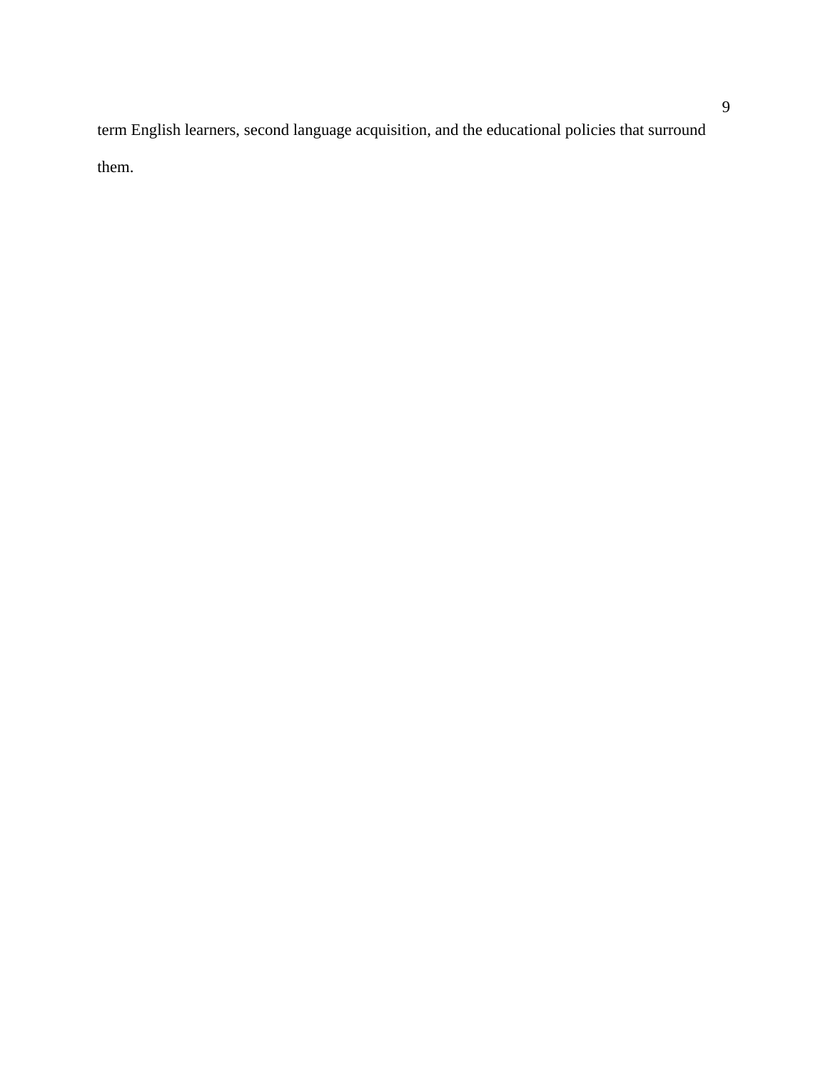term English learners, second language acquisition, and the educational policies that surround them.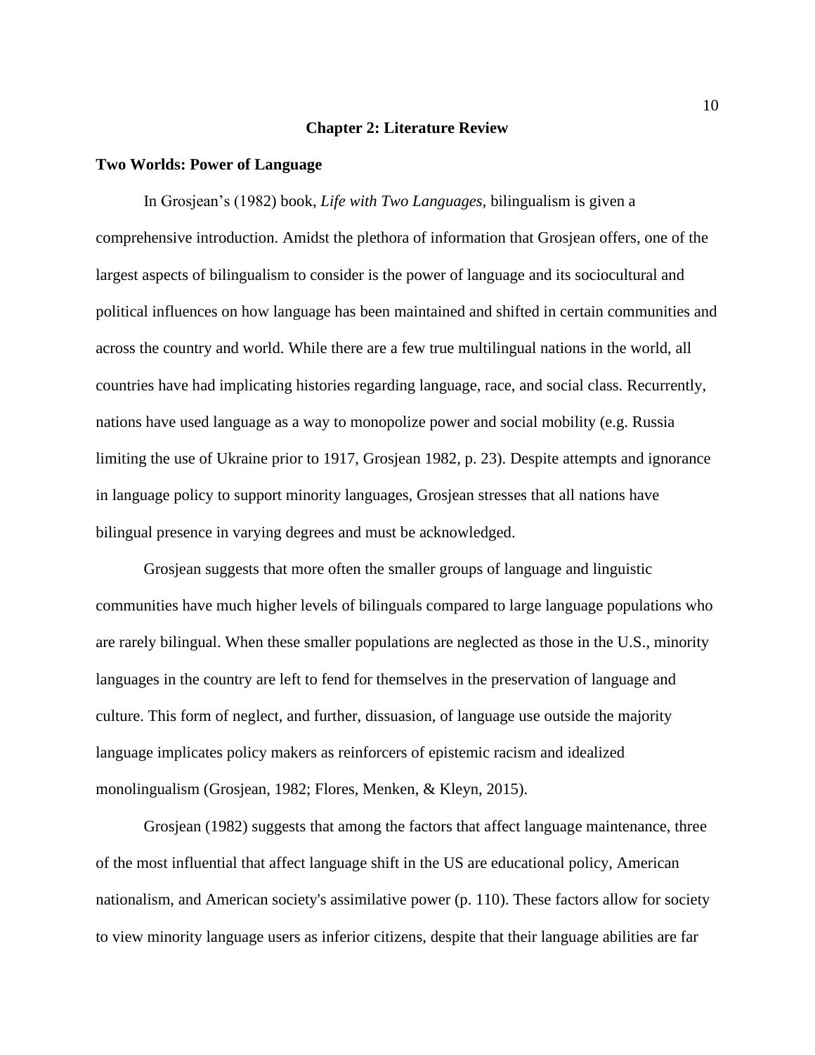# Chapter 2: Literature Review

## Two Worlds: Power of Language

In Grosjean's (1982) book, *Life with Two Languages*, bilingualism is given a comprehensive introduction. Amidst the plethora of information that Grosjean offers, one of the largest aspects of bilingualism to consider is the power of language and its sociocultural and political influences on how language has been maintained and shifted in certain communities and across the country and world. While there are a few true multilingual nations in the world, all countries have had implicating histories regarding language, race, and social class. Recurrently, nations have used language as a way to monopolize power and social mobility (e.g. Russia limiting the use of Ukraine prior to 1917, Grosjean 1982, p. 23). Despite attempts and ignorance in language policy to support minority languages, Grosjean stresses that all nations have bilingual presence in varying degrees and must be acknowledged.

Grosjean suggests that more often the smaller groups of language and linguistic communities have much higher levels of bilinguals compared to large language populations who are rarely bilingual. When these smaller populations are neglected as those in the U.S., minority languages in the country are left to fend for themselves in the preservation of language and culture. This form of neglect, and further, dissuasion, of language use outside the majority language implicates policy makers as reinforcers of epistemic racism and idealized monolingualism (Grosjean, 1982; Flores, Menken, & Kleyn, 2015).

Grosjean (1982) suggests that among the factors that affect language maintenance, three of the most influential that affect language shift in the US are educational policy, American nationalism, and American society's assimilative power (p. 110). These factors allow for society to view minority language users as inferior citizens, despite that their language abilities are far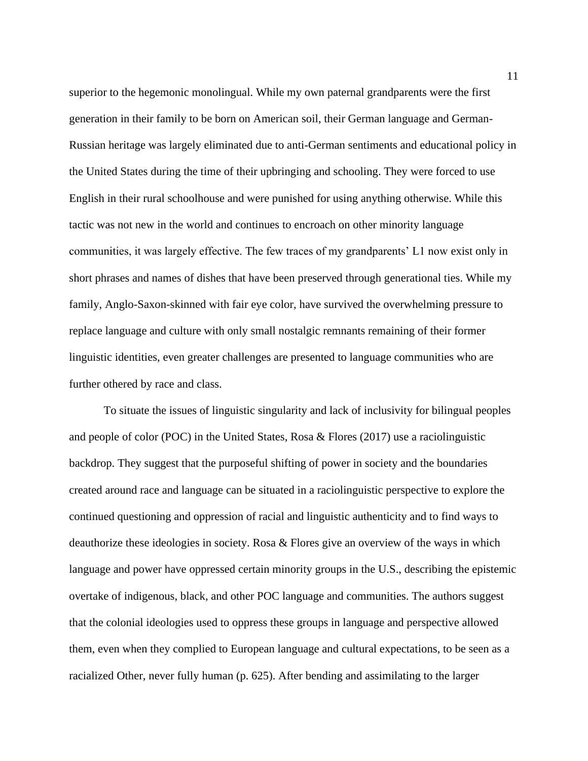superior to the hegemonic monolingual. While my own paternal grandparents were the first generation in their family to be born on American soil, their German language and German-Russian heritage was largely eliminated due to anti-German sentiments and educational policy in the United States during the time of their upbringing and schooling. They were forced to use English in their rural schoolhouse and were punished for using anything otherwise. While this tactic was not new in the world and continues to encroach on other minority language communities, it was largely effective. The few traces of my grandparents' L1 now exist only in short phrases and names of dishes that have been preserved through generational ties. While my family, Anglo-Saxon-skinned with fair eye color, have survived the overwhelming pressure to replace language and culture with only small nostalgic remnants remaining of their former linguistic identities, even greater challenges are presented to language communities who are further othered by race and class.

To situate the issues of linguistic singularity and lack of inclusivity for bilingual peoples and people of color (POC) in the United States, Rosa & Flores (2017) use a raciolinguistic backdrop. They suggest that the purposeful shifting of power in society and the boundaries created around race and language can be situated in a raciolinguistic perspective to explore the continued questioning and oppression of racial and linguistic authenticity and to find ways to deauthorize these ideologies in society. Rosa & Flores give an overview of the ways in which language and power have oppressed certain minority groups in the U.S., describing the epistemic overtake of indigenous, black, and other POC language and communities. The authors suggest that the colonial ideologies used to oppress these groups in language and perspective allowed them, even when they complied to European language and cultural expectations, to be seen as a racialized Other, never fully human (p. 625). After bending and assimilating to the larger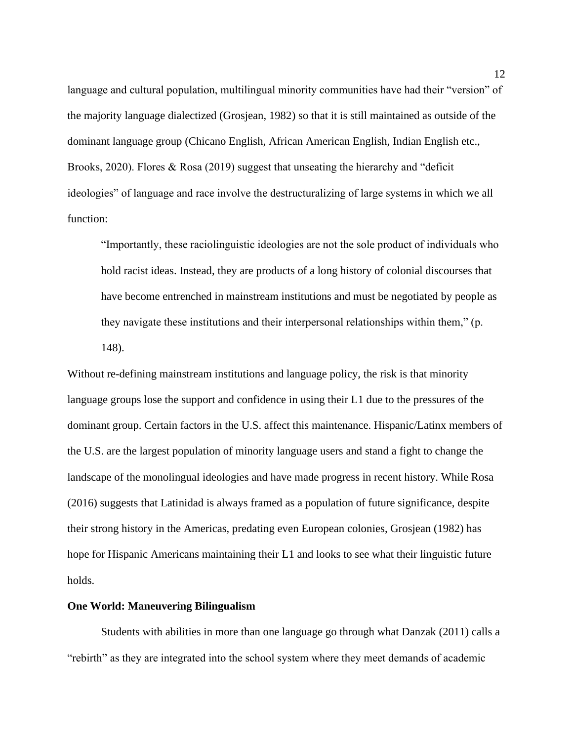language and cultural population, multilingual minority communities have had their "version" of the majority language dialectized (Grosjean, 1982) so that it is still maintained as outside of the dominant language group (Chicano English, African American English, Indian English etc., Brooks, 2020). Flores & Rosa (2019) suggest that unseating the hierarchy and "deficit ideologies" of language and race involve the destructuralizing of large systems in which we all function:

> "Importantly, these raciolinguistic ideologies are not the sole product of individuals who hold racist ideas. Instead, they are products of a long history of colonial discourses that have become entrenched in mainstream institutions and must be negotiated by people as they navigate these institutions and their interpersonal relationships within them," (p. 148).

Without re-defining mainstream institutions and language policy, the risk is that minority language groups lose the support and confidence in using their L1 due to the pressures of the dominant group. Certain factors in the U.S. affect this maintenance. Hispanic/Latinx members of the U.S. are the largest population of minority language users and stand a fight to change the landscape of the monolingual ideologies and have made progress in recent history. While Rosa (2016) suggests that Latinidad is always framed as a population of future significance, despite their strong history in the Americas, predating even European colonies, Grosjean (1982) has hope for Hispanic Americans maintaining their L1 and looks to see what their linguistic future holds.

**One World: Maneuvering Bilingualism**

Students with abilities in more than one language go through what Danzak (2011) calls a "rebirth" as they are integrated into the school system where they meet demands of academic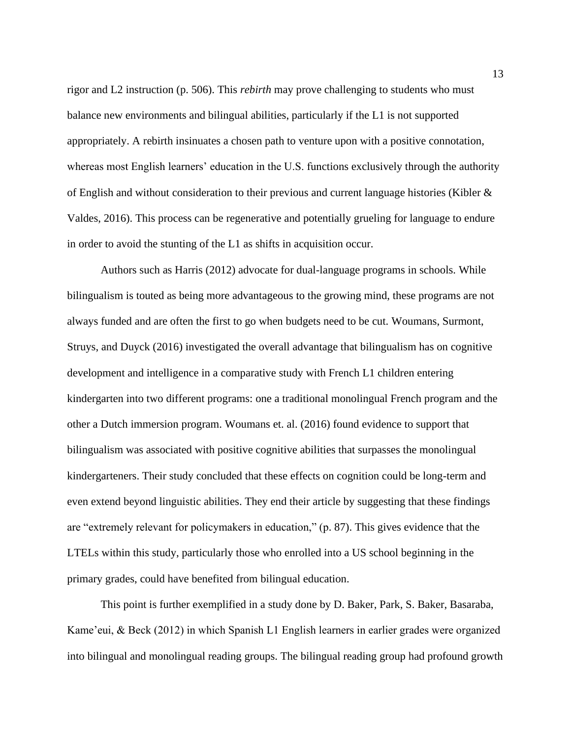rigor and L2 instruction (p. 506). This *rebirth* may prove challenging to students who must balance new environments and bilingual abilities, particularly if the L1 is not supported appropriately. A rebirth insinuates a chosen path to venture upon with a positive connotation, whereas most English learners' education in the U.S. functions exclusively through the authority of English and without consideration to their previous and current language histories (Kibler & Valdes, 2016). This process can be regenerative and potentially grueling for language to endure in order to avoid the stunting of the L1 as shifts in acquisition occur.

Authors such as Harris (2012) advocate for dual-language programs in schools. While bilingualism is touted as being more advantageous to the growing mind, these programs are not always funded and are often the first to go when budgets need to be cut. Woumans, Surmont, Struys, and Duyck (2016) investigated the overall advantage that bilingualism has on cognitive development and intelligence in a comparative study with French L1 children entering kindergarten into two different programs: one a traditional monolingual French program and the other a Dutch immersion program. Woumans et. al. (2016) found evidence to support that bilingualism was associated with positive cognitive abilities that surpasses the monolingual kindergarteners. Their study concluded that these effects on cognition could be long-term and even extend beyond linguistic abilities. They end their article by suggesting that these findings are "extremely relevant for policymakers in education," (p. 87). This gives evidence that the LTELs within this study, particularly those who enrolled into a US school beginning in the primary grades, could have benefited from bilingual education.

This point is further exemplified in a study done by D. Baker, Park, S. Baker, Basaraba, Kame'eui, & Beck (2012) in which Spanish L1 English learners in earlier grades were organized into bilingual and monolingual reading groups. The bilingual reading group had profound growth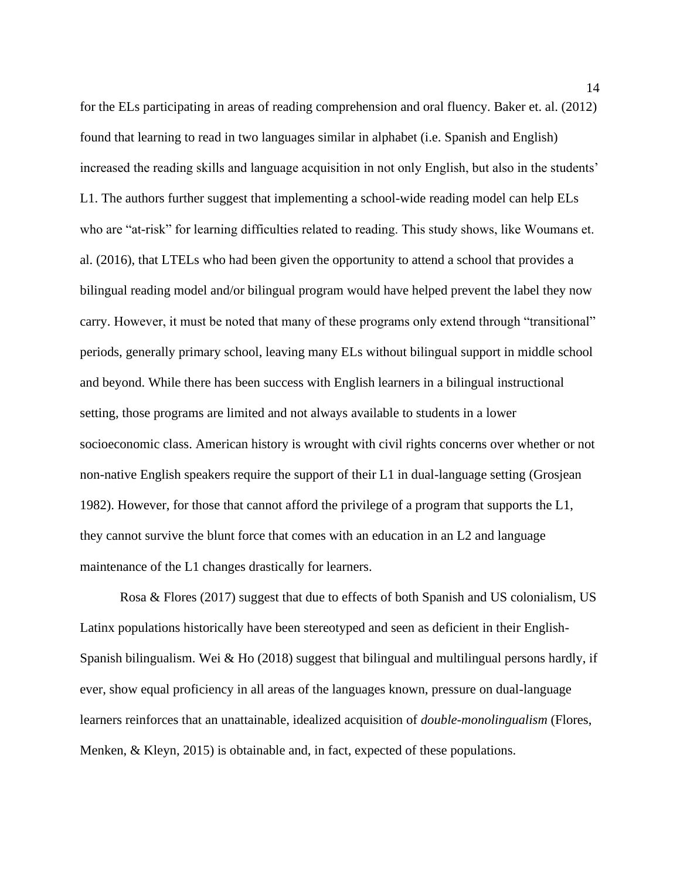for the ELs participating in areas of reading comprehension and oral fluency. Baker et. al. (2012) found that learning to read in two languages similar in alphabet (i.e. Spanish and English) increased the reading skills and language acquisition in not only English, but also in the students' L1. The authors further suggest that implementing a school-wide reading model can help ELs who are "at-risk" for learning difficulties related to reading. This study shows, like Woumans et. al. (2016), that LTELs who had been given the opportunity to attend a school that provides a bilingual reading model and/or bilingual program would have helped prevent the label they now carry. However, it must be noted that many of these programs only extend through "transitional" periods, generally primary school, leaving many ELs without bilingual support in middle school and beyond. While there has been success with English learners in a bilingual instructional setting, those programs are limited and not always available to students in a lower socioeconomic class. American history is wrought with civil rights concerns over whether or not non-native English speakers require the support of their L1 in dual-language setting (Grosjean 1982). However, for those that cannot afford the privilege of a program that supports the L1, they cannot survive the blunt force that comes with an education in an L2 and language maintenance of the L1 changes drastically for learners.

Rosa & Flores (2017) suggest that due to effects of both Spanish and US colonialism, US Latinx populations historically have been stereotyped and seen as deficient in their English-Spanish bilingualism. Wei & Ho (2018) suggest that bilingual and multilingual persons hardly, if ever, show equal proficiency in all areas of the languages known, pressure on dual-language learners reinforces that an unattainable, idealized acquisition of *double-monolingualism* (Flores, Menken, & Kleyn, 2015) is obtainable and, in fact, expected of these populations.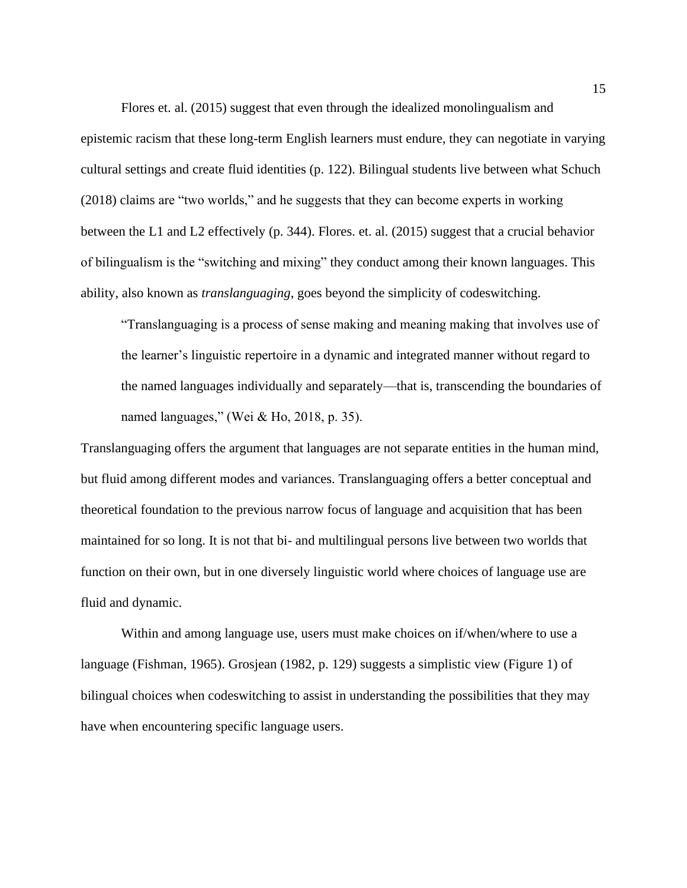Flores et. al. (2015) suggest that even through the idealized monolingualism and epistemic racism that these long-term English learners must endure, they can negotiate in varying cultural settings and create fluid identities (p. 122). Bilingual students live between what Schuch (2018) claims are "two worlds," and he suggests that they can become experts in working between the L1 and L2 effectively (p. 344). Flores. et. al. (2015) suggest that a crucial behavior of bilingualism is the "switching and mixing" they conduct among their known languages. This ability, also known as *translanguaging*, goes beyond the simplicity of codeswitching.

> "Translanguaging is a process of sense making and meaning making that involves use of the learner's linguistic repertoire in a dynamic and integrated manner without regard to the named languages individually and separately—that is, transcending the boundaries of named languages," (Wei & Ho, 2018, p. 35).

Translanguaging offers the argument that languages are not separate entities in the human mind, but fluid among different modes and variances. Translanguaging offers a better conceptual and theoretical foundation to the previous narrow focus of language and acquisition that has been maintained for so long. It is not that bi- and multilingual persons live between two worlds that function on their own, but in one diversely linguistic world where choices of language use are fluid and dynamic.

Within and among language use, users must make choices on if/when/where to use a language (Fishman, 1965). Grosjean (1982, p. 129) suggests a simplistic view (Figure 1) of bilingual choices when codeswitching to assist in understanding the possibilities that they may have when encountering specific language users.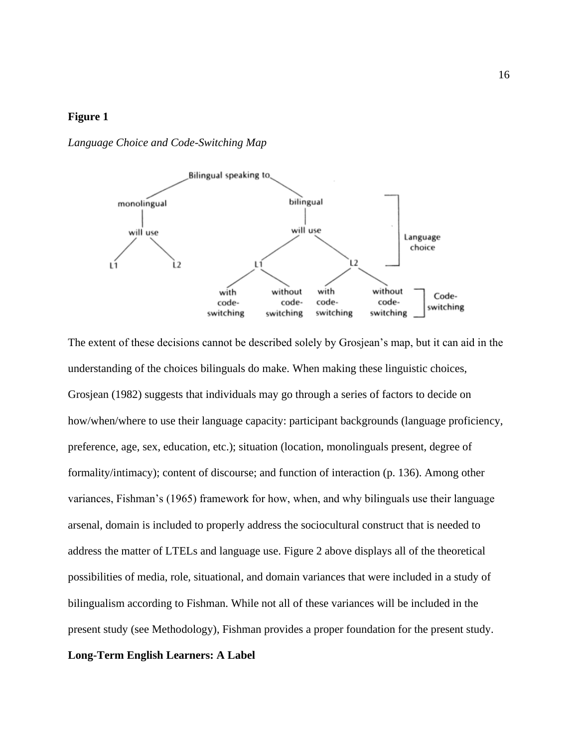**Figure 1**

*Language Choice and Code-Switching Map*

The extent of these decisions cannot be described solely by Grosjean's map, but it can aid in the understanding of the choices bilinguals do make. When making these linguistic choices, Grosjean (1982) suggests that individuals may go through a series of factors to decide on how/when/where to use their language capacity: participant backgrounds (language proficiency, preference, age, sex, education, etc.); situation (location, monolinguals present, degree of formality/intimacy); content of discourse; and function of interaction (p. 136). Among other variances, Fishman's (1965) framework for how, when, and why bilinguals use their language arsenal, domain is included to properly address the sociocultural construct that is needed to address the matter of LTELs and language use. Figure 2 above displays all of the theoretical possibilities of media, role, situational, and domain variances that were included in a study of bilingualism according to Fishman. While not all of these variances will be included in the present study (see Methodology), Fishman provides a proper foundation for the present study.

**Long-Term English Learners: A Label**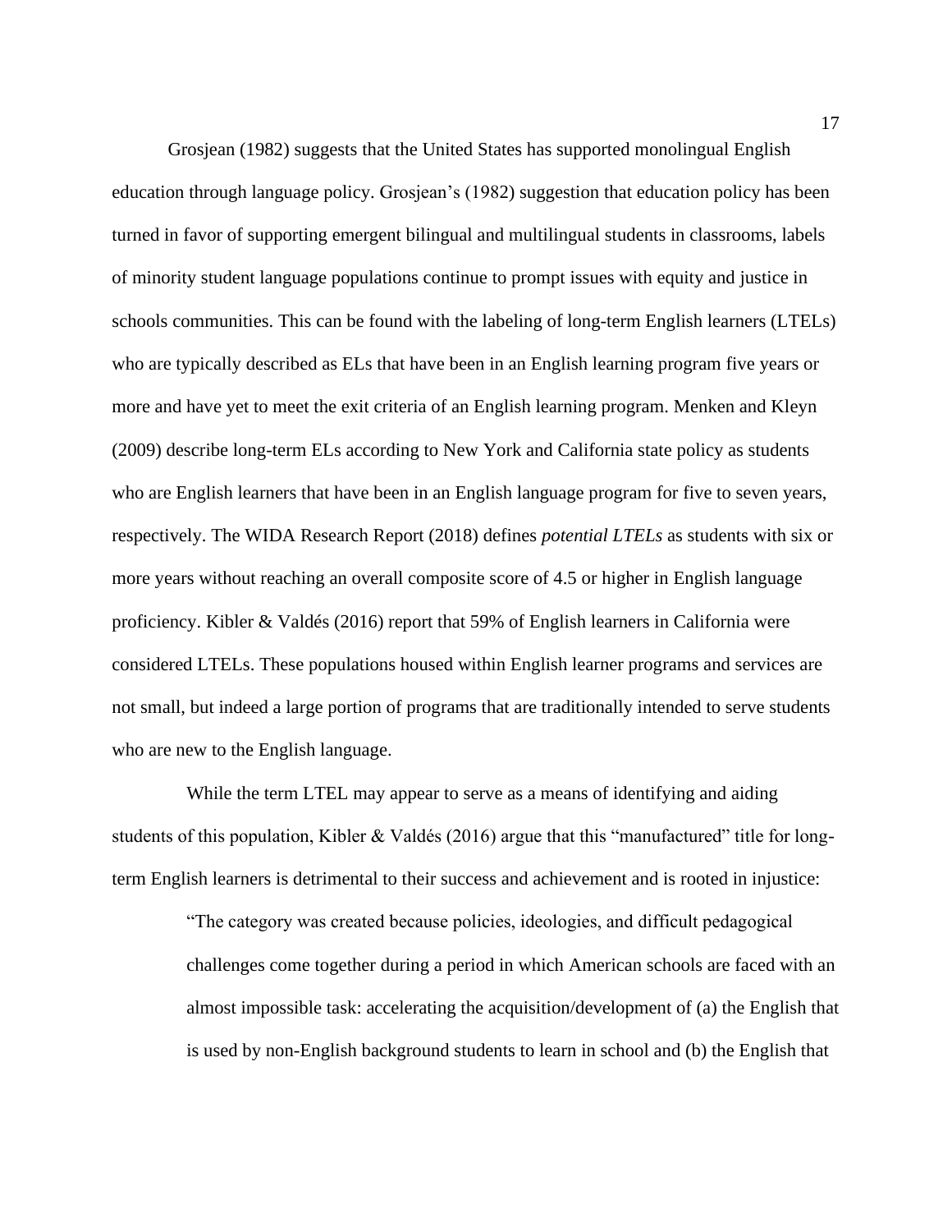Grosjean (1982) suggests that the United States has supported monolingual English education through language policy. Grosjean's (1982) suggestion that education policy has been turned in favor of supporting emergent bilingual and multilingual students in classrooms, labels of minority student language populations continue to prompt issues with equity and justice in schools communities. This can be found with the labeling of long-term English learners (LTELs) who are typically described as ELs that have been in an English learning program five years or more and have yet to meet the exit criteria of an English learning program. Menken and Kleyn (2009) describe long-term ELs according to New York and California state policy as students who are English learners that have been in an English language program for five to seven years, respectively. The WIDA Research Report (2018) defines *potential LTELs* as students with six or more years without reaching an overall composite score of 4.5 or higher in English language proficiency. Kibler & Valdés (2016) report that 59% of English learners in California were considered LTELs. These populations housed within English learner programs and services are not small, but indeed a large portion of programs that are traditionally intended to serve students who are new to the English language.

While the term LTEL may appear to serve as a means of identifying and aiding students of this population, Kibler & Valdés (2016) argue that this "manufactured" title for long-term English learners is detrimental to their success and achievement and is rooted in injustice:

> "The category was created because policies, ideologies, and difficult pedagogical challenges come together during a period in which American schools are faced with an almost impossible task: accelerating the acquisition/development of (a) the English that is used by non-English background students to learn in school and (b) the English that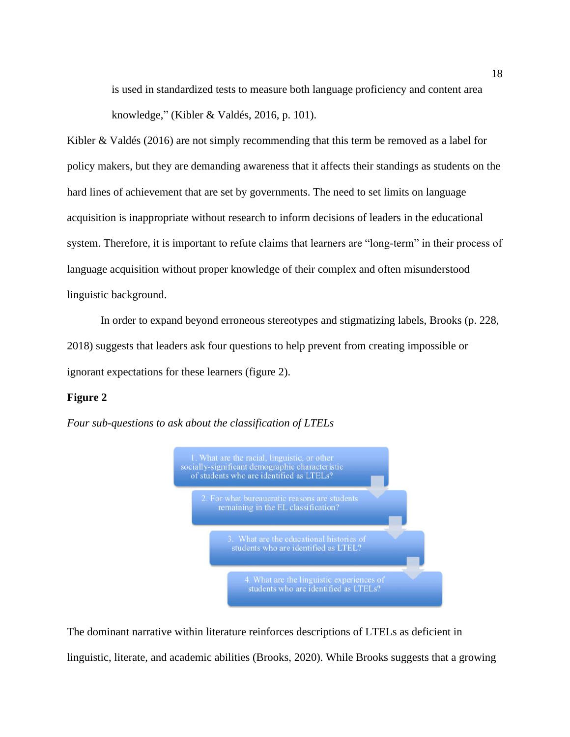is used in standardized tests to measure both language proficiency and content area knowledge," (Kibler & Valdés, 2016, p. 101).

Kibler & Valdés (2016) are not simply recommending that this term be removed as a label for policy makers, but they are demanding awareness that it affects their standings as students on the hard lines of achievement that are set by governments. The need to set limits on language acquisition is inappropriate without research to inform decisions of leaders in the educational system. Therefore, it is important to refute claims that learners are "long-term" in their process of language acquisition without proper knowledge of their complex and often misunderstood linguistic background.

In order to expand beyond erroneous stereotypes and stigmatizing labels, Brooks (p. 228, 2018) suggests that leaders ask four questions to help prevent from creating impossible or ignorant expectations for these learners (figure 2).

**Figure 2**

*Four sub-questions to ask about the classification of LTELs*

1. What are the racial, linguistic, or other socially-significant demographic characteristic of students who are identified as LTELs?
2. For what bureaucratic reasons are students remaining in the EL classification?
3. What are the educational histories of students who are identified as LTEL?
4. What are the linguistic experiences of students who are identified as LTELs?

The dominant narrative within literature reinforces descriptions of LTELs as deficient in linguistic, literate, and academic abilities (Brooks, 2020). While Brooks suggests that a growing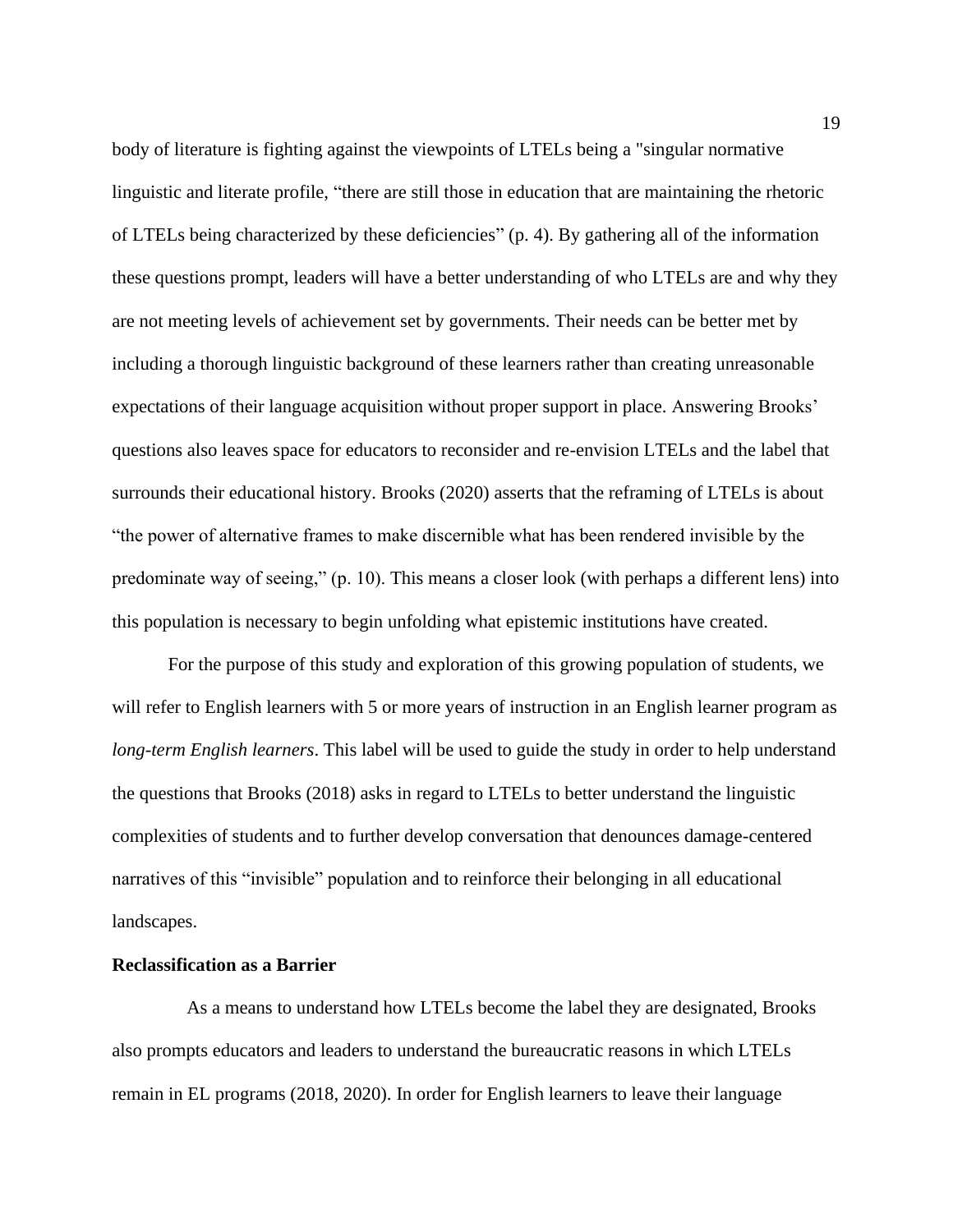body of literature is fighting against the viewpoints of LTELs being a "singular normative linguistic and literate profile, "there are still those in education that are maintaining the rhetoric of LTELs being characterized by these deficiencies" (p. 4). By gathering all of the information these questions prompt, leaders will have a better understanding of who LTELs are and why they are not meeting levels of achievement set by governments. Their needs can be better met by including a thorough linguistic background of these learners rather than creating unreasonable expectations of their language acquisition without proper support in place. Answering Brooks' questions also leaves space for educators to reconsider and re-envision LTELs and the label that surrounds their educational history. Brooks (2020) asserts that the reframing of LTELs is about "the power of alternative frames to make discernible what has been rendered invisible by the predominate way of seeing," (p. 10). This means a closer look (with perhaps a different lens) into this population is necessary to begin unfolding what epistemic institutions have created.

For the purpose of this study and exploration of this growing population of students, we will refer to English learners with 5 or more years of instruction in an English learner program as *long-term English learners*. This label will be used to guide the study in order to help understand the questions that Brooks (2018) asks in regard to LTELs to better understand the linguistic complexities of students and to further develop conversation that denounces damage-centered narratives of this "invisible" population and to reinforce their belonging in all educational landscapes.

**Reclassification as a Barrier**

As a means to understand how LTELs become the label they are designated, Brooks also prompts educators and leaders to understand the bureaucratic reasons in which LTELs remain in EL programs (2018, 2020). In order for English learners to leave their language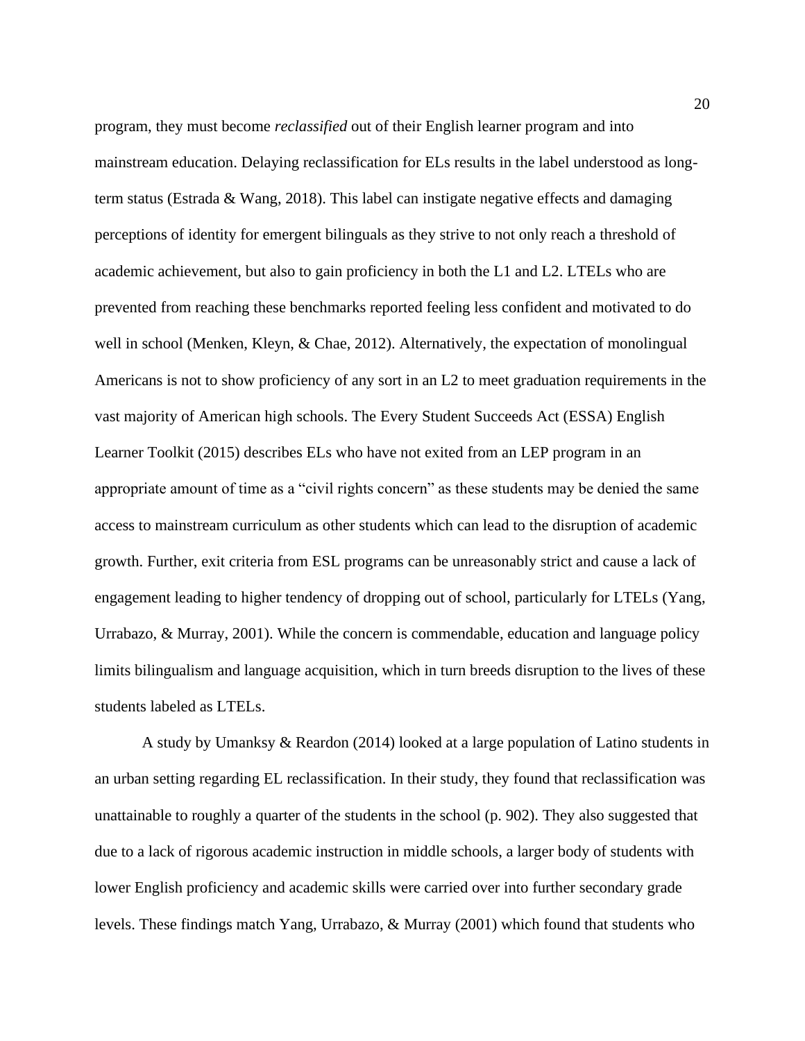program, they must become *reclassified* out of their English learner program and into mainstream education. Delaying reclassification for ELs results in the label understood as long-term status (Estrada & Wang, 2018). This label can instigate negative effects and damaging perceptions of identity for emergent bilinguals as they strive to not only reach a threshold of academic achievement, but also to gain proficiency in both the L1 and L2. LTELs who are prevented from reaching these benchmarks reported feeling less confident and motivated to do well in school (Menken, Kleyn, & Chae, 2012). Alternatively, the expectation of monolingual Americans is not to show proficiency of any sort in an L2 to meet graduation requirements in the vast majority of American high schools. The Every Student Succeeds Act (ESSA) English Learner Toolkit (2015) describes ELs who have not exited from an LEP program in an appropriate amount of time as a "civil rights concern" as these students may be denied the same access to mainstream curriculum as other students which can lead to the disruption of academic growth. Further, exit criteria from ESL programs can be unreasonably strict and cause a lack of engagement leading to higher tendency of dropping out of school, particularly for LTELs (Yang, Urrabazo, & Murray, 2001). While the concern is commendable, education and language policy limits bilingualism and language acquisition, which in turn breeds disruption to the lives of these students labeled as LTELs.

A study by Umanksy & Reardon (2014) looked at a large population of Latino students in an urban setting regarding EL reclassification. In their study, they found that reclassification was unattainable to roughly a quarter of the students in the school (p. 902). They also suggested that due to a lack of rigorous academic instruction in middle schools, a larger body of students with lower English proficiency and academic skills were carried over into further secondary grade levels. These findings match Yang, Urrabazo, & Murray (2001) which found that students who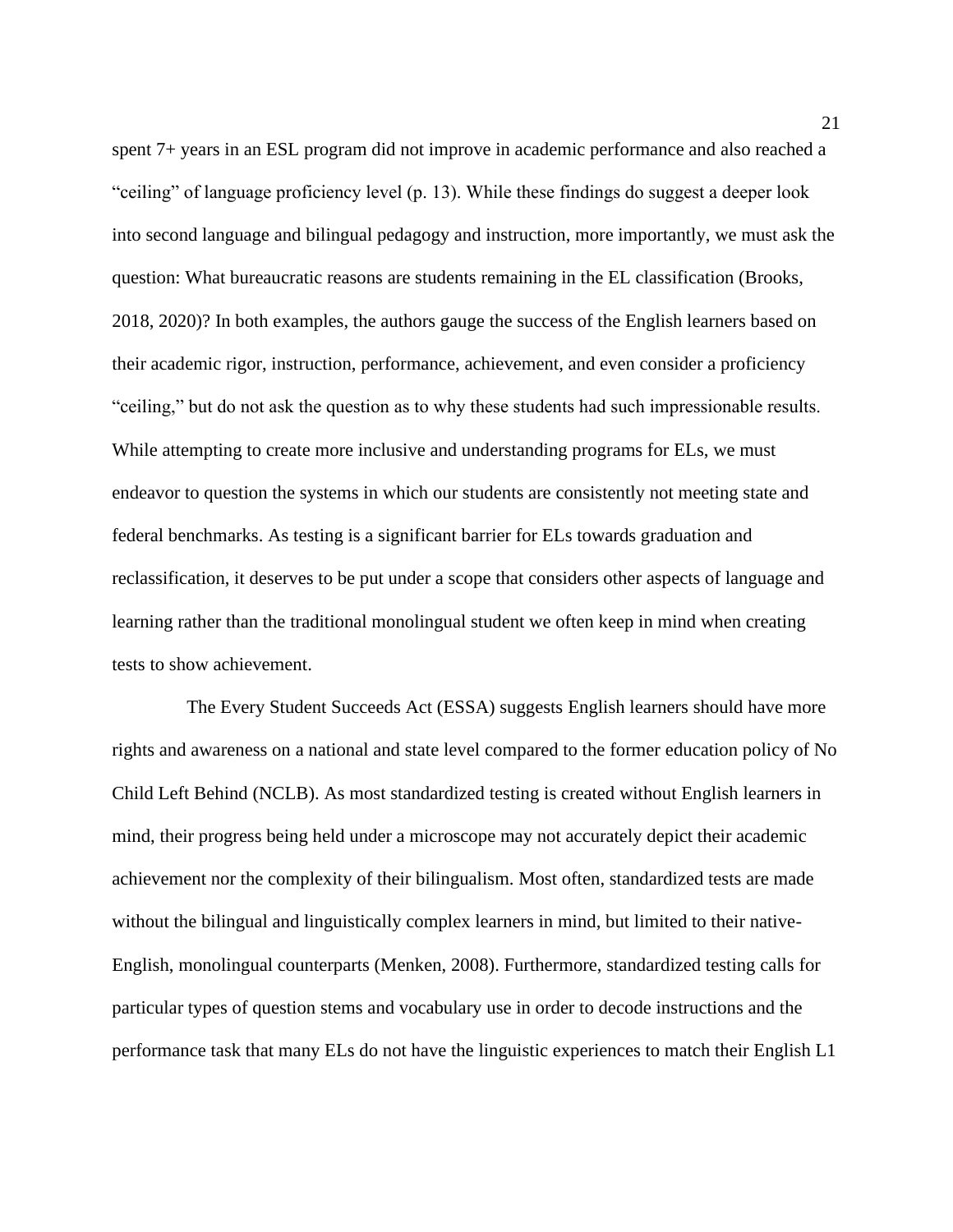spent 7+ years in an ESL program did not improve in academic performance and also reached a "ceiling" of language proficiency level (p. 13). While these findings do suggest a deeper look into second language and bilingual pedagogy and instruction, more importantly, we must ask the question: What bureaucratic reasons are students remaining in the EL classification (Brooks, 2018, 2020)? In both examples, the authors gauge the success of the English learners based on their academic rigor, instruction, performance, achievement, and even consider a proficiency "ceiling," but do not ask the question as to why these students had such impressionable results. While attempting to create more inclusive and understanding programs for ELs, we must endeavor to question the systems in which our students are consistently not meeting state and federal benchmarks. As testing is a significant barrier for ELs towards graduation and reclassification, it deserves to be put under a scope that considers other aspects of language and learning rather than the traditional monolingual student we often keep in mind when creating tests to show achievement.

The Every Student Succeeds Act (ESSA) suggests English learners should have more rights and awareness on a national and state level compared to the former education policy of No Child Left Behind (NCLB). As most standardized testing is created without English learners in mind, their progress being held under a microscope may not accurately depict their academic achievement nor the complexity of their bilingualism. Most often, standardized tests are made without the bilingual and linguistically complex learners in mind, but limited to their native-English, monolingual counterparts (Menken, 2008). Furthermore, standardized testing calls for particular types of question stems and vocabulary use in order to decode instructions and the performance task that many ELs do not have the linguistic experiences to match their English L1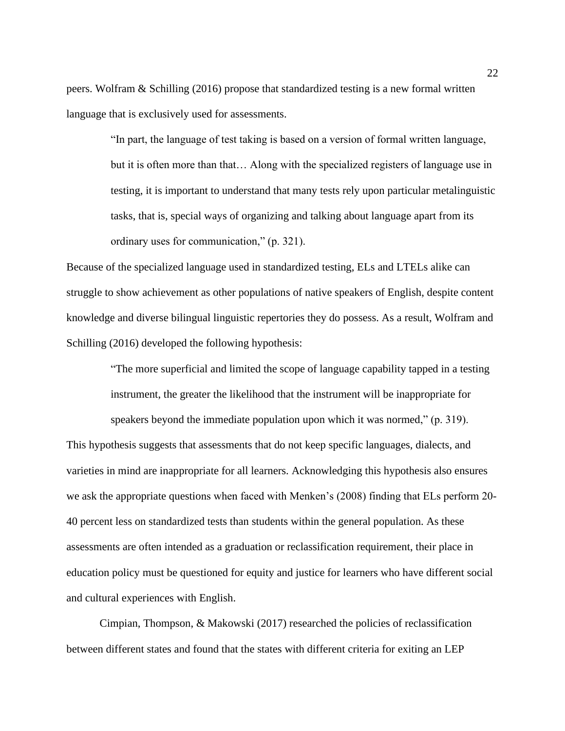peers. Wolfram & Schilling (2016) propose that standardized testing is a new formal written language that is exclusively used for assessments.

> "In part, the language of test taking is based on a version of formal written language, but it is often more than that… Along with the specialized registers of language use in testing, it is important to understand that many tests rely upon particular metalinguistic tasks, that is, special ways of organizing and talking about language apart from its ordinary uses for communication," (p. 321).

Because of the specialized language used in standardized testing, ELs and LTELs alike can struggle to show achievement as other populations of native speakers of English, despite content knowledge and diverse bilingual linguistic repertories they do possess. As a result, Wolfram and Schilling (2016) developed the following hypothesis:

> "The more superficial and limited the scope of language capability tapped in a testing instrument, the greater the likelihood that the instrument will be inappropriate for speakers beyond the immediate population upon which it was normed," (p. 319).

This hypothesis suggests that assessments that do not keep specific languages, dialects, and varieties in mind are inappropriate for all learners. Acknowledging this hypothesis also ensures we ask the appropriate questions when faced with Menken's (2008) finding that ELs perform 20-40 percent less on standardized tests than students within the general population. As these assessments are often intended as a graduation or reclassification requirement, their place in education policy must be questioned for equity and justice for learners who have different social and cultural experiences with English.

Cimpian, Thompson, & Makowski (2017) researched the policies of reclassification between different states and found that the states with different criteria for exiting an LEP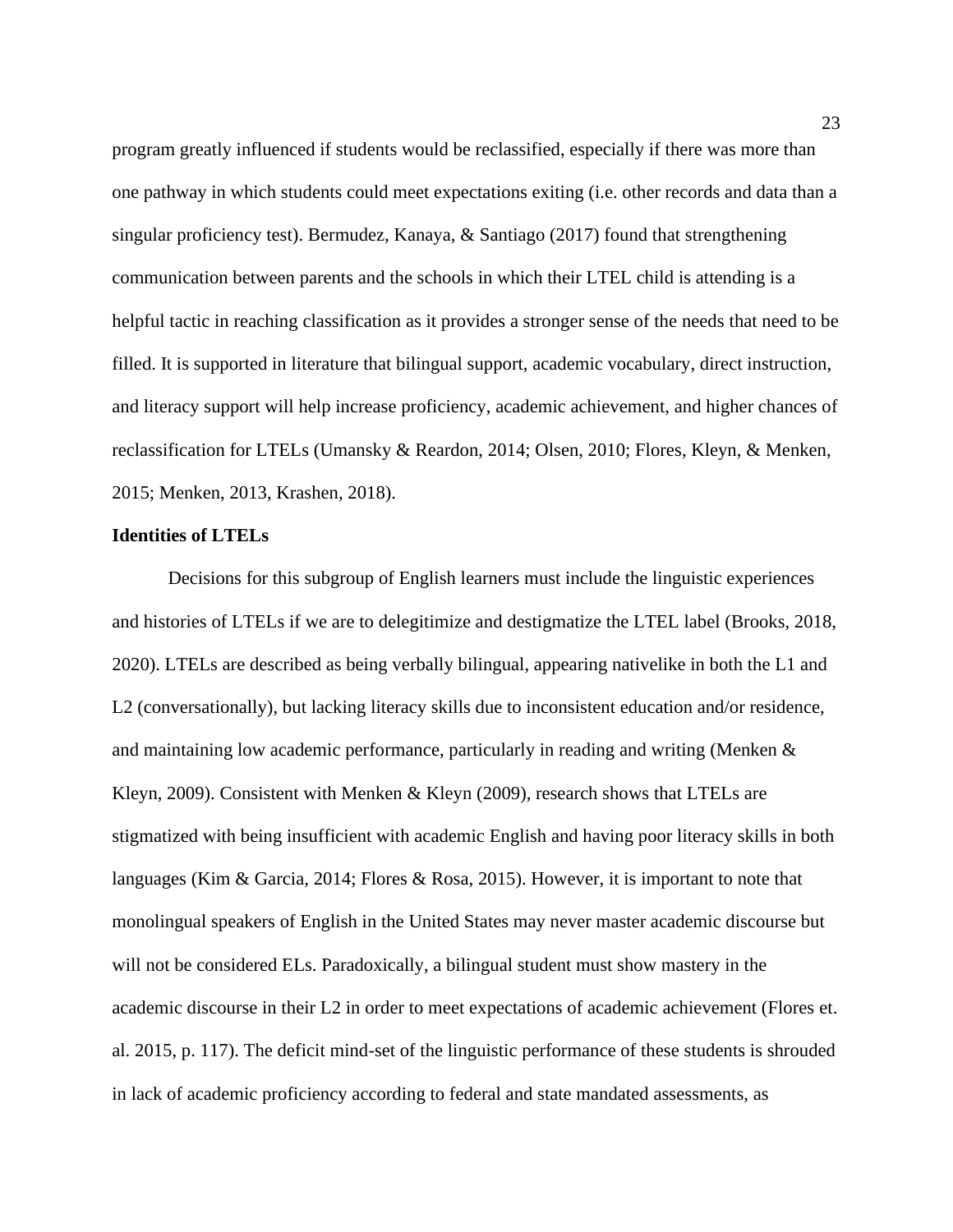program greatly influenced if students would be reclassified, especially if there was more than one pathway in which students could meet expectations exiting (i.e. other records and data than a singular proficiency test). Bermudez, Kanaya, & Santiago (2017) found that strengthening communication between parents and the schools in which their LTEL child is attending is a helpful tactic in reaching classification as it provides a stronger sense of the needs that need to be filled. It is supported in literature that bilingual support, academic vocabulary, direct instruction, and literacy support will help increase proficiency, academic achievement, and higher chances of reclassification for LTELs (Umansky & Reardon, 2014; Olsen, 2010; Flores, Kleyn, & Menken, 2015; Menken, 2013, Krashen, 2018).

**Identities of LTELs**

Decisions for this subgroup of English learners must include the linguistic experiences and histories of LTELs if we are to delegitimize and destigmatize the LTEL label (Brooks, 2018, 2020). LTELs are described as being verbally bilingual, appearing nativelike in both the L1 and L2 (conversationally), but lacking literacy skills due to inconsistent education and/or residence, and maintaining low academic performance, particularly in reading and writing (Menken & Kleyn, 2009). Consistent with Menken & Kleyn (2009), research shows that LTELs are stigmatized with being insufficient with academic English and having poor literacy skills in both languages (Kim & Garcia, 2014; Flores & Rosa, 2015). However, it is important to note that monolingual speakers of English in the United States may never master academic discourse but will not be considered ELs. Paradoxically, a bilingual student must show mastery in the academic discourse in their L2 in order to meet expectations of academic achievement (Flores et. al. 2015, p. 117). The deficit mind-set of the linguistic performance of these students is shrouded in lack of academic proficiency according to federal and state mandated assessments, as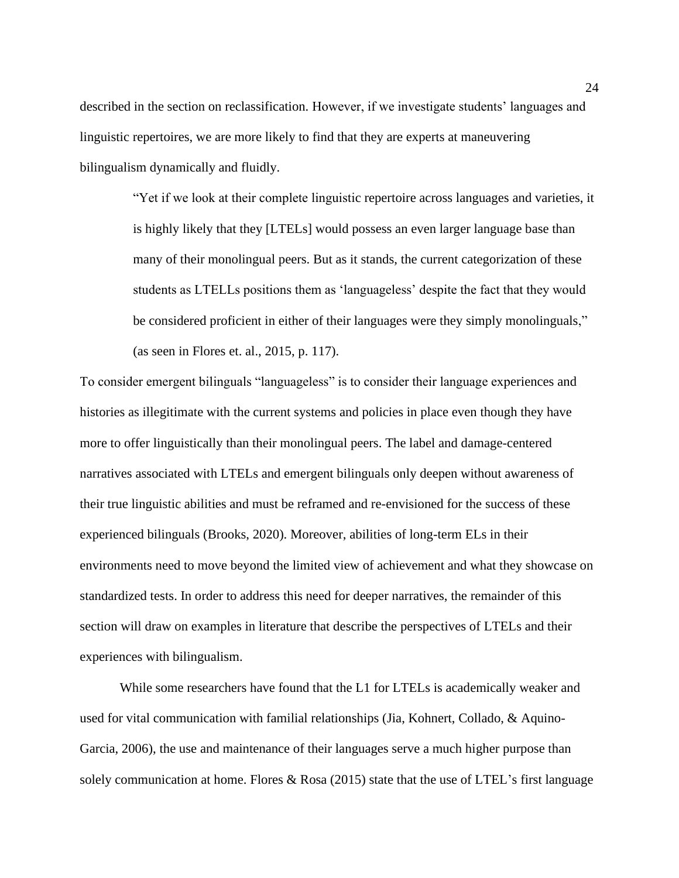described in the section on reclassification. However, if we investigate students' languages and linguistic repertoires, we are more likely to find that they are experts at maneuvering bilingualism dynamically and fluidly.

> "Yet if we look at their complete linguistic repertoire across languages and varieties, it is highly likely that they [LTELs] would possess an even larger language base than many of their monolingual peers. But as it stands, the current categorization of these students as LTELLs positions them as 'languageless' despite the fact that they would be considered proficient in either of their languages were they simply monolinguals," (as seen in Flores et. al., 2015, p. 117).

To consider emergent bilinguals "languageless" is to consider their language experiences and histories as illegitimate with the current systems and policies in place even though they have more to offer linguistically than their monolingual peers. The label and damage-centered narratives associated with LTELs and emergent bilinguals only deepen without awareness of their true linguistic abilities and must be reframed and re-envisioned for the success of these experienced bilinguals (Brooks, 2020). Moreover, abilities of long-term ELs in their environments need to move beyond the limited view of achievement and what they showcase on standardized tests. In order to address this need for deeper narratives, the remainder of this section will draw on examples in literature that describe the perspectives of LTELs and their experiences with bilingualism.

While some researchers have found that the L1 for LTELs is academically weaker and used for vital communication with familial relationships (Jia, Kohnert, Collado, & Aquino-Garcia, 2006), the use and maintenance of their languages serve a much higher purpose than solely communication at home. Flores & Rosa (2015) state that the use of LTEL's first language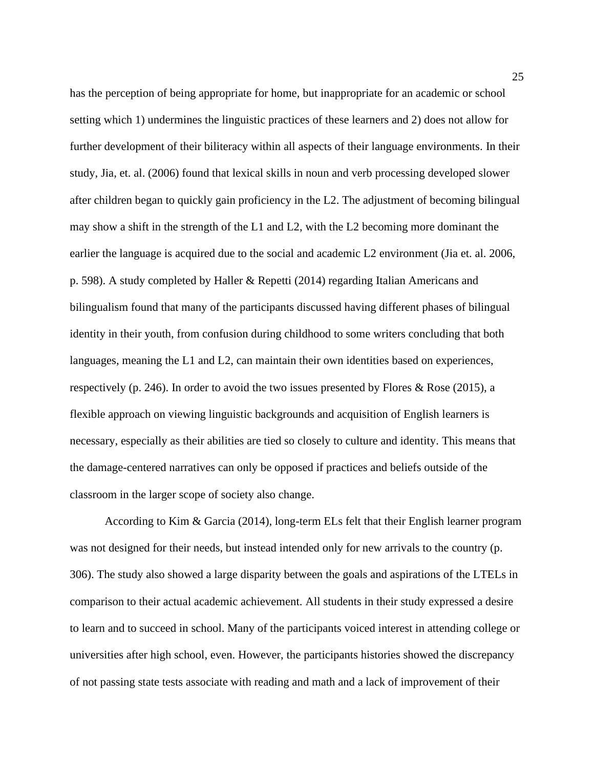has the perception of being appropriate for home, but inappropriate for an academic or school setting which 1) undermines the linguistic practices of these learners and 2) does not allow for further development of their biliteracy within all aspects of their language environments. In their study, Jia, et. al. (2006) found that lexical skills in noun and verb processing developed slower after children began to quickly gain proficiency in the L2. The adjustment of becoming bilingual may show a shift in the strength of the L1 and L2, with the L2 becoming more dominant the earlier the language is acquired due to the social and academic L2 environment (Jia et. al. 2006, p. 598). A study completed by Haller & Repetti (2014) regarding Italian Americans and bilingualism found that many of the participants discussed having different phases of bilingual identity in their youth, from confusion during childhood to some writers concluding that both languages, meaning the L1 and L2, can maintain their own identities based on experiences, respectively (p. 246). In order to avoid the two issues presented by Flores & Rose (2015), a flexible approach on viewing linguistic backgrounds and acquisition of English learners is necessary, especially as their abilities are tied so closely to culture and identity. This means that the damage-centered narratives can only be opposed if practices and beliefs outside of the classroom in the larger scope of society also change.

According to Kim & Garcia (2014), long-term ELs felt that their English learner program was not designed for their needs, but instead intended only for new arrivals to the country (p. 306). The study also showed a large disparity between the goals and aspirations of the LTELs in comparison to their actual academic achievement. All students in their study expressed a desire to learn and to succeed in school. Many of the participants voiced interest in attending college or universities after high school, even. However, the participants histories showed the discrepancy of not passing state tests associate with reading and math and a lack of improvement of their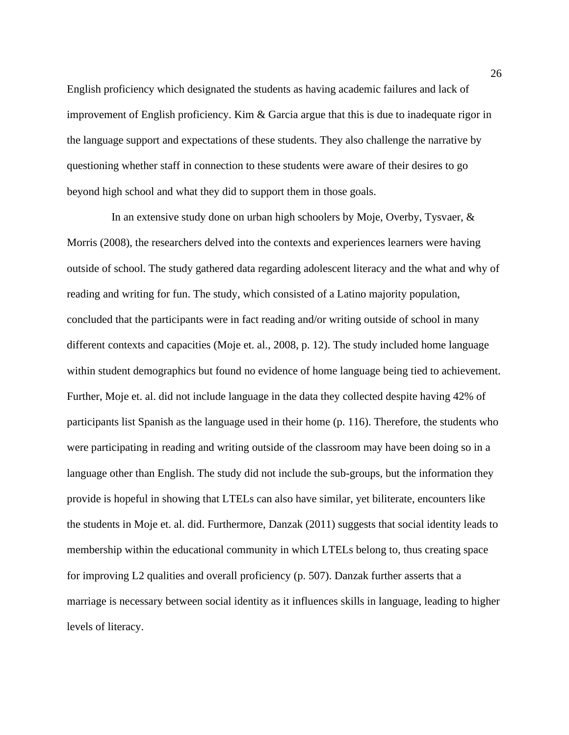English proficiency which designated the students as having academic failures and lack of improvement of English proficiency. Kim & Garcia argue that this is due to inadequate rigor in the language support and expectations of these students. They also challenge the narrative by questioning whether staff in connection to these students were aware of their desires to go beyond high school and what they did to support them in those goals.

In an extensive study done on urban high schoolers by Moje, Overby, Tysvaer, & Morris (2008), the researchers delved into the contexts and experiences learners were having outside of school. The study gathered data regarding adolescent literacy and the what and why of reading and writing for fun. The study, which consisted of a Latino majority population, concluded that the participants were in fact reading and/or writing outside of school in many different contexts and capacities (Moje et. al., 2008, p. 12). The study included home language within student demographics but found no evidence of home language being tied to achievement. Further, Moje et. al. did not include language in the data they collected despite having 42% of participants list Spanish as the language used in their home (p. 116). Therefore, the students who were participating in reading and writing outside of the classroom may have been doing so in a language other than English. The study did not include the sub-groups, but the information they provide is hopeful in showing that LTELs can also have similar, yet biliterate, encounters like the students in Moje et. al. did. Furthermore, Danzak (2011) suggests that social identity leads to membership within the educational community in which LTELs belong to, thus creating space for improving L2 qualities and overall proficiency (p. 507). Danzak further asserts that a marriage is necessary between social identity as it influences skills in language, leading to higher levels of literacy.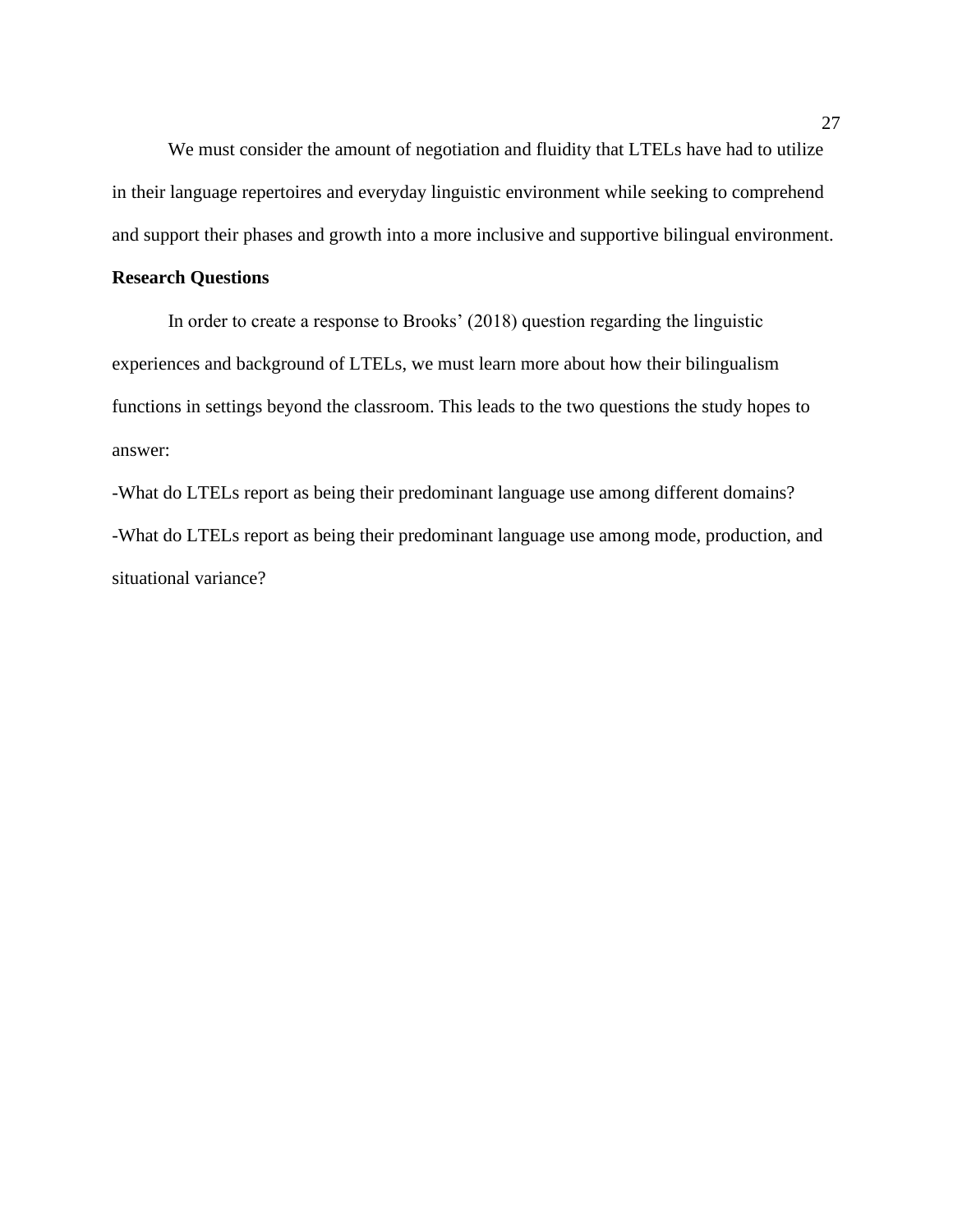We must consider the amount of negotiation and fluidity that LTELs have had to utilize in their language repertoires and everyday linguistic environment while seeking to comprehend and support their phases and growth into a more inclusive and supportive bilingual environment.

**Research Questions**

In order to create a response to Brooks' (2018) question regarding the linguistic experiences and background of LTELs, we must learn more about how their bilingualism functions in settings beyond the classroom. This leads to the two questions the study hopes to answer:

-What do LTELs report as being their predominant language use among different domains?

-What do LTELs report as being their predominant language use among mode, production, and situational variance?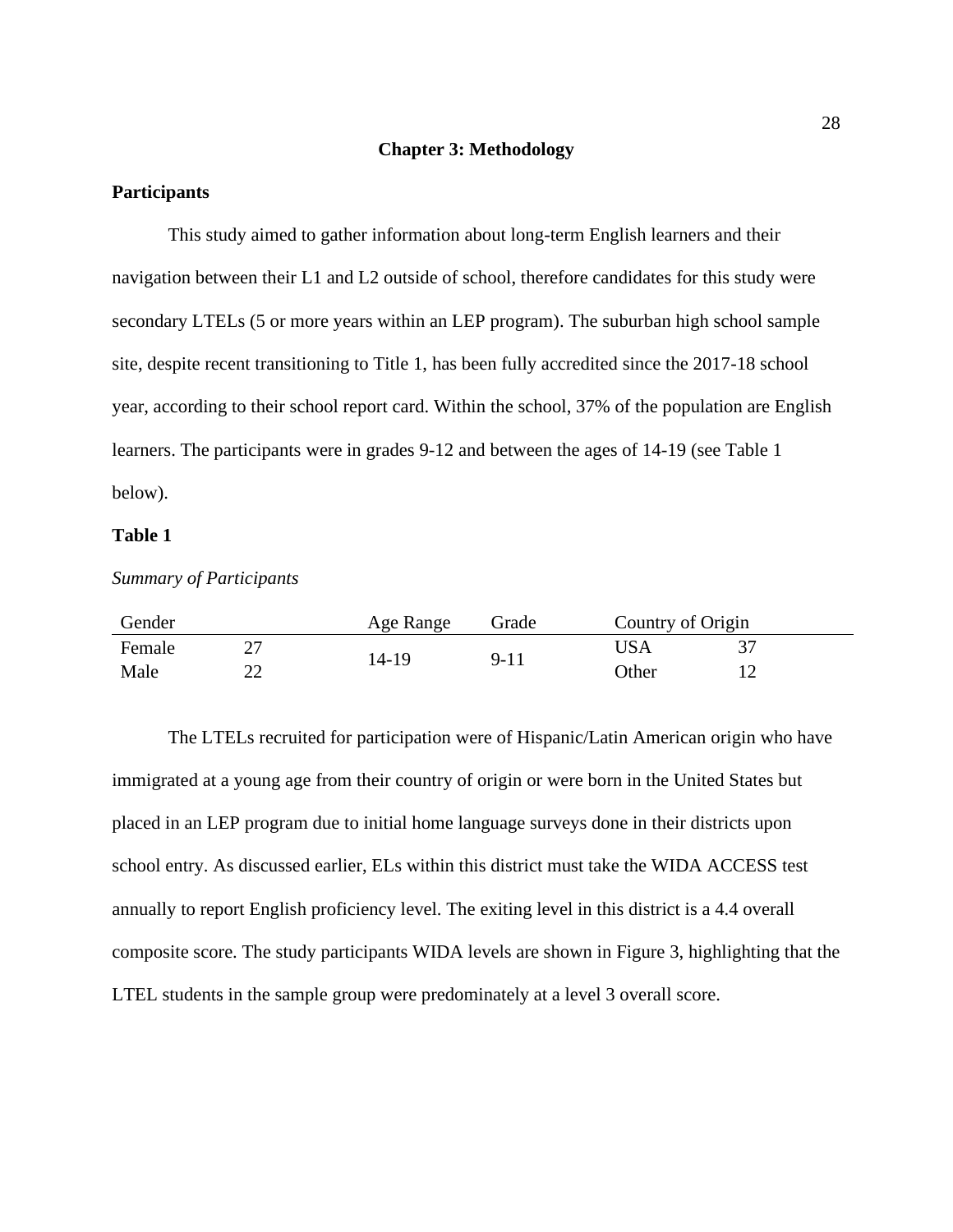# Chapter 3: Methodology

## Participants

This study aimed to gather information about long-term English learners and their navigation between their L1 and L2 outside of school, therefore candidates for this study were secondary LTELs (5 or more years within an LEP program). The suburban high school sample site, despite recent transitioning to Title 1, has been fully accredited since the 2017-18 school year, according to their school report card. Within the school, 37% of the population are English learners. The participants were in grades 9-12 and between the ages of 14-19 (see Table 1 below).

**Table 1**

*Summary of Participants*

| Gender | | Age Range | Grade | Country of Origin | |
|---|---|---|---|---|---|
| Female | 27 | 14-19 | 9-11 | USA | 37 |
| Male | 22 | | | Other | 12 |

The LTELs recruited for participation were of Hispanic/Latin American origin who have immigrated at a young age from their country of origin or were born in the United States but placed in an LEP program due to initial home language surveys done in their districts upon school entry. As discussed earlier, ELs within this district must take the WIDA ACCESS test annually to report English proficiency level. The exiting level in this district is a 4.4 overall composite score. The study participants WIDA levels are shown in Figure 3, highlighting that the LTEL students in the sample group were predominately at a level 3 overall score.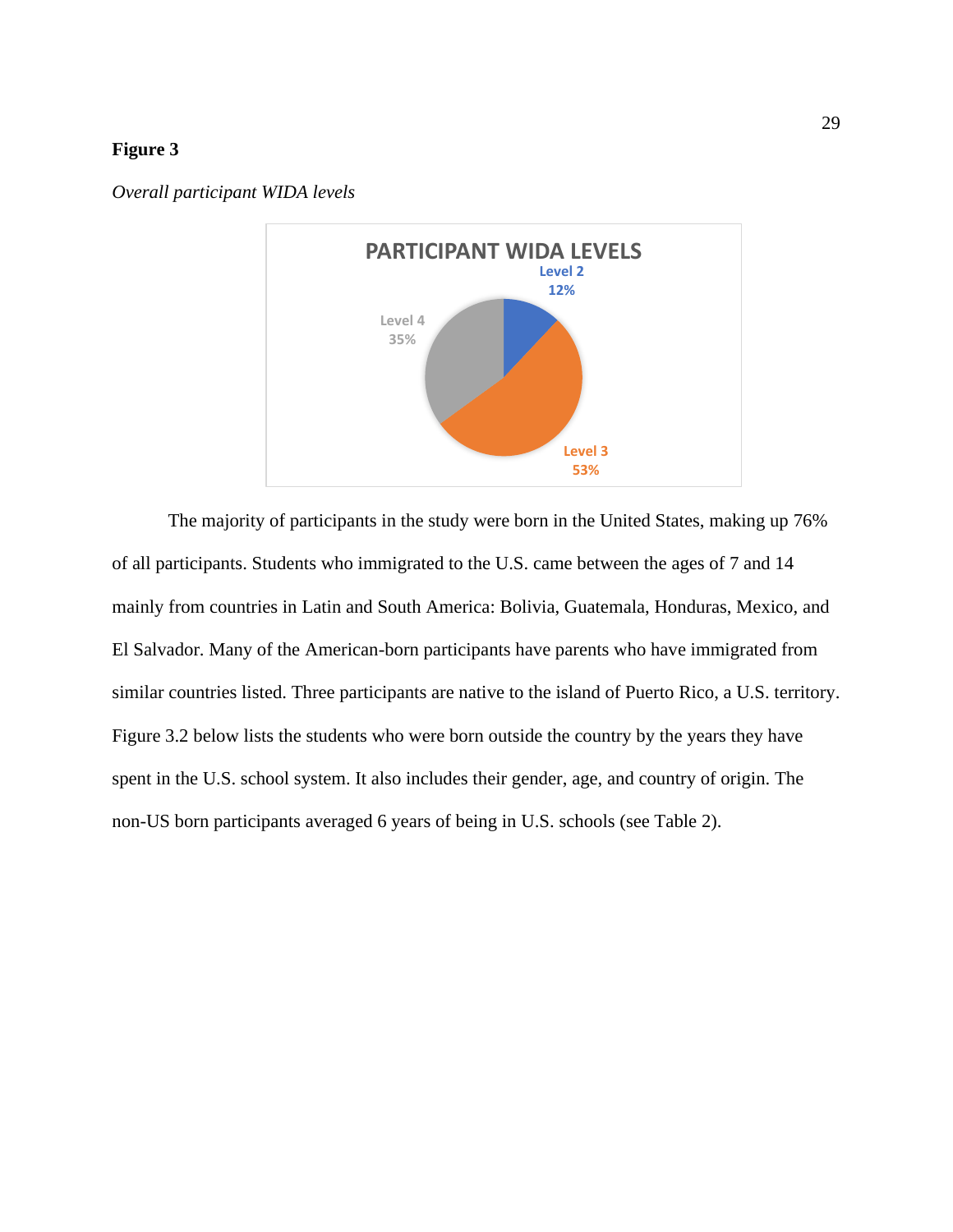**Figure 3**

*Overall participant WIDA levels*

The majority of participants in the study were born in the United States, making up 76% of all participants. Students who immigrated to the U.S. came between the ages of 7 and 14 mainly from countries in Latin and South America: Bolivia, Guatemala, Honduras, Mexico, and El Salvador. Many of the American-born participants have parents who have immigrated from similar countries listed. Three participants are native to the island of Puerto Rico, a U.S. territory. Figure 3.2 below lists the students who were born outside the country by the years they have spent in the U.S. school system. It also includes their gender, age, and country of origin. The non-US born participants averaged 6 years of being in U.S. schools (see Table 2).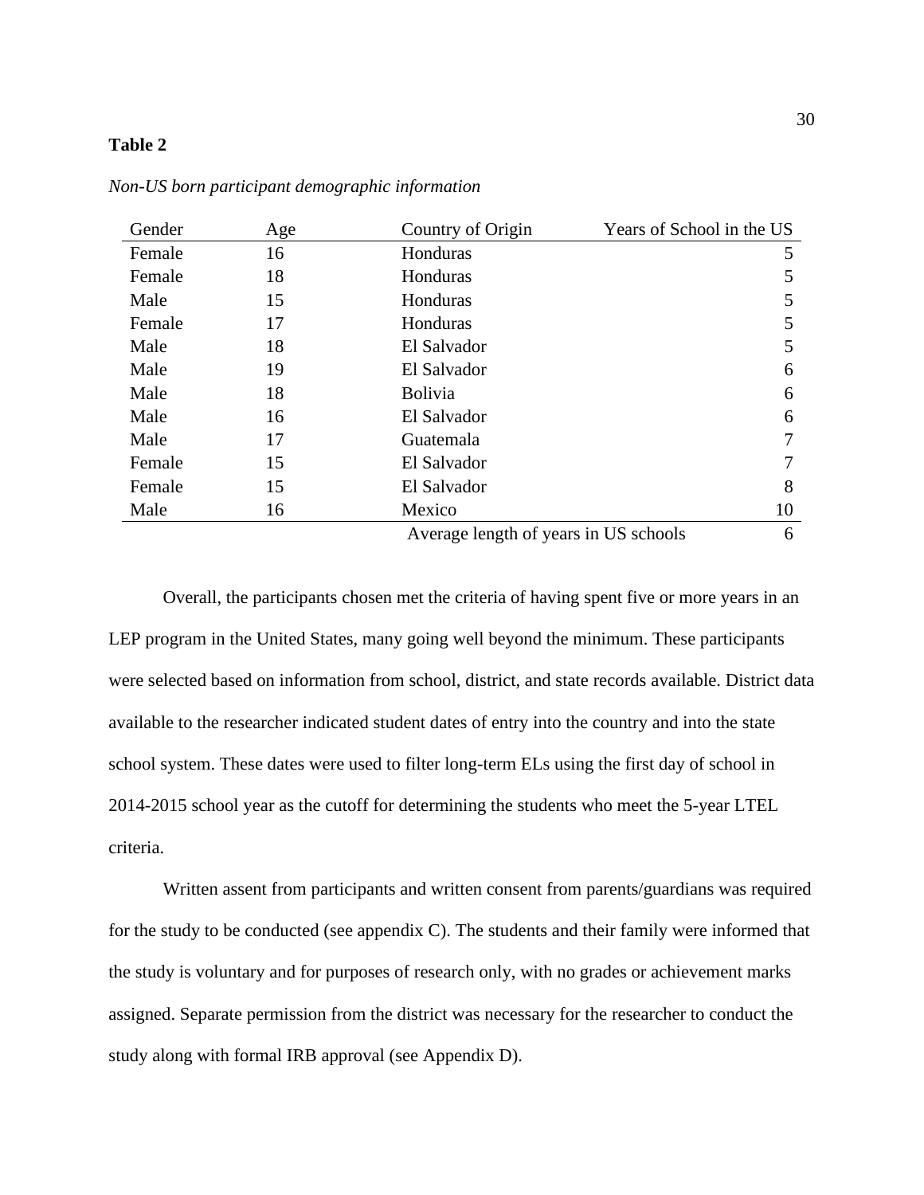**Table 2**

*Non-US born participant demographic information*

| Gender | Age | Country of Origin | Years of School in the US |
|---|---|---|---|
| Female | 16 | Honduras | 5 |
| Female | 18 | Honduras | 5 |
| Male | 15 | Honduras | 5 |
| Female | 17 | Honduras | 5 |
| Male | 18 | El Salvador | 5 |
| Male | 19 | El Salvador | 6 |
| Male | 18 | Bolivia | 6 |
| Male | 16 | El Salvador | 6 |
| Male | 17 | Guatemala | 7 |
| Female | 15 | El Salvador | 7 |
| Female | 15 | El Salvador | 8 |
| Male | 16 | Mexico | 10 |
| | | Average length of years in US schools | 6 |

Overall, the participants chosen met the criteria of having spent five or more years in an LEP program in the United States, many going well beyond the minimum. These participants were selected based on information from school, district, and state records available. District data available to the researcher indicated student dates of entry into the country and into the state school system. These dates were used to filter long-term ELs using the first day of school in 2014-2015 school year as the cutoff for determining the students who meet the 5-year LTEL criteria.

Written assent from participants and written consent from parents/guardians was required for the study to be conducted (see appendix C). The students and their family were informed that the study is voluntary and for purposes of research only, with no grades or achievement marks assigned. Separate permission from the district was necessary for the researcher to conduct the study along with formal IRB approval (see Appendix D).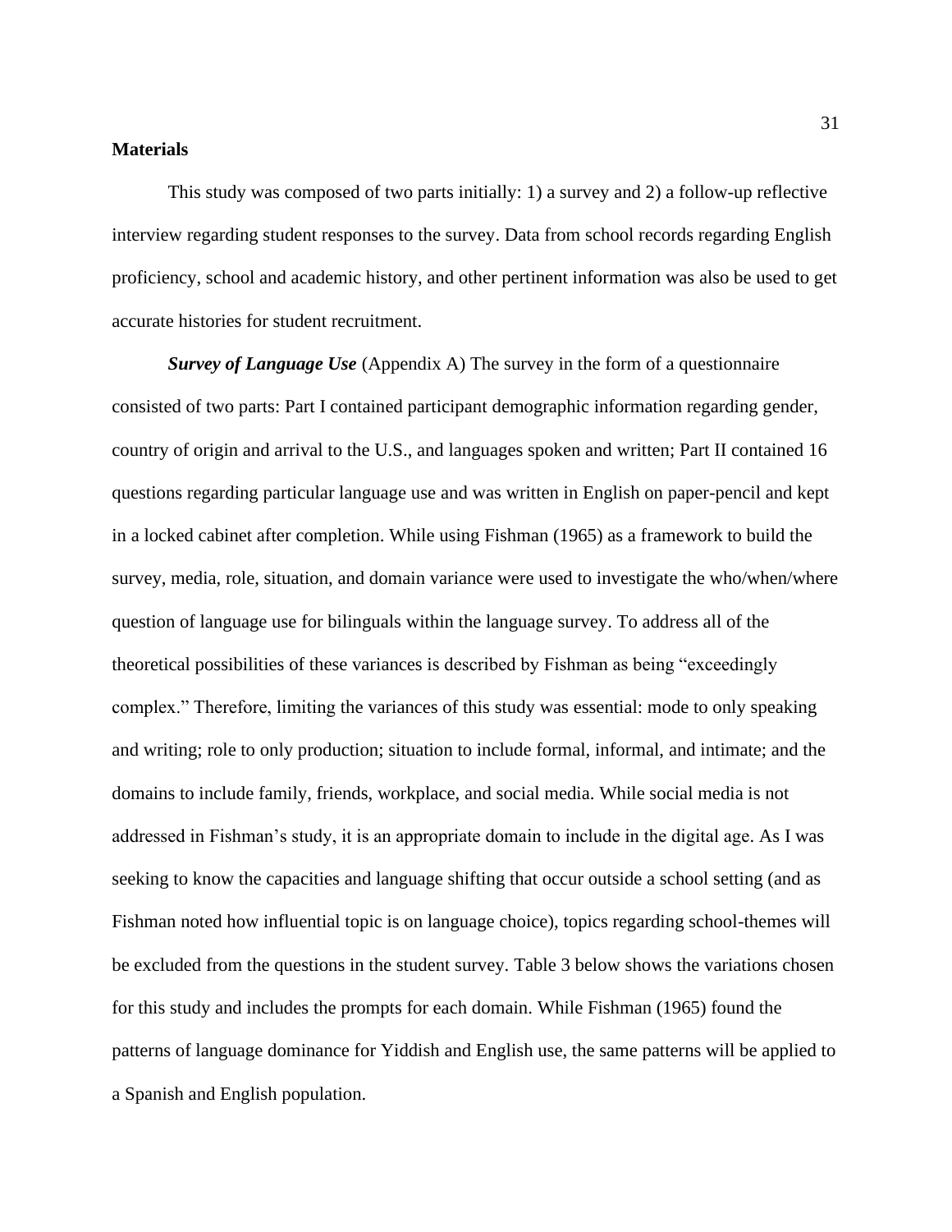**Materials**

This study was composed of two parts initially: 1) a survey and 2) a follow-up reflective interview regarding student responses to the survey. Data from school records regarding English proficiency, school and academic history, and other pertinent information was also be used to get accurate histories for student recruitment.

***Survey of Language Use*** (Appendix A) The survey in the form of a questionnaire consisted of two parts: Part I contained participant demographic information regarding gender, country of origin and arrival to the U.S., and languages spoken and written; Part II contained 16 questions regarding particular language use and was written in English on paper-pencil and kept in a locked cabinet after completion. While using Fishman (1965) as a framework to build the survey, media, role, situation, and domain variance were used to investigate the who/when/where question of language use for bilinguals within the language survey. To address all of the theoretical possibilities of these variances is described by Fishman as being "exceedingly complex." Therefore, limiting the variances of this study was essential: mode to only speaking and writing; role to only production; situation to include formal, informal, and intimate; and the domains to include family, friends, workplace, and social media. While social media is not addressed in Fishman's study, it is an appropriate domain to include in the digital age. As I was seeking to know the capacities and language shifting that occur outside a school setting (and as Fishman noted how influential topic is on language choice), topics regarding school-themes will be excluded from the questions in the student survey. Table 3 below shows the variations chosen for this study and includes the prompts for each domain. While Fishman (1965) found the patterns of language dominance for Yiddish and English use, the same patterns will be applied to a Spanish and English population.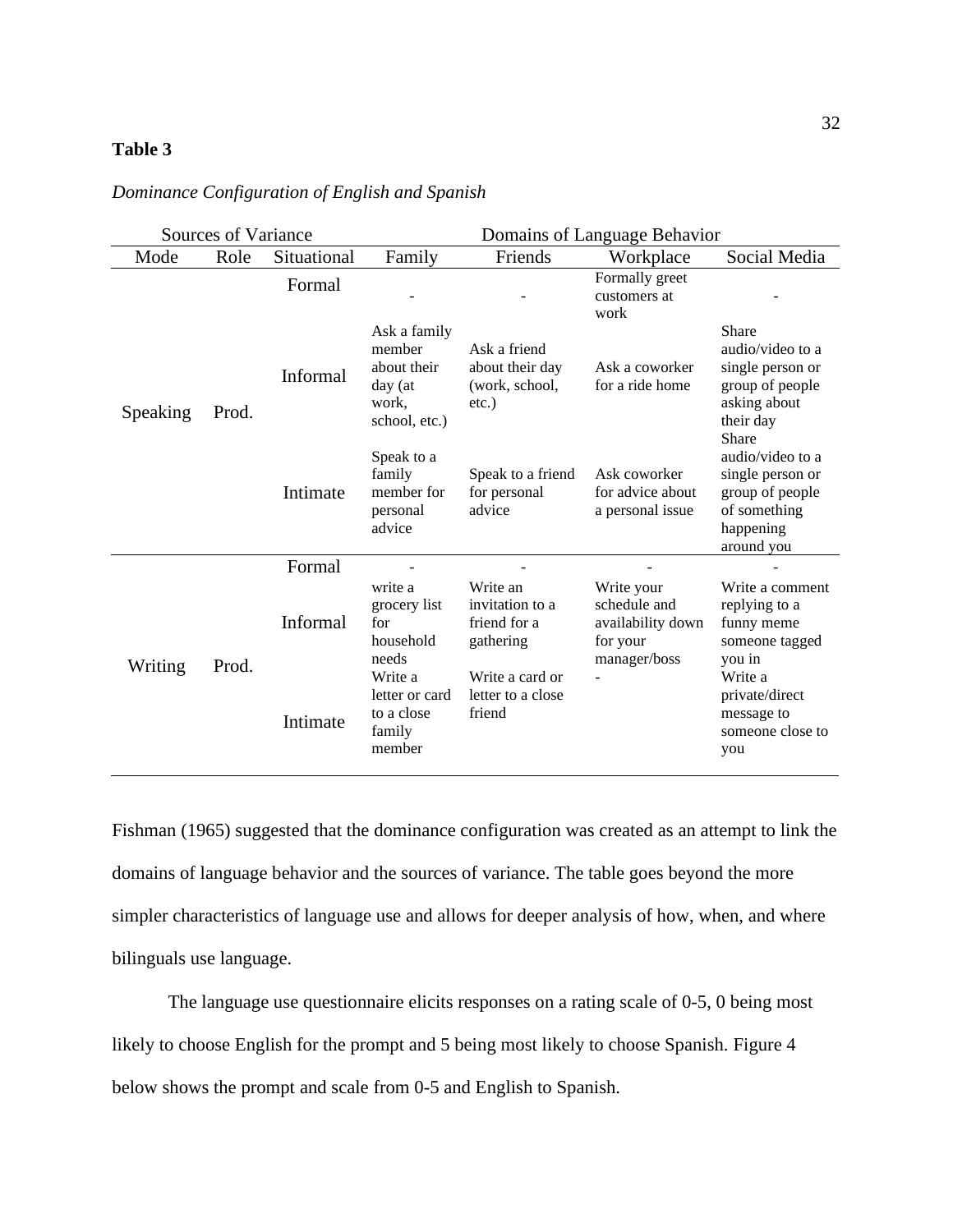**Table 3**

*Dominance Configuration of English and Spanish*

| Sources of Variance | | | Domains of Language Behavior | | | |
|---|---|---|---|---|---|---|
| Mode | Role | Situational | Family | Friends | Workplace | Social Media |
| Speaking | Prod. | Formal | - | - | Formally greet customers at work | - |
| | | Informal | Ask a family member about their day (at work, school, etc.) | Ask a friend about their day (work, school, etc.) | Ask a coworker for a ride home | Share audio/video to a single person or group of people asking about their day |
| | | Intimate | Speak to a family member for personal advice | Speak to a friend for personal advice | Ask coworker for advice about a personal issue | Share audio/video to a single person or group of people of something happening around you |
| Writing | Prod. | Formal | - | - | - | - |
| | | Informal | write a grocery list for household needs | Write an invitation to a friend for a gathering | Write your schedule and availability down for your manager/boss | Write a comment replying to a funny meme someone tagged you in |
| | | Intimate | Write a letter or card to a close family member | Write a card or letter to a close friend | - | Write a private/direct message to someone close to you |

Fishman (1965) suggested that the dominance configuration was created as an attempt to link the domains of language behavior and the sources of variance. The table goes beyond the more simpler characteristics of language use and allows for deeper analysis of how, when, and where bilinguals use language.

The language use questionnaire elicits responses on a rating scale of 0-5, 0 being most likely to choose English for the prompt and 5 being most likely to choose Spanish. Figure 4 below shows the prompt and scale from 0-5 and English to Spanish.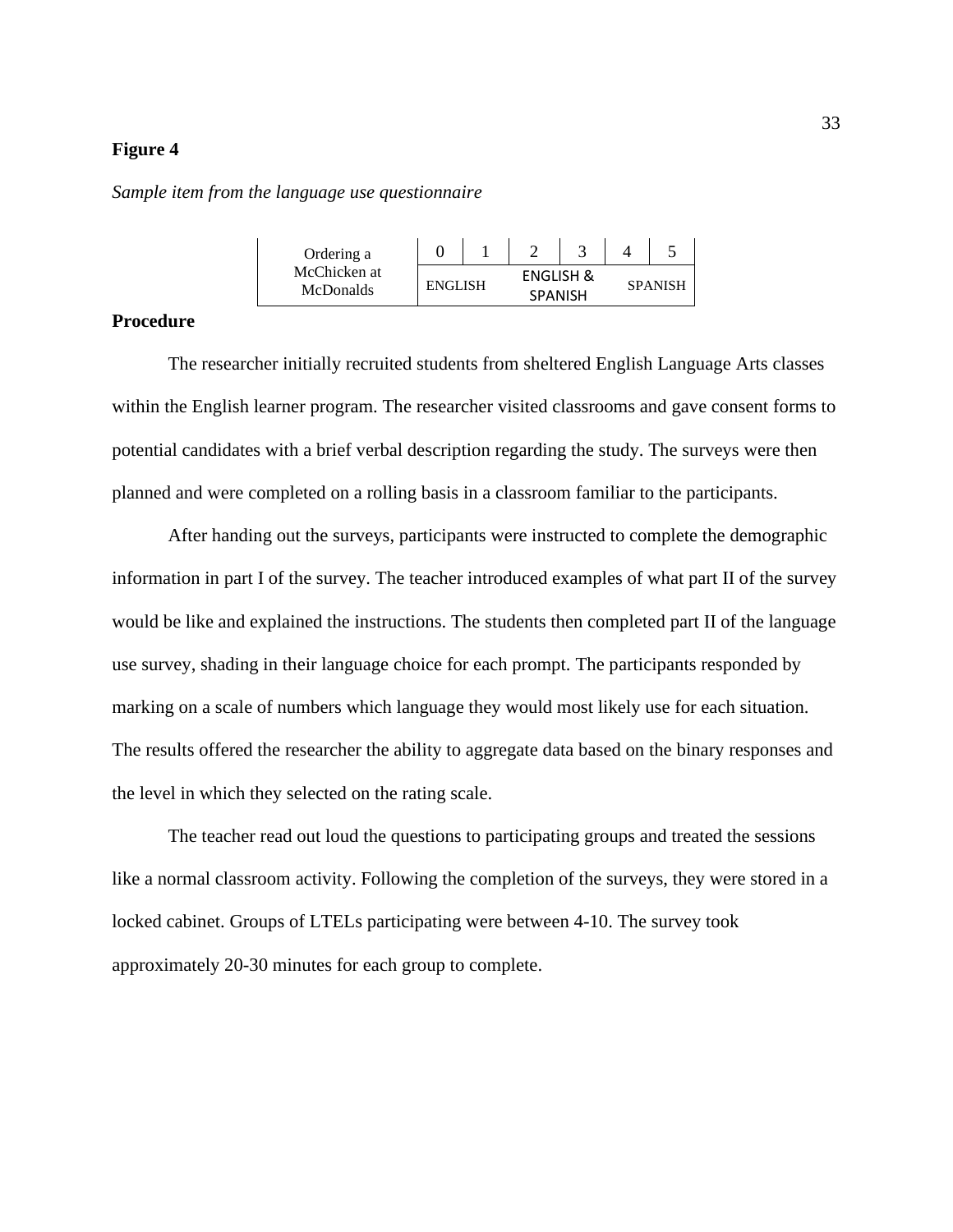**Figure 4**

*Sample item from the language use questionnaire*

| Ordering a McChicken at McDonalds | 0 | 1 | 2 | 3 | 4 | 5 |
|---|---|---|---|---|---|---|
| | ENGLISH | | ENGLISH & SPANISH | | SPANISH | |

**Procedure**

The researcher initially recruited students from sheltered English Language Arts classes within the English learner program. The researcher visited classrooms and gave consent forms to potential candidates with a brief verbal description regarding the study. The surveys were then planned and were completed on a rolling basis in a classroom familiar to the participants.

After handing out the surveys, participants were instructed to complete the demographic information in part I of the survey. The teacher introduced examples of what part II of the survey would be like and explained the instructions. The students then completed part II of the language use survey, shading in their language choice for each prompt. The participants responded by marking on a scale of numbers which language they would most likely use for each situation. The results offered the researcher the ability to aggregate data based on the binary responses and the level in which they selected on the rating scale.

The teacher read out loud the questions to participating groups and treated the sessions like a normal classroom activity. Following the completion of the surveys, they were stored in a locked cabinet. Groups of LTELs participating were between 4-10. The survey took approximately 20-30 minutes for each group to complete.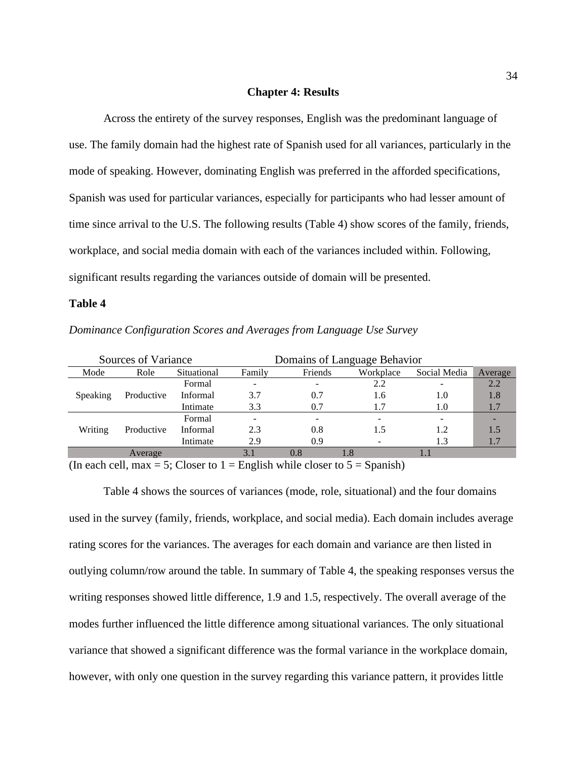# Chapter 4: Results

Across the entirety of the survey responses, English was the predominant language of use. The family domain had the highest rate of Spanish used for all variances, particularly in the mode of speaking. However, dominating English was preferred in the afforded specifications, Spanish was used for particular variances, especially for participants who had lesser amount of time since arrival to the U.S. The following results (Table 4) show scores of the family, friends, workplace, and social media domain with each of the variances included within. Following, significant results regarding the variances outside of domain will be presented.

**Table 4**

*Dominance Configuration Scores and Averages from Language Use Survey*

| Sources of Variance | | | Domains of Language Behavior | | | | |
|---|---|---|---|---|---|---|---|
| Mode | Role | Situational | Family | Friends | Workplace | Social Media | Average |
| Speaking | Productive | Formal | - | - | 2.2 | - | 2.2 |
| | | Informal | 3.7 | 0.7 | 1.6 | 1.0 | 1.8 |
| | | Intimate | 3.3 | 0.7 | 1.7 | 1.0 | 1.7 |
| Writing | Productive | Formal | - | - | - | - | - |
| | | Informal | 2.3 | 0.8 | 1.5 | 1.2 | 1.5 |
| | | Intimate | 2.9 | 0.9 | - | 1.3 | 1.7 |
| Average | | | 3.1 | 0.8 | 1.8 | 1.1 | |

(In each cell, max = 5; Closer to 1 = English while closer to 5 = Spanish)

Table 4 shows the sources of variances (mode, role, situational) and the four domains used in the survey (family, friends, workplace, and social media). Each domain includes average rating scores for the variances. The averages for each domain and variance are then listed in outlying column/row around the table. In summary of Table 4, the speaking responses versus the writing responses showed little difference, 1.9 and 1.5, respectively. The overall average of the modes further influenced the little difference among situational variances. The only situational variance that showed a significant difference was the formal variance in the workplace domain, however, with only one question in the survey regarding this variance pattern, it provides little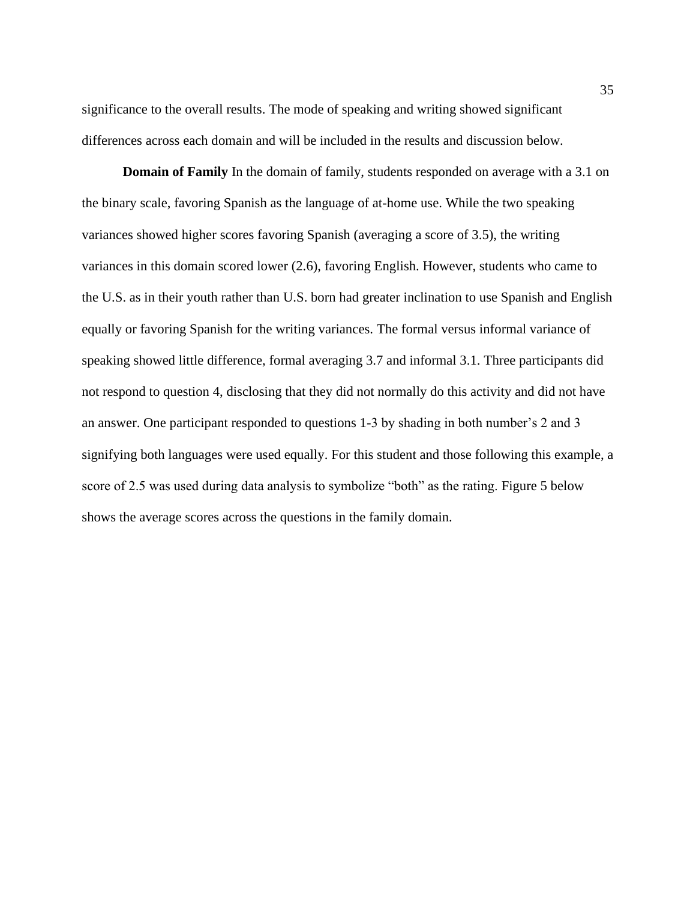significance to the overall results. The mode of speaking and writing showed significant differences across each domain and will be included in the results and discussion below.

**Domain of Family** In the domain of family, students responded on average with a 3.1 on the binary scale, favoring Spanish as the language of at-home use. While the two speaking variances showed higher scores favoring Spanish (averaging a score of 3.5), the writing variances in this domain scored lower (2.6), favoring English. However, students who came to the U.S. as in their youth rather than U.S. born had greater inclination to use Spanish and English equally or favoring Spanish for the writing variances. The formal versus informal variance of speaking showed little difference, formal averaging 3.7 and informal 3.1. Three participants did not respond to question 4, disclosing that they did not normally do this activity and did not have an answer. One participant responded to questions 1-3 by shading in both number's 2 and 3 signifying both languages were used equally. For this student and those following this example, a score of 2.5 was used during data analysis to symbolize "both" as the rating. Figure 5 below shows the average scores across the questions in the family domain.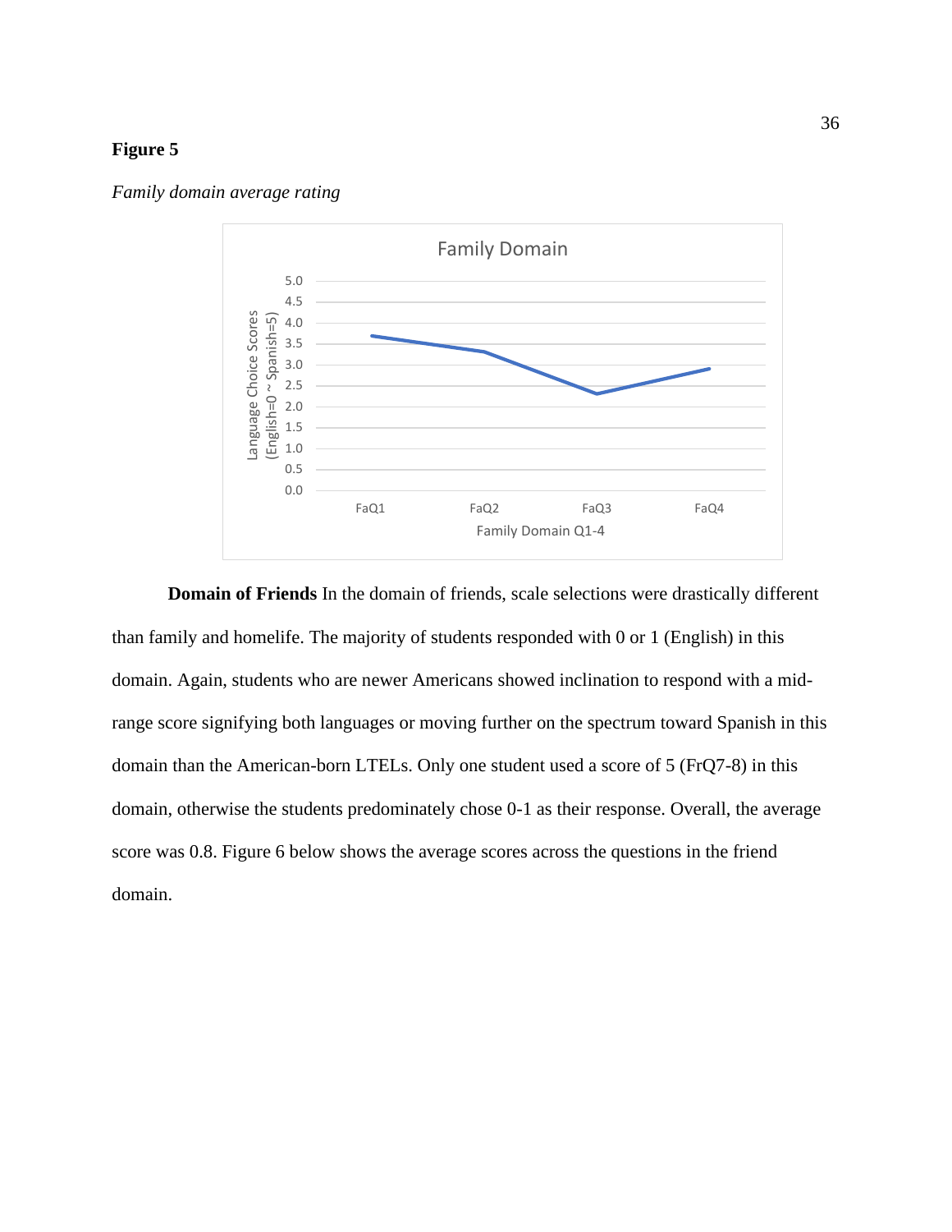**Figure 5**

*Family domain average rating*

**Domain of Friends** In the domain of friends, scale selections were drastically different than family and homelife. The majority of students responded with 0 or 1 (English) in this domain. Again, students who are newer Americans showed inclination to respond with a mid-range score signifying both languages or moving further on the spectrum toward Spanish in this domain than the American-born LTELs. Only one student used a score of 5 (FrQ7-8) in this domain, otherwise the students predominately chose 0-1 as their response. Overall, the average score was 0.8. Figure 6 below shows the average scores across the questions in the friend domain.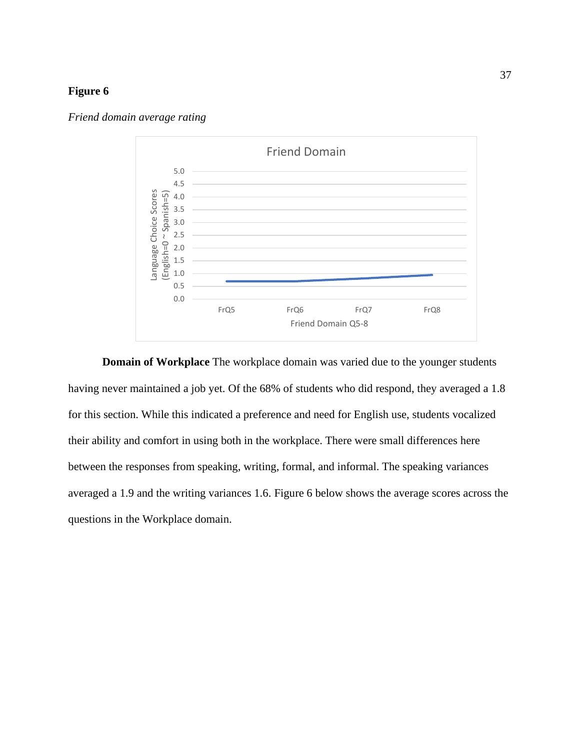**Figure 6**

*Friend domain average rating*

**Domain of Workplace** The workplace domain was varied due to the younger students having never maintained a job yet. Of the 68% of students who did respond, they averaged a 1.8 for this section. While this indicated a preference and need for English use, students vocalized their ability and comfort in using both in the workplace. There were small differences here between the responses from speaking, writing, formal, and informal. The speaking variances averaged a 1.9 and the writing variances 1.6. Figure 6 below shows the average scores across the questions in the Workplace domain.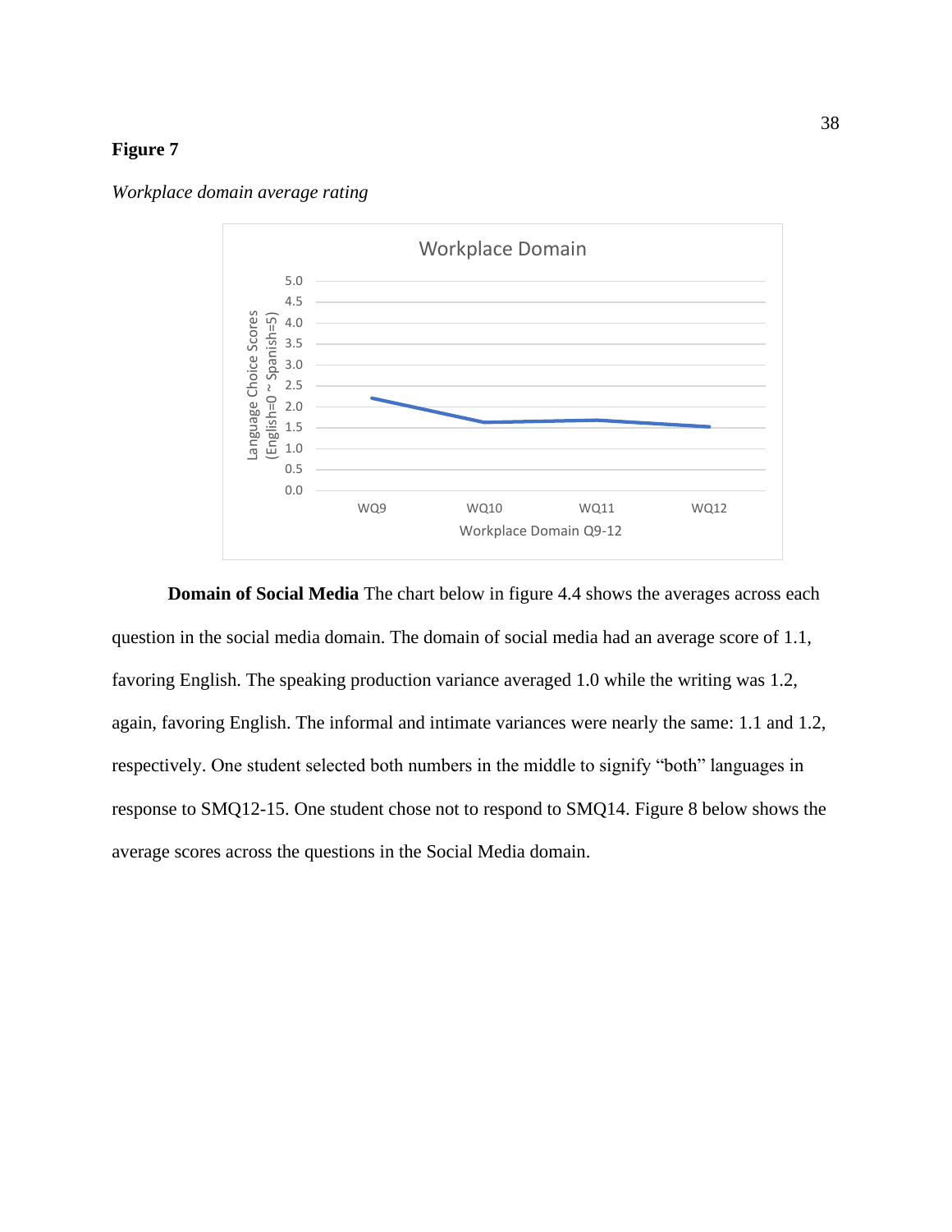**Figure 7**

*Workplace domain average rating*

**Domain of Social Media** The chart below in figure 4.4 shows the averages across each question in the social media domain. The domain of social media had an average score of 1.1, favoring English. The speaking production variance averaged 1.0 while the writing was 1.2, again, favoring English. The informal and intimate variances were nearly the same: 1.1 and 1.2, respectively. One student selected both numbers in the middle to signify "both" languages in response to SMQ12-15. One student chose not to respond to SMQ14. Figure 8 below shows the average scores across the questions in the Social Media domain.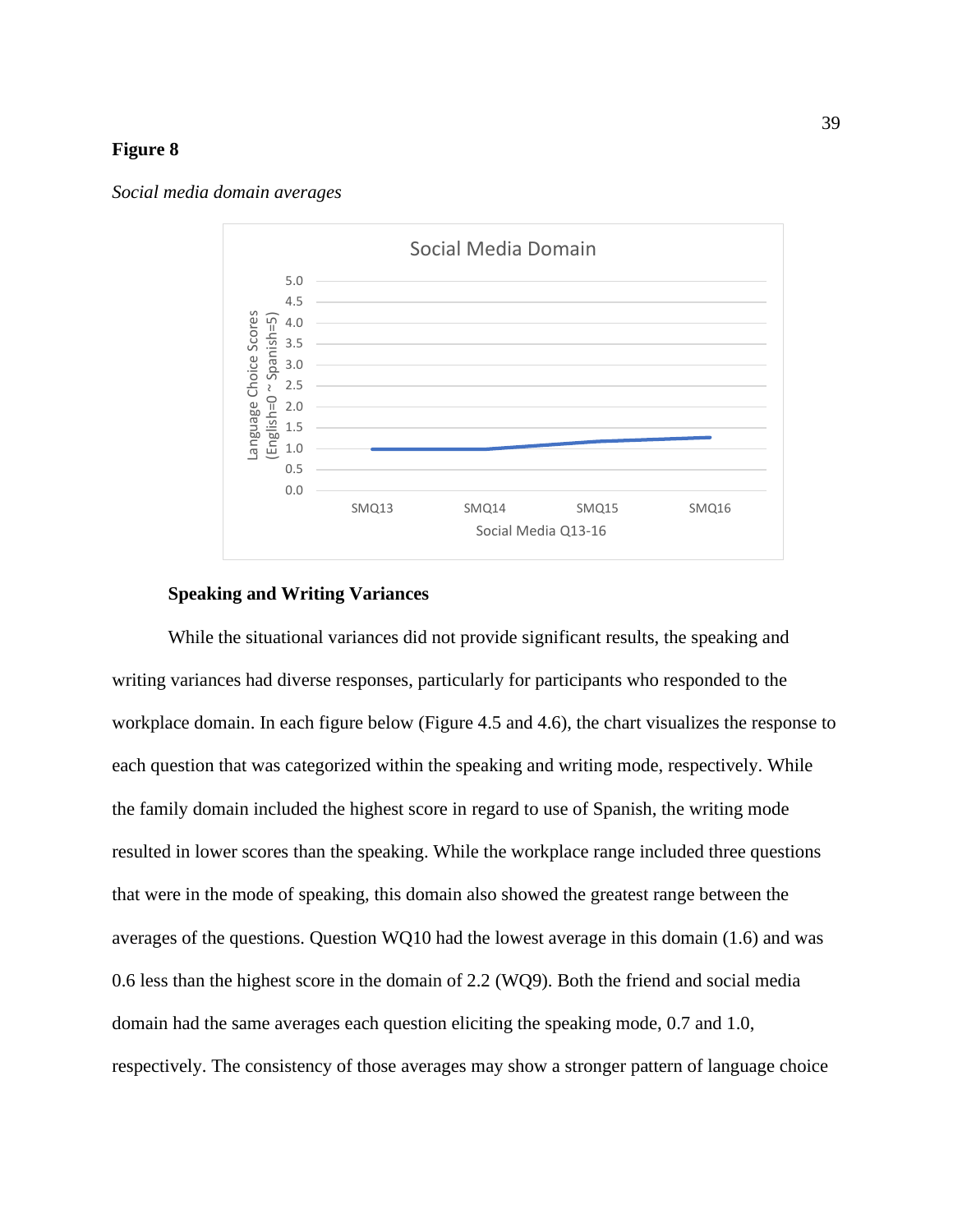**Figure 8**

*Social media domain averages*

### Speaking and Writing Variances

While the situational variances did not provide significant results, the speaking and writing variances had diverse responses, particularly for participants who responded to the workplace domain. In each figure below (Figure 4.5 and 4.6), the chart visualizes the response to each question that was categorized within the speaking and writing mode, respectively. While the family domain included the highest score in regard to use of Spanish, the writing mode resulted in lower scores than the speaking. While the workplace range included three questions that were in the mode of speaking, this domain also showed the greatest range between the averages of the questions. Question WQ10 had the lowest average in this domain (1.6) and was 0.6 less than the highest score in the domain of 2.2 (WQ9). Both the friend and social media domain had the same averages each question eliciting the speaking mode, 0.7 and 1.0, respectively. The consistency of those averages may show a stronger pattern of language choice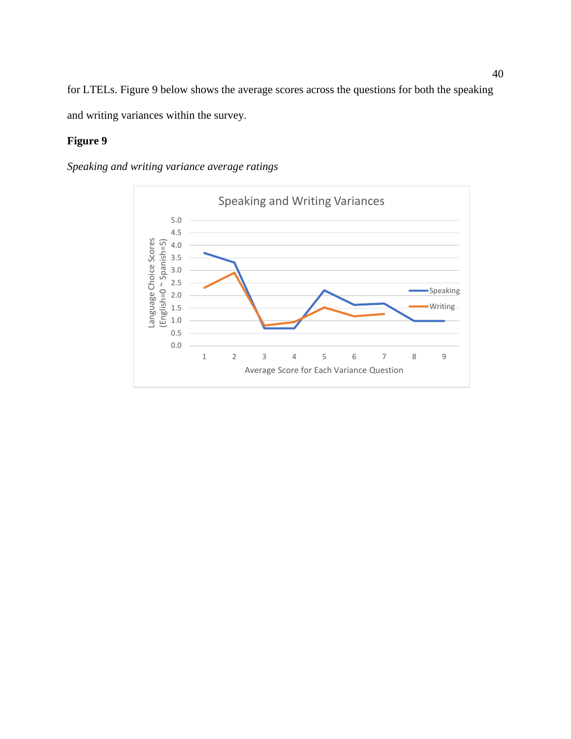for LTELs. Figure 9 below shows the average scores across the questions for both the speaking and writing variances within the survey.

**Figure 9**

*Speaking and writing variance average ratings*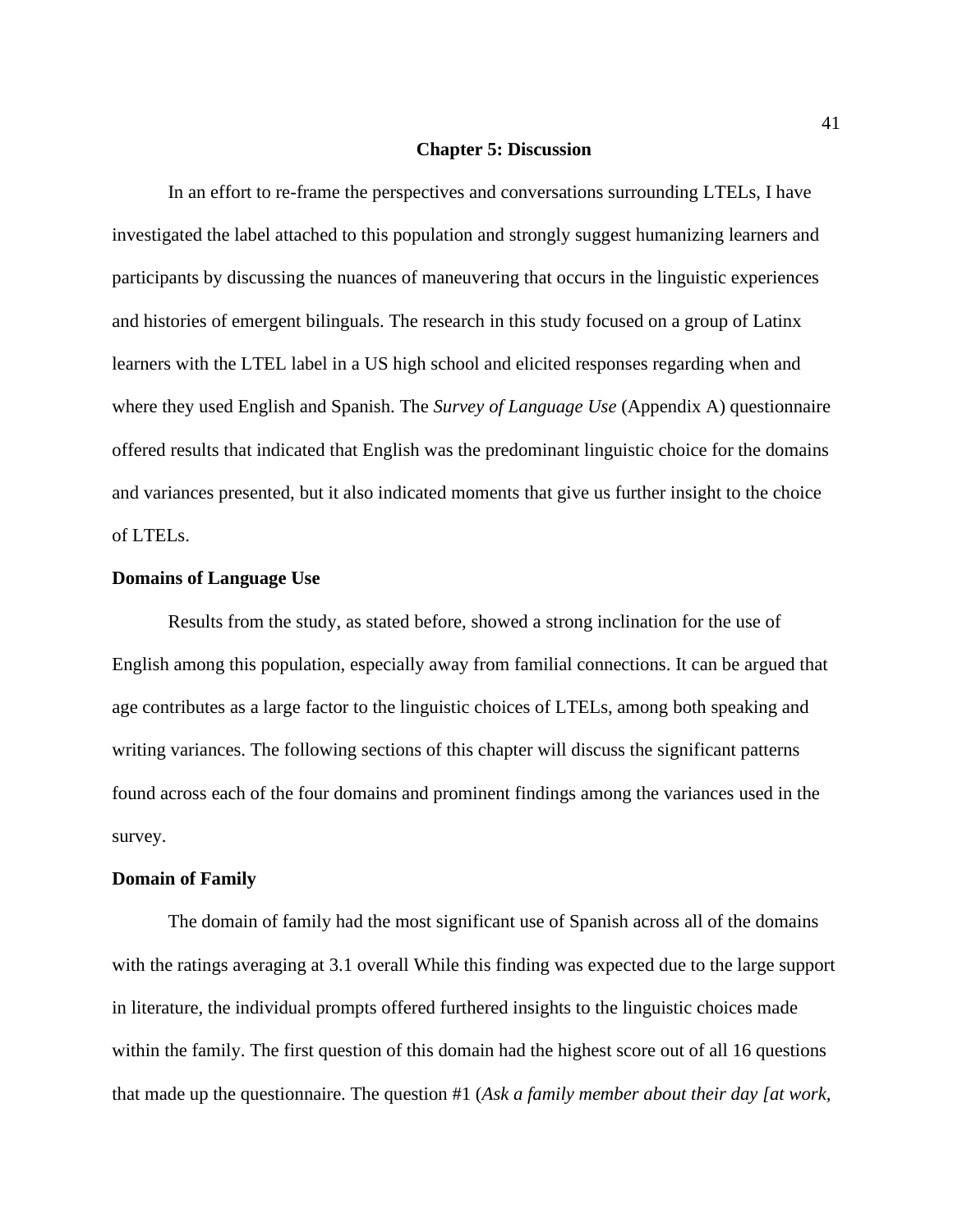## Chapter 5: Discussion

In an effort to re-frame the perspectives and conversations surrounding LTELs, I have investigated the label attached to this population and strongly suggest humanizing learners and participants by discussing the nuances of maneuvering that occurs in the linguistic experiences and histories of emergent bilinguals. The research in this study focused on a group of Latinx learners with the LTEL label in a US high school and elicited responses regarding when and where they used English and Spanish. The *Survey of Language Use* (Appendix A) questionnaire offered results that indicated that English was the predominant linguistic choice for the domains and variances presented, but it also indicated moments that give us further insight to the choice of LTELs.

### Domains of Language Use

Results from the study, as stated before, showed a strong inclination for the use of English among this population, especially away from familial connections. It can be argued that age contributes as a large factor to the linguistic choices of LTELs, among both speaking and writing variances. The following sections of this chapter will discuss the significant patterns found across each of the four domains and prominent findings among the variances used in the survey.

### Domain of Family

The domain of family had the most significant use of Spanish across all of the domains with the ratings averaging at 3.1 overall While this finding was expected due to the large support in literature, the individual prompts offered furthered insights to the linguistic choices made within the family. The first question of this domain had the highest score out of all 16 questions that made up the questionnaire. The question #1 (*Ask a family member about their day [at work,*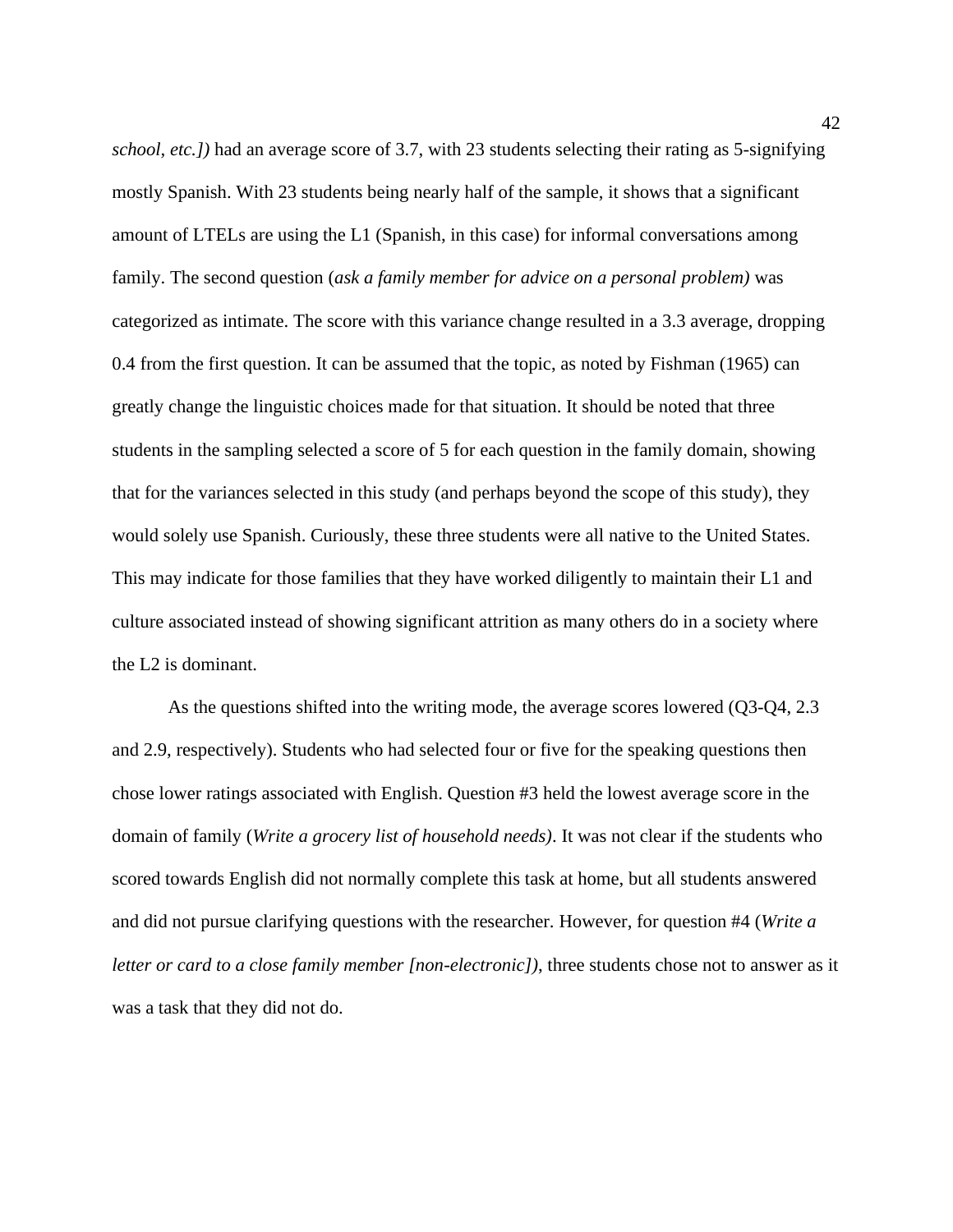*school, etc.])* had an average score of 3.7, with 23 students selecting their rating as 5-signifying mostly Spanish. With 23 students being nearly half of the sample, it shows that a significant amount of LTELs are using the L1 (Spanish, in this case) for informal conversations among family. The second question (*ask a family member for advice on a personal problem)* was categorized as intimate. The score with this variance change resulted in a 3.3 average, dropping 0.4 from the first question. It can be assumed that the topic, as noted by Fishman (1965) can greatly change the linguistic choices made for that situation. It should be noted that three students in the sampling selected a score of 5 for each question in the family domain, showing that for the variances selected in this study (and perhaps beyond the scope of this study), they would solely use Spanish. Curiously, these three students were all native to the United States. This may indicate for those families that they have worked diligently to maintain their L1 and culture associated instead of showing significant attrition as many others do in a society where the L2 is dominant.

As the questions shifted into the writing mode, the average scores lowered (Q3-Q4, 2.3 and 2.9, respectively). Students who had selected four or five for the speaking questions then chose lower ratings associated with English. Question #3 held the lowest average score in the domain of family (*Write a grocery list of household needs)*. It was not clear if the students who scored towards English did not normally complete this task at home, but all students answered and did not pursue clarifying questions with the researcher. However, for question #4 (*Write a letter or card to a close family member [non-electronic])*, three students chose not to answer as it was a task that they did not do.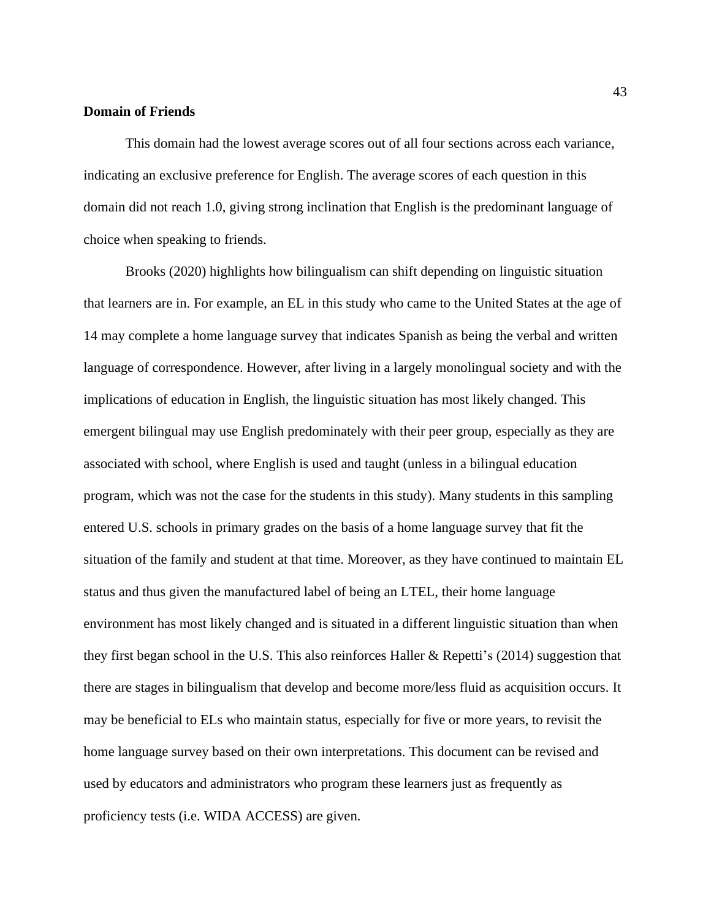**Domain of Friends**

This domain had the lowest average scores out of all four sections across each variance, indicating an exclusive preference for English. The average scores of each question in this domain did not reach 1.0, giving strong inclination that English is the predominant language of choice when speaking to friends.

Brooks (2020) highlights how bilingualism can shift depending on linguistic situation that learners are in. For example, an EL in this study who came to the United States at the age of 14 may complete a home language survey that indicates Spanish as being the verbal and written language of correspondence. However, after living in a largely monolingual society and with the implications of education in English, the linguistic situation has most likely changed. This emergent bilingual may use English predominately with their peer group, especially as they are associated with school, where English is used and taught (unless in a bilingual education program, which was not the case for the students in this study). Many students in this sampling entered U.S. schools in primary grades on the basis of a home language survey that fit the situation of the family and student at that time. Moreover, as they have continued to maintain EL status and thus given the manufactured label of being an LTEL, their home language environment has most likely changed and is situated in a different linguistic situation than when they first began school in the U.S. This also reinforces Haller & Repetti's (2014) suggestion that there are stages in bilingualism that develop and become more/less fluid as acquisition occurs. It may be beneficial to ELs who maintain status, especially for five or more years, to revisit the home language survey based on their own interpretations. This document can be revised and used by educators and administrators who program these learners just as frequently as proficiency tests (i.e. WIDA ACCESS) are given.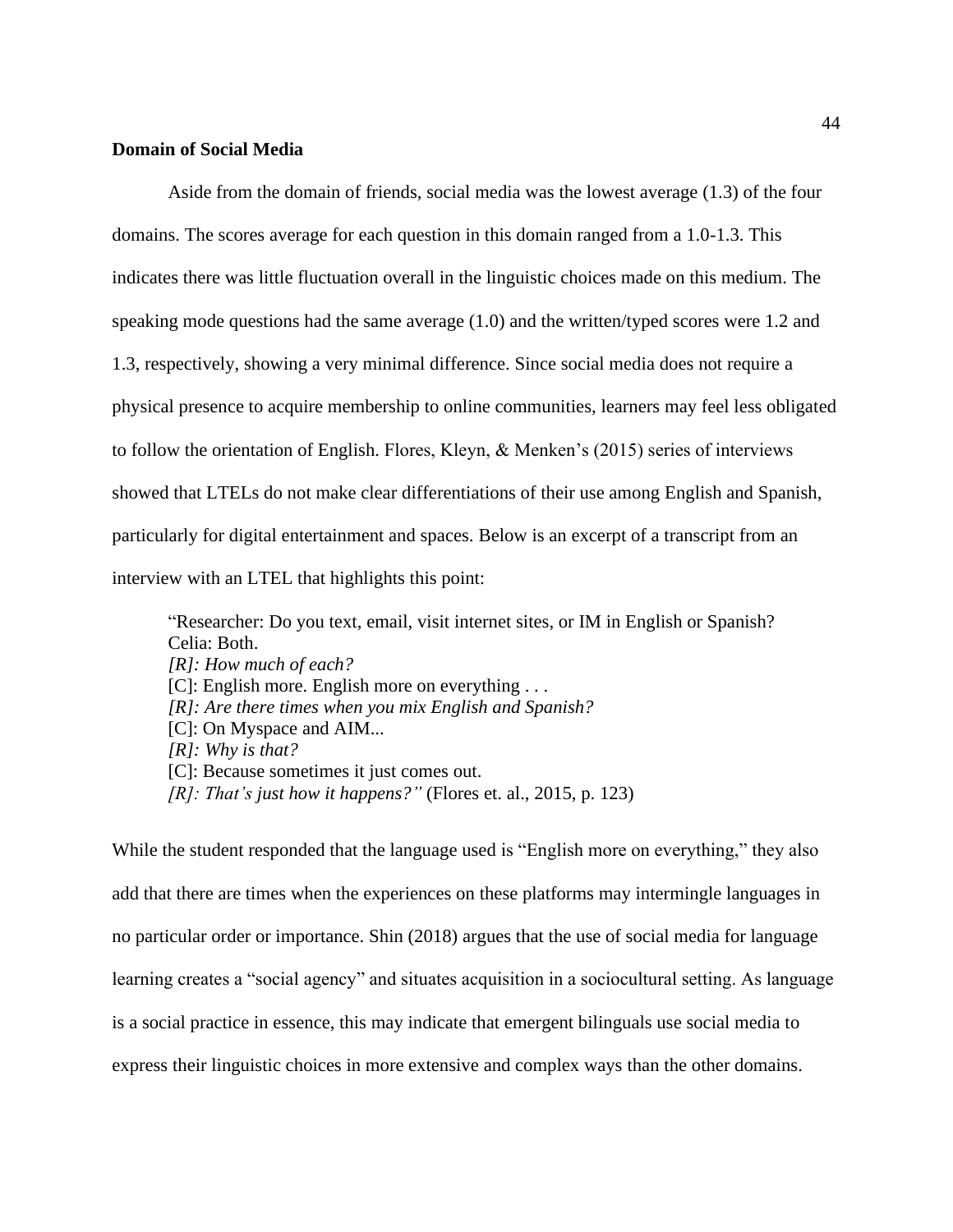**Domain of Social Media**

Aside from the domain of friends, social media was the lowest average (1.3) of the four domains. The scores average for each question in this domain ranged from a 1.0-1.3. This indicates there was little fluctuation overall in the linguistic choices made on this medium. The speaking mode questions had the same average (1.0) and the written/typed scores were 1.2 and 1.3, respectively, showing a very minimal difference. Since social media does not require a physical presence to acquire membership to online communities, learners may feel less obligated to follow the orientation of English. Flores, Kleyn, & Menken's (2015) series of interviews showed that LTELs do not make clear differentiations of their use among English and Spanish, particularly for digital entertainment and spaces. Below is an excerpt of a transcript from an interview with an LTEL that highlights this point:

> "Researcher: Do you text, email, visit internet sites, or IM in English or Spanish?
> Celia: Both.
> *[R]: How much of each?*
> [C]: English more. English more on everything . . .
> *[R]: Are there times when you mix English and Spanish?*
> [C]: On Myspace and AIM...
> *[R]: Why is that?*
> [C]: Because sometimes it just comes out.
> *[R]: That's just how it happens?"* (Flores et. al., 2015, p. 123)

While the student responded that the language used is "English more on everything," they also add that there are times when the experiences on these platforms may intermingle languages in no particular order or importance. Shin (2018) argues that the use of social media for language learning creates a "social agency" and situates acquisition in a sociocultural setting. As language is a social practice in essence, this may indicate that emergent bilinguals use social media to express their linguistic choices in more extensive and complex ways than the other domains.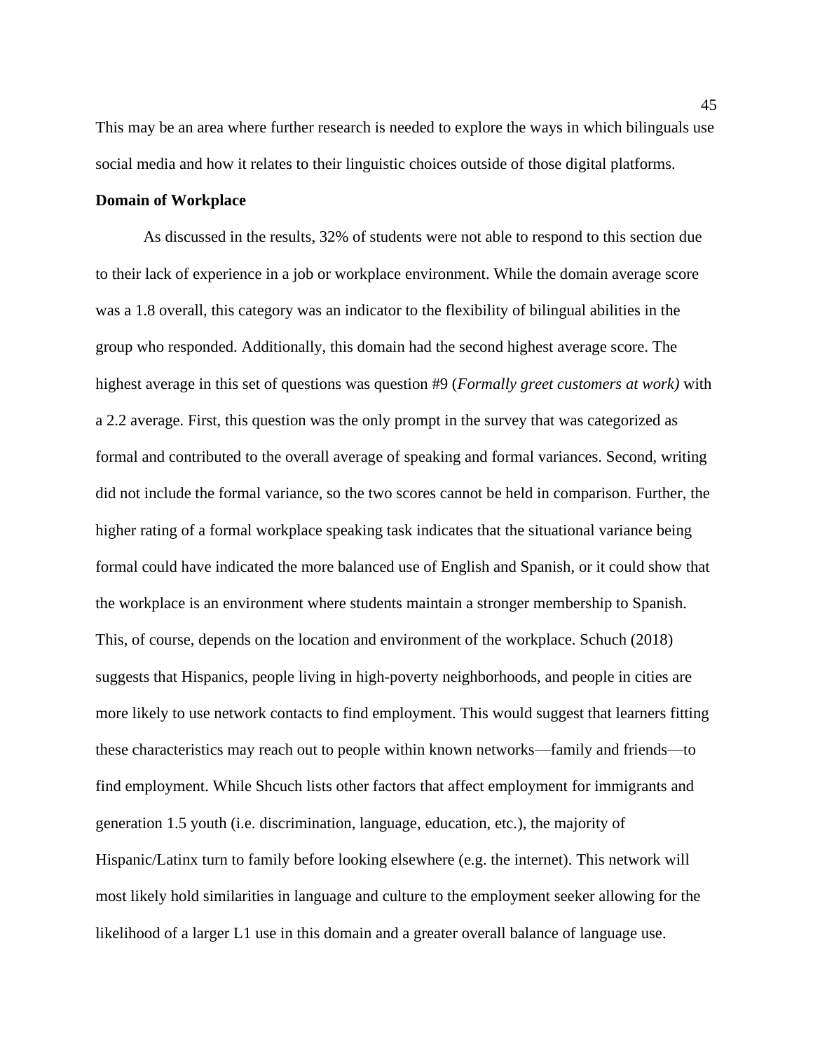This may be an area where further research is needed to explore the ways in which bilinguals use social media and how it relates to their linguistic choices outside of those digital platforms.

**Domain of Workplace**

As discussed in the results, 32% of students were not able to respond to this section due to their lack of experience in a job or workplace environment. While the domain average score was a 1.8 overall, this category was an indicator to the flexibility of bilingual abilities in the group who responded. Additionally, this domain had the second highest average score. The highest average in this set of questions was question #9 (*Formally greet customers at work)* with a 2.2 average. First, this question was the only prompt in the survey that was categorized as formal and contributed to the overall average of speaking and formal variances. Second, writing did not include the formal variance, so the two scores cannot be held in comparison. Further, the higher rating of a formal workplace speaking task indicates that the situational variance being formal could have indicated the more balanced use of English and Spanish, or it could show that the workplace is an environment where students maintain a stronger membership to Spanish. This, of course, depends on the location and environment of the workplace. Schuch (2018) suggests that Hispanics, people living in high-poverty neighborhoods, and people in cities are more likely to use network contacts to find employment. This would suggest that learners fitting these characteristics may reach out to people within known networks—family and friends—to find employment. While Shcuch lists other factors that affect employment for immigrants and generation 1.5 youth (i.e. discrimination, language, education, etc.), the majority of Hispanic/Latinx turn to family before looking elsewhere (e.g. the internet). This network will most likely hold similarities in language and culture to the employment seeker allowing for the likelihood of a larger L1 use in this domain and a greater overall balance of language use.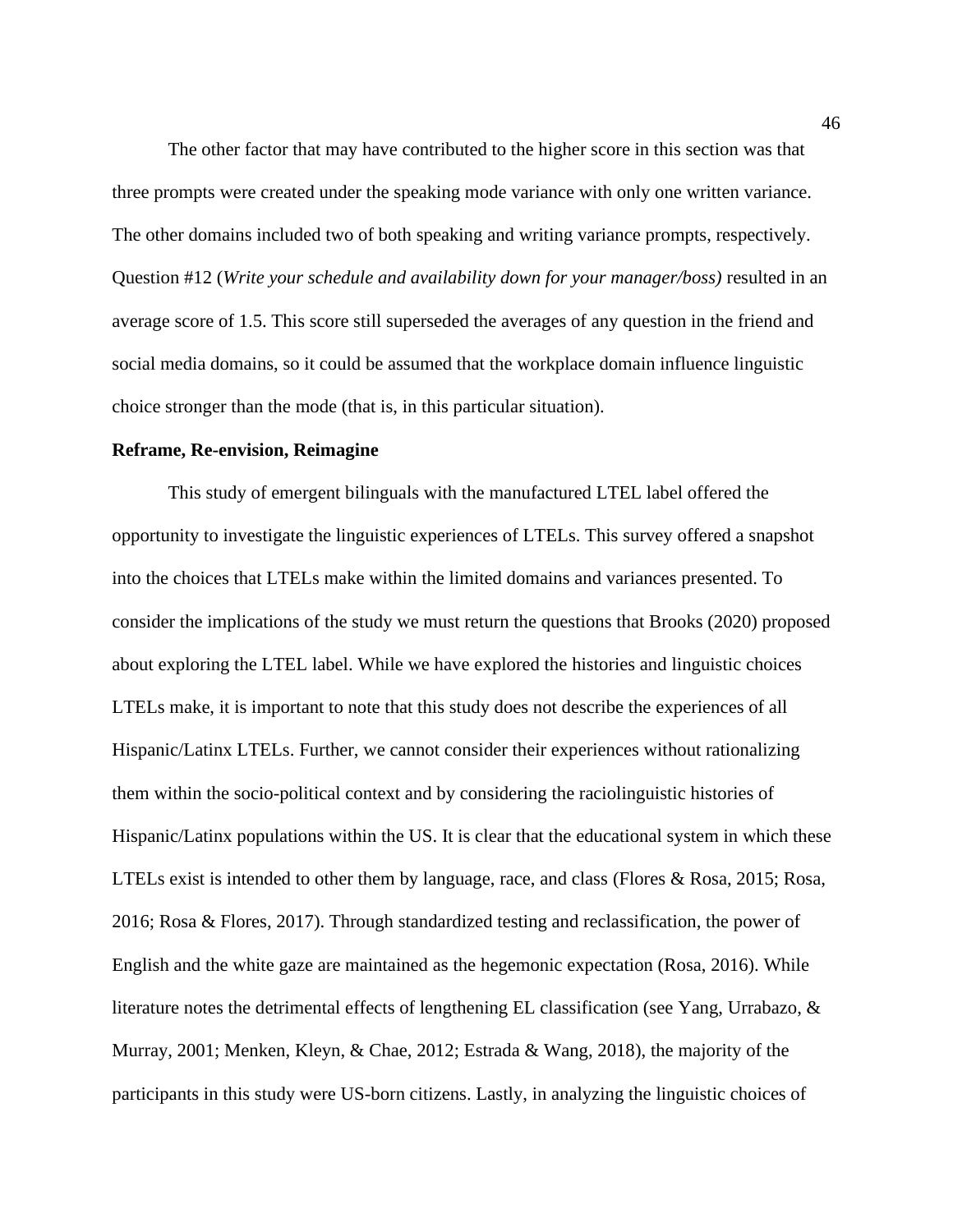The other factor that may have contributed to the higher score in this section was that three prompts were created under the speaking mode variance with only one written variance. The other domains included two of both speaking and writing variance prompts, respectively. Question #12 (*Write your schedule and availability down for your manager/boss)* resulted in an average score of 1.5. This score still superseded the averages of any question in the friend and social media domains, so it could be assumed that the workplace domain influence linguistic choice stronger than the mode (that is, in this particular situation).

**Reframe, Re-envision, Reimagine**

This study of emergent bilinguals with the manufactured LTEL label offered the opportunity to investigate the linguistic experiences of LTELs. This survey offered a snapshot into the choices that LTELs make within the limited domains and variances presented. To consider the implications of the study we must return the questions that Brooks (2020) proposed about exploring the LTEL label. While we have explored the histories and linguistic choices LTELs make, it is important to note that this study does not describe the experiences of all Hispanic/Latinx LTELs. Further, we cannot consider their experiences without rationalizing them within the socio-political context and by considering the raciolinguistic histories of Hispanic/Latinx populations within the US. It is clear that the educational system in which these LTELs exist is intended to other them by language, race, and class (Flores & Rosa, 2015; Rosa, 2016; Rosa & Flores, 2017). Through standardized testing and reclassification, the power of English and the white gaze are maintained as the hegemonic expectation (Rosa, 2016). While literature notes the detrimental effects of lengthening EL classification (see Yang, Urrabazo, & Murray, 2001; Menken, Kleyn, & Chae, 2012; Estrada & Wang, 2018), the majority of the participants in this study were US-born citizens. Lastly, in analyzing the linguistic choices of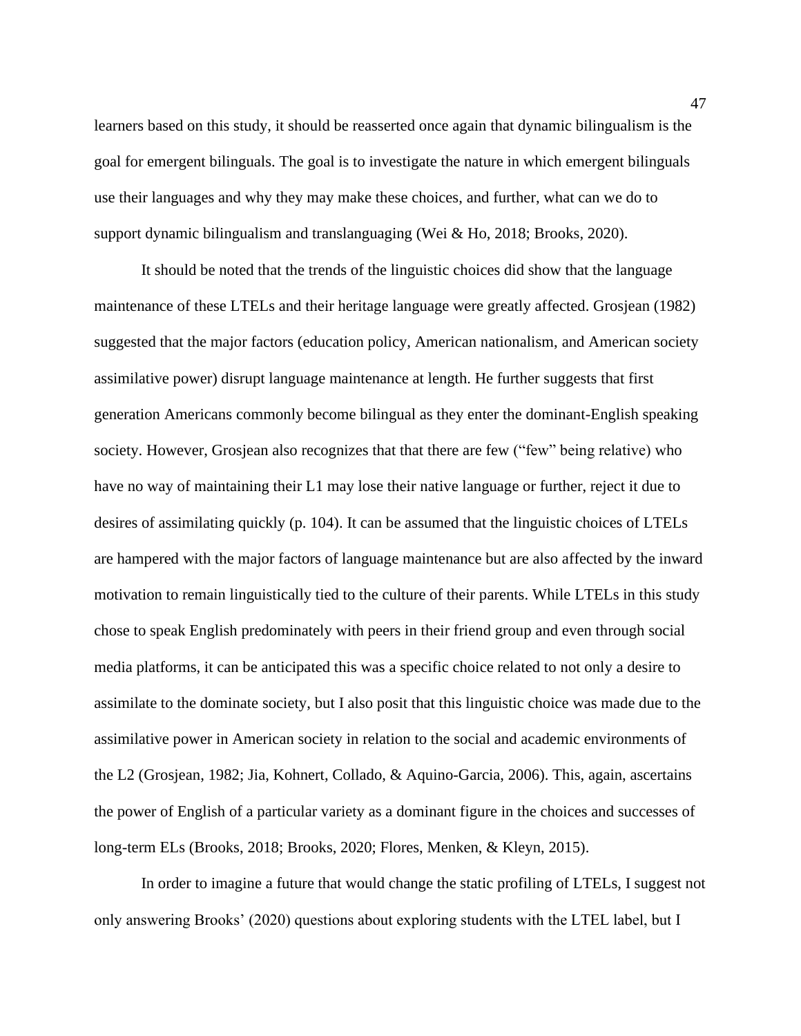learners based on this study, it should be reasserted once again that dynamic bilingualism is the goal for emergent bilinguals. The goal is to investigate the nature in which emergent bilinguals use their languages and why they may make these choices, and further, what can we do to support dynamic bilingualism and translanguaging (Wei & Ho, 2018; Brooks, 2020).

It should be noted that the trends of the linguistic choices did show that the language maintenance of these LTELs and their heritage language were greatly affected. Grosjean (1982) suggested that the major factors (education policy, American nationalism, and American society assimilative power) disrupt language maintenance at length. He further suggests that first generation Americans commonly become bilingual as they enter the dominant-English speaking society. However, Grosjean also recognizes that that there are few ("few" being relative) who have no way of maintaining their L1 may lose their native language or further, reject it due to desires of assimilating quickly (p. 104). It can be assumed that the linguistic choices of LTELs are hampered with the major factors of language maintenance but are also affected by the inward motivation to remain linguistically tied to the culture of their parents. While LTELs in this study chose to speak English predominately with peers in their friend group and even through social media platforms, it can be anticipated this was a specific choice related to not only a desire to assimilate to the dominate society, but I also posit that this linguistic choice was made due to the assimilative power in American society in relation to the social and academic environments of the L2 (Grosjean, 1982; Jia, Kohnert, Collado, & Aquino-Garcia, 2006). This, again, ascertains the power of English of a particular variety as a dominant figure in the choices and successes of long-term ELs (Brooks, 2018; Brooks, 2020; Flores, Menken, & Kleyn, 2015).

In order to imagine a future that would change the static profiling of LTELs, I suggest not only answering Brooks' (2020) questions about exploring students with the LTEL label, but I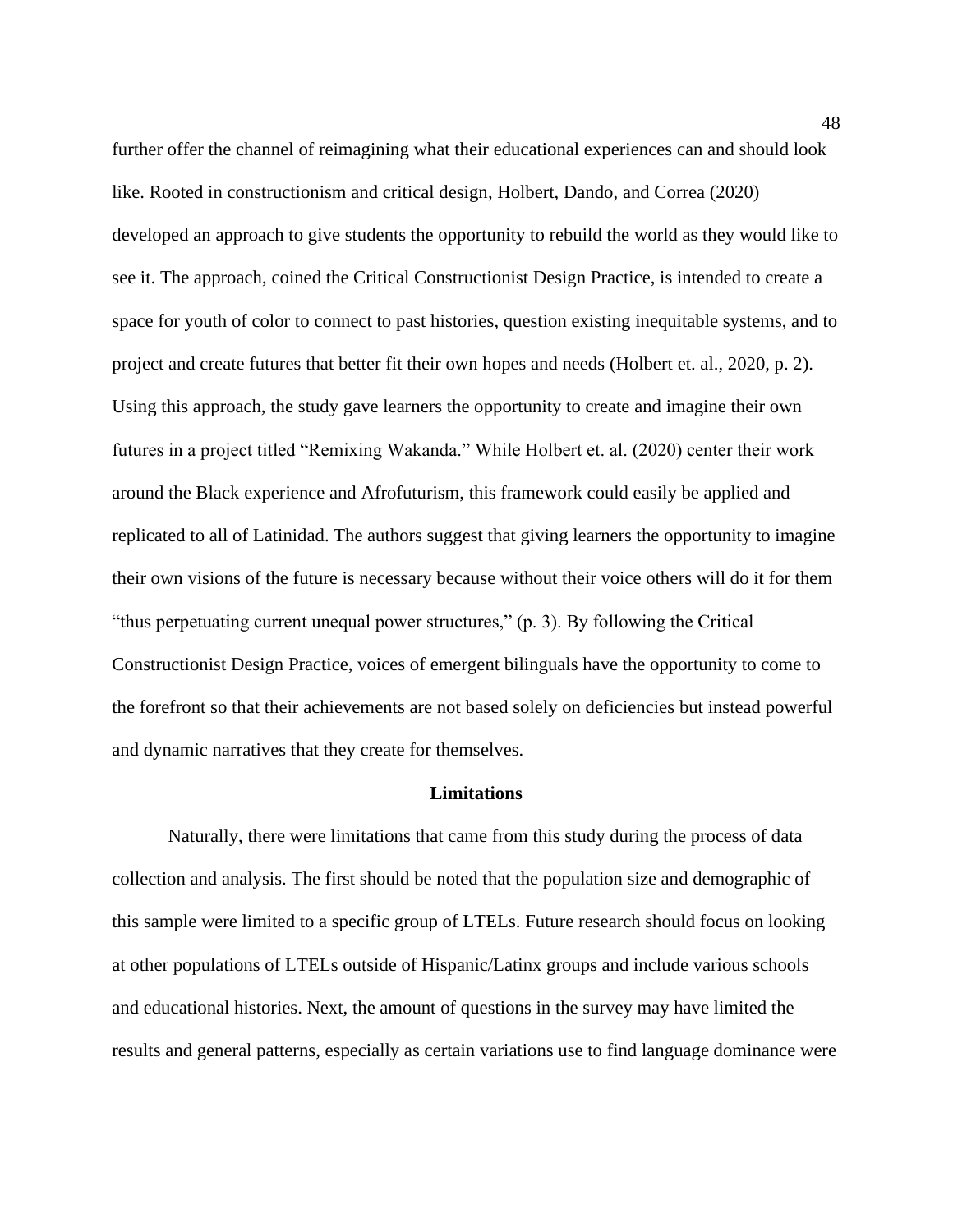further offer the channel of reimagining what their educational experiences can and should look like. Rooted in constructionism and critical design, Holbert, Dando, and Correa (2020) developed an approach to give students the opportunity to rebuild the world as they would like to see it. The approach, coined the Critical Constructionist Design Practice, is intended to create a space for youth of color to connect to past histories, question existing inequitable systems, and to project and create futures that better fit their own hopes and needs (Holbert et. al., 2020, p. 2). Using this approach, the study gave learners the opportunity to create and imagine their own futures in a project titled "Remixing Wakanda." While Holbert et. al. (2020) center their work around the Black experience and Afrofuturism, this framework could easily be applied and replicated to all of Latinidad. The authors suggest that giving learners the opportunity to imagine their own visions of the future is necessary because without their voice others will do it for them "thus perpetuating current unequal power structures," (p. 3). By following the Critical Constructionist Design Practice, voices of emergent bilinguals have the opportunity to come to the forefront so that their achievements are not based solely on deficiencies but instead powerful and dynamic narratives that they create for themselves.

## Limitations

Naturally, there were limitations that came from this study during the process of data collection and analysis. The first should be noted that the population size and demographic of this sample were limited to a specific group of LTELs. Future research should focus on looking at other populations of LTELs outside of Hispanic/Latinx groups and include various schools and educational histories. Next, the amount of questions in the survey may have limited the results and general patterns, especially as certain variations use to find language dominance were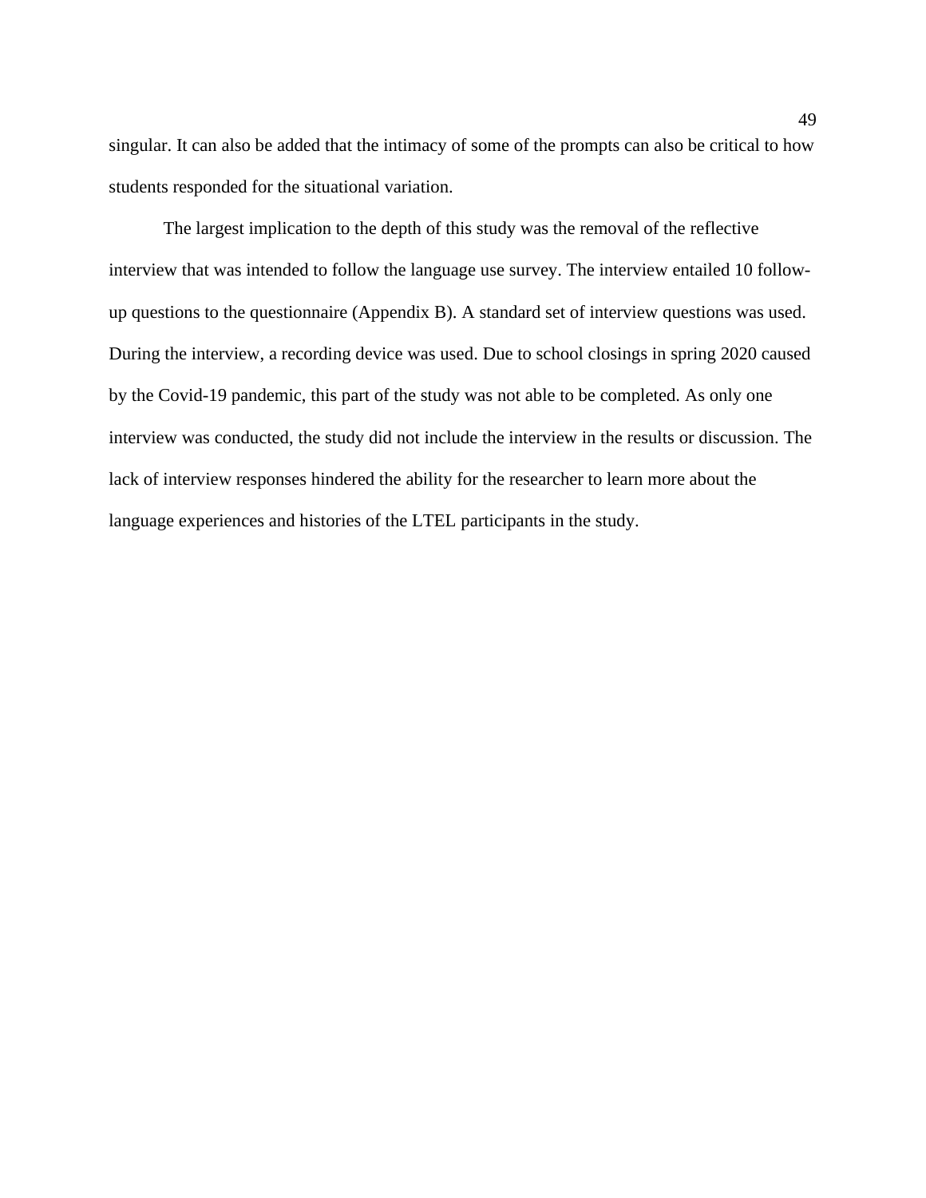singular. It can also be added that the intimacy of some of the prompts can also be critical to how students responded for the situational variation.

The largest implication to the depth of this study was the removal of the reflective interview that was intended to follow the language use survey. The interview entailed 10 follow-up questions to the questionnaire (Appendix B). A standard set of interview questions was used. During the interview, a recording device was used. Due to school closings in spring 2020 caused by the Covid-19 pandemic, this part of the study was not able to be completed. As only one interview was conducted, the study did not include the interview in the results or discussion. The lack of interview responses hindered the ability for the researcher to learn more about the language experiences and histories of the LTEL participants in the study.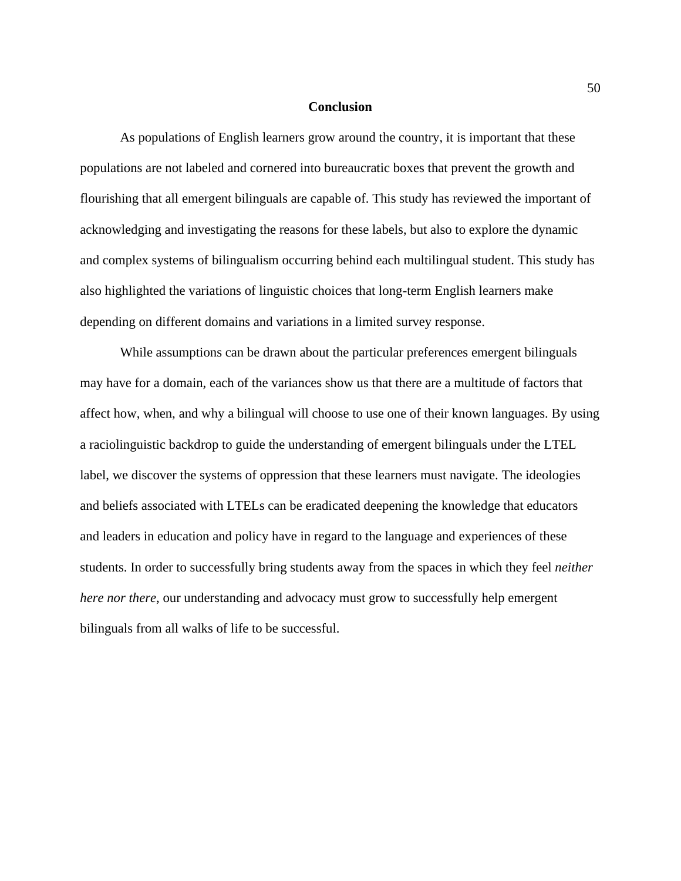## Conclusion

As populations of English learners grow around the country, it is important that these populations are not labeled and cornered into bureaucratic boxes that prevent the growth and flourishing that all emergent bilinguals are capable of. This study has reviewed the important of acknowledging and investigating the reasons for these labels, but also to explore the dynamic and complex systems of bilingualism occurring behind each multilingual student. This study has also highlighted the variations of linguistic choices that long-term English learners make depending on different domains and variations in a limited survey response.

While assumptions can be drawn about the particular preferences emergent bilinguals may have for a domain, each of the variances show us that there are a multitude of factors that affect how, when, and why a bilingual will choose to use one of their known languages. By using a raciolinguistic backdrop to guide the understanding of emergent bilinguals under the LTEL label, we discover the systems of oppression that these learners must navigate. The ideologies and beliefs associated with LTELs can be eradicated deepening the knowledge that educators and leaders in education and policy have in regard to the language and experiences of these students. In order to successfully bring students away from the spaces in which they feel *neither here nor there*, our understanding and advocacy must grow to successfully help emergent bilinguals from all walks of life to be successful.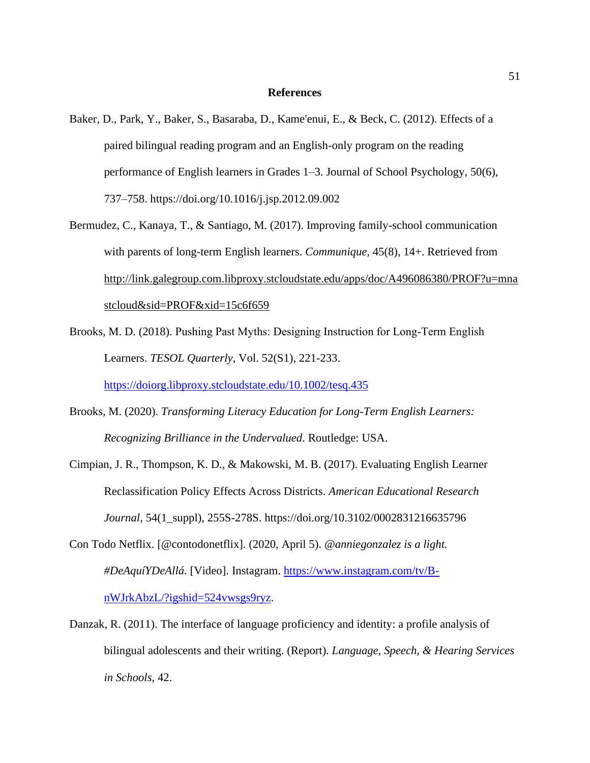# References

Baker, D., Park, Y., Baker, S., Basaraba, D., Kame'enui, E., & Beck, C. (2012). Effects of a paired bilingual reading program and an English-only program on the reading performance of English learners in Grades 1–3. Journal of School Psychology, 50(6), 737–758. https://doi.org/10.1016/j.jsp.2012.09.002

Bermudez, C., Kanaya, T., & Santiago, M. (2017). Improving family-school communication with parents of long-term English learners. *Communique*, 45(8), 14+. Retrieved from http://link.galegroup.com.libproxy.stcloudstate.edu/apps/doc/A496086380/PROF?u=mnastcloud&sid=PROF&xid=15c6f659

Brooks, M. D. (2018). Pushing Past Myths: Designing Instruction for Long-Term English Learners. *TESOL Quarterly*, Vol. 52(S1), 221-233. https://doiorg.libproxy.stcloudstate.edu/10.1002/tesq.435

Brooks, M. (2020). *Transforming Literacy Education for Long-Term English Learners: Recognizing Brilliance in the Undervalued*. Routledge: USA.

Cimpian, J. R., Thompson, K. D., & Makowski, M. B. (2017). Evaluating English Learner Reclassification Policy Effects Across Districts. *American Educational Research Journal*, 54(1_suppl), 255S-278S. https://doi.org/10.3102/0002831216635796

Con Todo Netflix. [@contodonetflix]. (2020, April 5). *@anniegonzalez is a light. #DeAquíYDeAllá.* [Video]. Instagram. https://www.instagram.com/tv/B-nWJrkAbzL/?igshid=524vwsgs9ryz.

Danzak, R. (2011). The interface of language proficiency and identity: a profile analysis of bilingual adolescents and their writing. (Report). *Language, Speech, & Hearing Services in Schools*, 42.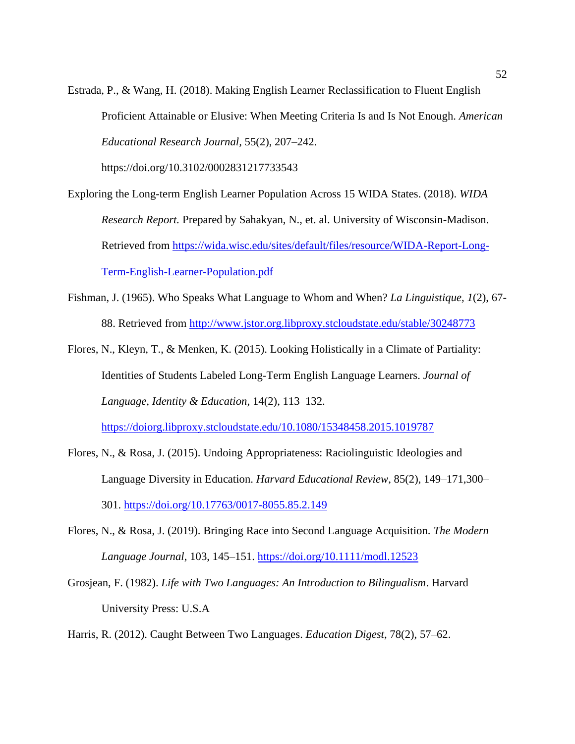Estrada, P., & Wang, H. (2018). Making English Learner Reclassification to Fluent English Proficient Attainable or Elusive: When Meeting Criteria Is and Is Not Enough. *American Educational Research Journal*, 55(2), 207–242. https://doi.org/10.3102/0002831217733543

Exploring the Long-term English Learner Population Across 15 WIDA States. (2018). *WIDA Research Report.* Prepared by Sahakyan, N., et. al. University of Wisconsin-Madison. Retrieved from https://wida.wisc.edu/sites/default/files/resource/WIDA-Report-Long-Term-English-Learner-Population.pdf

Fishman, J. (1965). Who Speaks What Language to Whom and When? *La Linguistique, 1*(2), 67-88. Retrieved from http://www.jstor.org.libproxy.stcloudstate.edu/stable/30248773

Flores, N., Kleyn, T., & Menken, K. (2015). Looking Holistically in a Climate of Partiality: Identities of Students Labeled Long-Term English Language Learners. *Journal of Language, Identity & Education*, 14(2), 113–132. https://doiorg.libproxy.stcloudstate.edu/10.1080/15348458.2015.1019787

Flores, N., & Rosa, J. (2015). Undoing Appropriateness: Raciolinguistic Ideologies and Language Diversity in Education. *Harvard Educational Review*, 85(2), 149–171,300–301. https://doi.org/10.17763/0017-8055.85.2.149

Flores, N., & Rosa, J. (2019). Bringing Race into Second Language Acquisition. *The Modern Language Journal*, 103, 145–151. https://doi.org/10.1111/modl.12523

Grosjean, F. (1982). *Life with Two Languages: An Introduction to Bilingualism*. Harvard University Press: U.S.A

Harris, R. (2012). Caught Between Two Languages. *Education Digest*, 78(2), 57–62.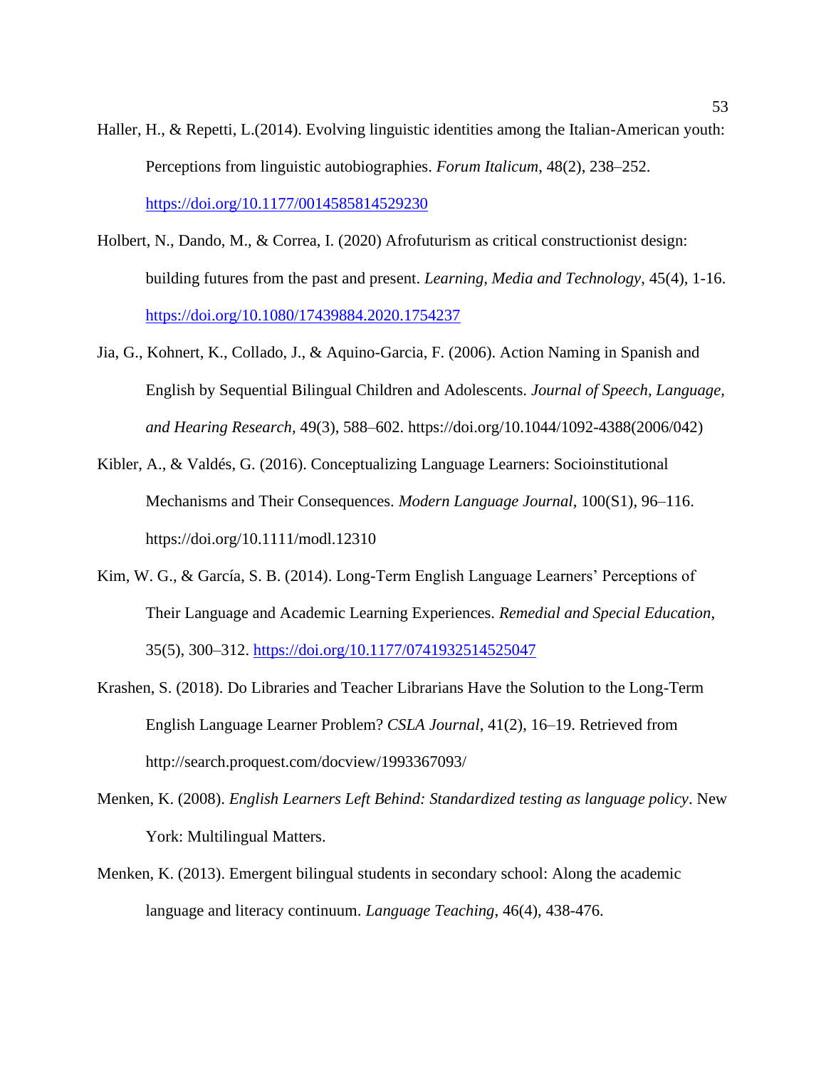Haller, H., & Repetti, L.(2014). Evolving linguistic identities among the Italian-American youth: Perceptions from linguistic autobiographies. *Forum Italicum*, 48(2), 238–252. https://doi.org/10.1177/0014585814529230

Holbert, N., Dando, M., & Correa, I. (2020) Afrofuturism as critical constructionist design: building futures from the past and present. *Learning, Media and Technology*, 45(4), 1-16. https://doi.org/10.1080/17439884.2020.1754237

Jia, G., Kohnert, K., Collado, J., & Aquino-Garcia, F. (2006). Action Naming in Spanish and English by Sequential Bilingual Children and Adolescents. *Journal of Speech, Language, and Hearing Research,* 49(3), 588–602. https://doi.org/10.1044/1092-4388(2006/042)

Kibler, A., & Valdés, G. (2016). Conceptualizing Language Learners: Socioinstitutional Mechanisms and Their Consequences. *Modern Language Journal*, 100(S1), 96–116. https://doi.org/10.1111/modl.12310

Kim, W. G., & García, S. B. (2014). Long-Term English Language Learners' Perceptions of Their Language and Academic Learning Experiences. *Remedial and Special Education*, 35(5), 300–312. https://doi.org/10.1177/0741932514525047

Krashen, S. (2018). Do Libraries and Teacher Librarians Have the Solution to the Long-Term English Language Learner Problem? *CSLA Journal*, 41(2), 16–19. Retrieved from http://search.proquest.com/docview/1993367093/

Menken, K. (2008). *English Learners Left Behind: Standardized testing as language policy*. New York: Multilingual Matters.

Menken, K. (2013). Emergent bilingual students in secondary school: Along the academic language and literacy continuum. *Language Teaching*, 46(4), 438-476.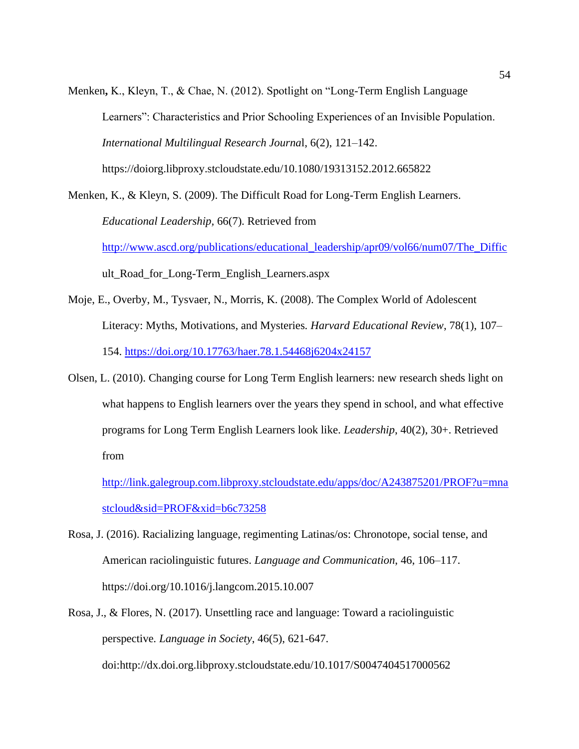Menken**,** K., Kleyn, T., & Chae, N. (2012). Spotlight on "Long-Term English Language Learners": Characteristics and Prior Schooling Experiences of an Invisible Population. *International Multilingual Research Journa*l, 6(2), 121–142. https://doiorg.libproxy.stcloudstate.edu/10.1080/19313152.2012.665822

Menken, K., & Kleyn, S. (2009). The Difficult Road for Long-Term English Learners. *Educational Leadership,* 66(7). Retrieved from http://www.ascd.org/publications/educational_leadership/apr09/vol66/num07/The_Difficult_Road_for_Long-Term_English_Learners.aspx

Moje, E., Overby, M., Tysvaer, N., Morris, K. (2008). The Complex World of Adolescent Literacy: Myths, Motivations, and Mysteries. *Harvard Educational Review*, 78(1), 107–154. https://doi.org/10.17763/haer.78.1.54468j6204x24157

Olsen, L. (2010). Changing course for Long Term English learners: new research sheds light on what happens to English learners over the years they spend in school, and what effective programs for Long Term English Learners look like. *Leadership*, 40(2), 30+. Retrieved from http://link.galegroup.com.libproxy.stcloudstate.edu/apps/doc/A243875201/PROF?u=mnastcloud&sid=PROF&xid=b6c73258

Rosa, J. (2016). Racializing language, regimenting Latinas/os: Chronotope, social tense, and American raciolinguistic futures. *Language and Communication*, 46, 106–117. https://doi.org/10.1016/j.langcom.2015.10.007

Rosa, J., & Flores, N. (2017). Unsettling race and language: Toward a raciolinguistic perspective. *Language in Society*, 46(5), 621-647. doi:http://dx.doi.org.libproxy.stcloudstate.edu/10.1017/S0047404517000562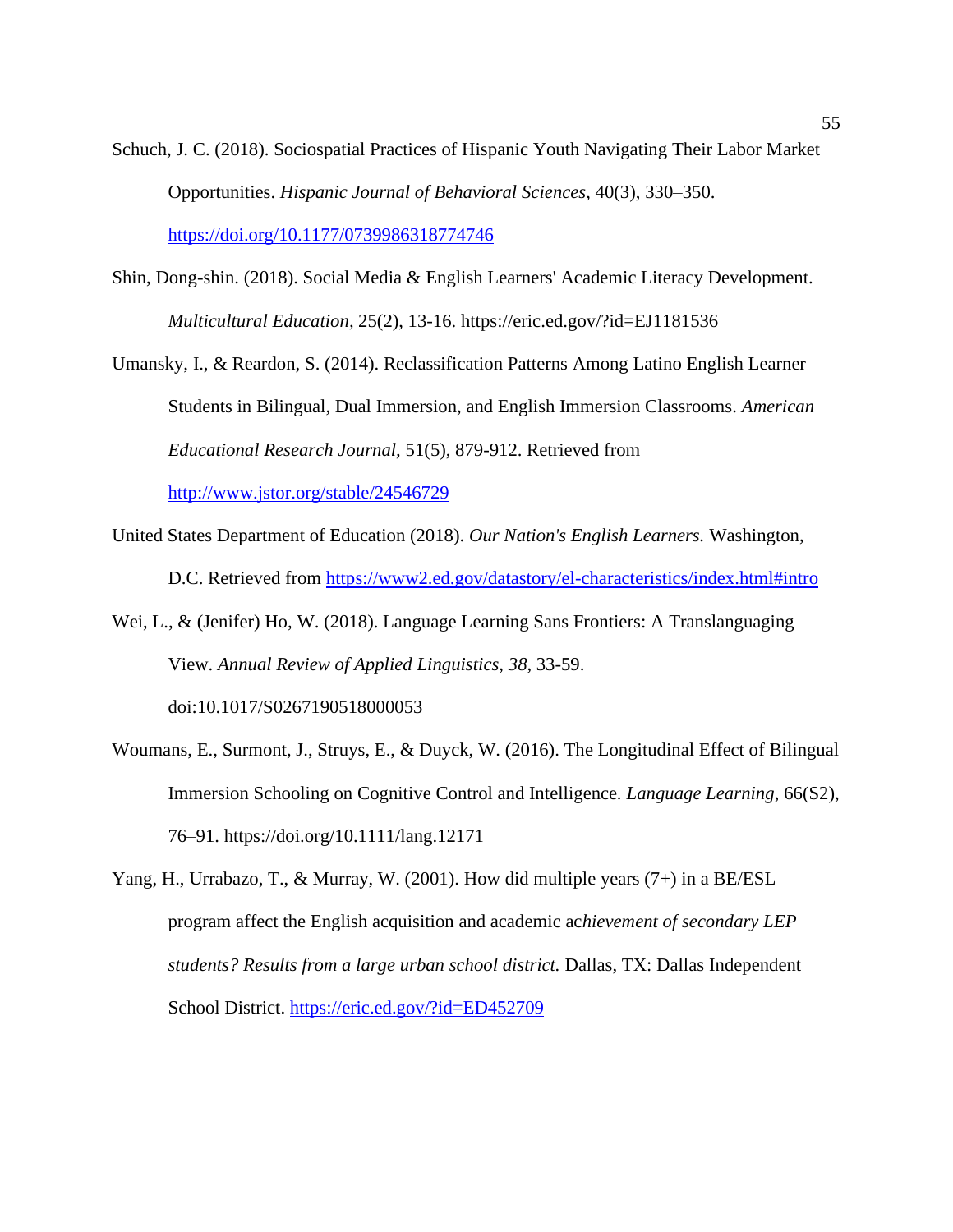Schuch, J. C. (2018). Sociospatial Practices of Hispanic Youth Navigating Their Labor Market Opportunities. *Hispanic Journal of Behavioral Sciences*, 40(3), 330–350. https://doi.org/10.1177/0739986318774746

Shin, Dong-shin. (2018). Social Media & English Learners' Academic Literacy Development. *Multicultural Education,* 25(2), 13-16. https://eric.ed.gov/?id=EJ1181536

Umansky, I., & Reardon, S. (2014). Reclassification Patterns Among Latino English Learner Students in Bilingual, Dual Immersion, and English Immersion Classrooms. *American Educational Research Journal,* 51(5), 879-912. Retrieved from http://www.jstor.org/stable/24546729

United States Department of Education (2018). *Our Nation's English Learners.* Washington, D.C. Retrieved from https://www2.ed.gov/datastory/el-characteristics/index.html#intro

Wei, L., & (Jenifer) Ho, W. (2018). Language Learning Sans Frontiers: A Translanguaging View. *Annual Review of Applied Linguistics, 38,* 33-59. doi:10.1017/S0267190518000053

Woumans, E., Surmont, J., Struys, E., & Duyck, W. (2016). The Longitudinal Effect of Bilingual Immersion Schooling on Cognitive Control and Intelligence. *Language Learning*, 66(S2), 76–91. https://doi.org/10.1111/lang.12171

Yang, H., Urrabazo, T., & Murray, W. (2001). How did multiple years (7+) in a BE/ESL program affect the English acquisition and academic ac*hievement of secondary LEP students? Results from a large urban school district.* Dallas, TX: Dallas Independent School District. https://eric.ed.gov/?id=ED452709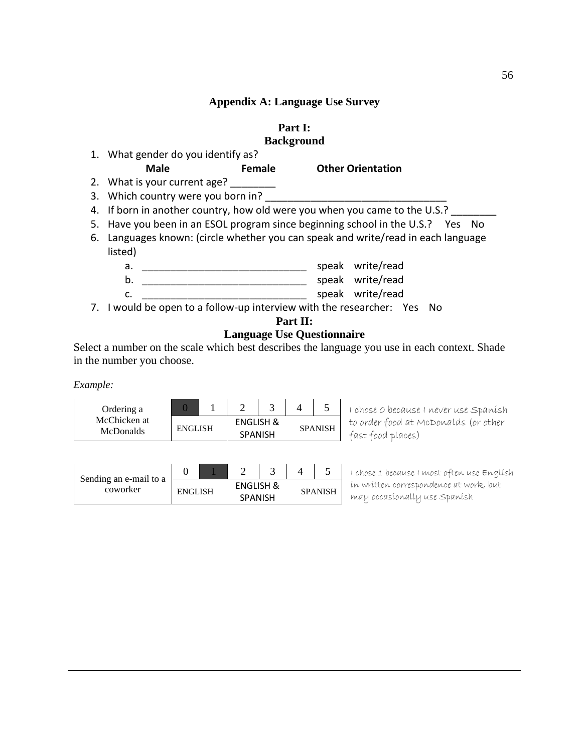# Appendix A: Language Use Survey

## Part I: Background

1. What gender do you identify as?

   **Male** **Female** **Other Orientation**

2. What is your current age? ________
3. Which country were you born in? ________________________________
4. If born in another country, how old were you when you came to the U.S.? ________
5. Have you been in an ESOL program since beginning school in the U.S.? Yes No
6. Languages known: (circle whether you can speak and write/read in each language listed)
   a. _____________________________ speak write/read
   b. _____________________________ speak write/read
   c. _____________________________ speak write/read
7. I would be open to a follow-up interview with the researcher: Yes No

## Part II: Language Use Questionnaire

Select a number on the scale which best describes the language you use in each context. Shade in the number you choose.

*Example:*

| Ordering a McChicken at McDonalds | **0** (shaded) | 1 | 2 | 3 | 4 | 5 |
|---|---|---|---|---|---|---|
| | ENGLISH | | ENGLISH & SPANISH | | SPANISH | |

I chose 0 because I never use Spanish to order food at McDonalds (or other fast food places)

| Sending an e-mail to a coworker | 0 | **1** (shaded) | 2 | 3 | 4 | 5 |
|---|---|---|---|---|---|---|
| | ENGLISH | | ENGLISH & SPANISH | | SPANISH | |

I chose 1 because I most often use English in written correspondence at work, but may occasionally use Spanish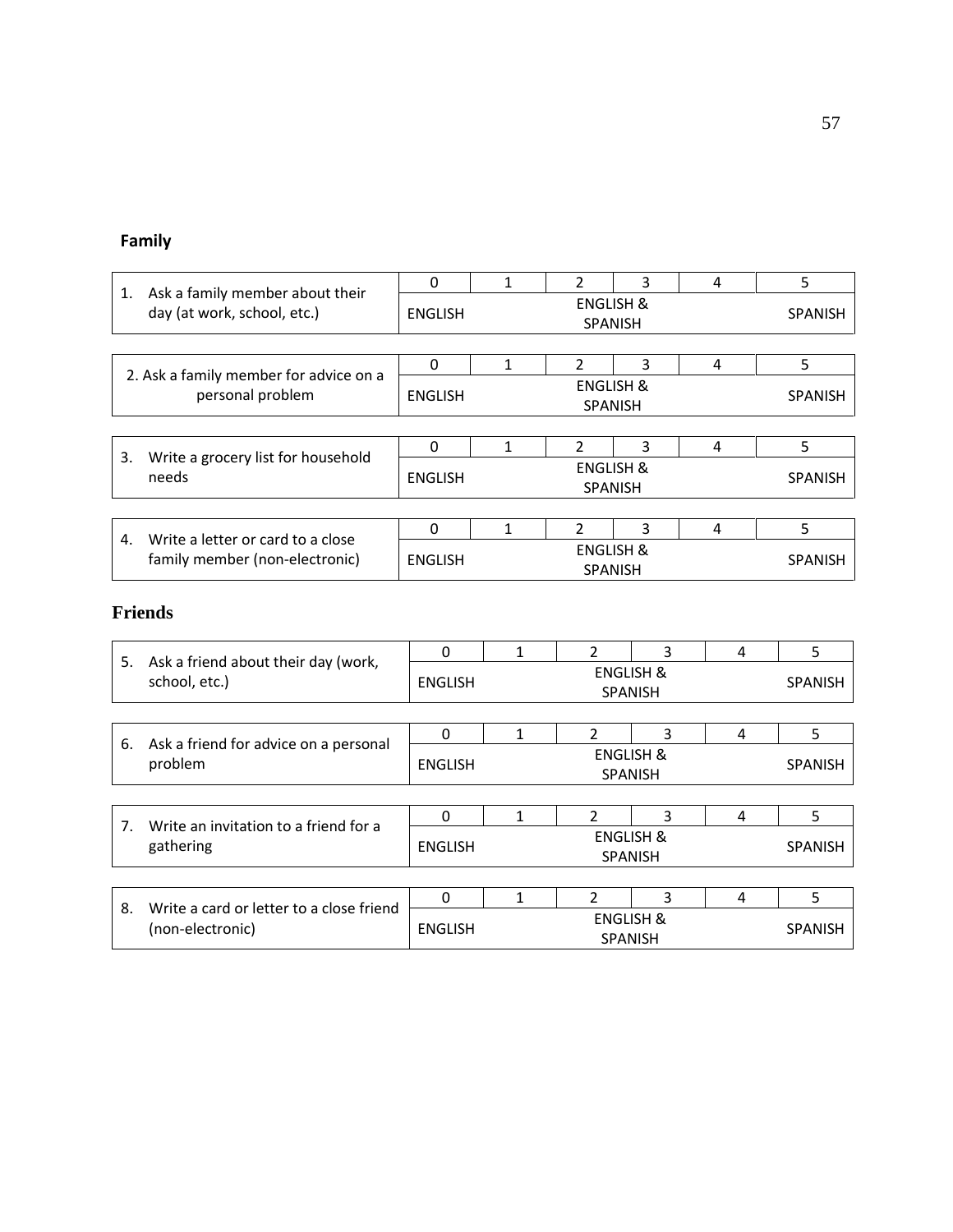**Family**

| 1. Ask a family member about their day (at work, school, etc.) | 0 | 1 | 2 | 3 | 4 | 5 |
|---|---|---|---|---|---|---|
| | ENGLISH | | ENGLISH & SPANISH | | | SPANISH |

| 2. Ask a family member for advice on a personal problem | 0 | 1 | 2 | 3 | 4 | 5 |
|---|---|---|---|---|---|---|
| | ENGLISH | | ENGLISH & SPANISH | | | SPANISH |

| 3. Write a grocery list for household needs | 0 | 1 | 2 | 3 | 4 | 5 |
|---|---|---|---|---|---|---|
| | ENGLISH | | ENGLISH & SPANISH | | | SPANISH |

| 4. Write a letter or card to a close family member (non-electronic) | 0 | 1 | 2 | 3 | 4 | 5 |
|---|---|---|---|---|---|---|
| | ENGLISH | | ENGLISH & SPANISH | | | SPANISH |

**Friends**

| 5. Ask a friend about their day (work, school, etc.) | 0 | 1 | 2 | 3 | 4 | 5 |
|---|---|---|---|---|---|---|
| | ENGLISH | | ENGLISH & SPANISH | | | SPANISH |

| 6. Ask a friend for advice on a personal problem | 0 | 1 | 2 | 3 | 4 | 5 |
|---|---|---|---|---|---|---|
| | ENGLISH | | ENGLISH & SPANISH | | | SPANISH |

| 7. Write an invitation to a friend for a gathering | 0 | 1 | 2 | 3 | 4 | 5 |
|---|---|---|---|---|---|---|
| | ENGLISH | | ENGLISH & SPANISH | | | SPANISH |

| 8. Write a card or letter to a close friend (non-electronic) | 0 | 1 | 2 | 3 | 4 | 5 |
|---|---|---|---|---|---|---|
| | ENGLISH | | ENGLISH & SPANISH | | | SPANISH |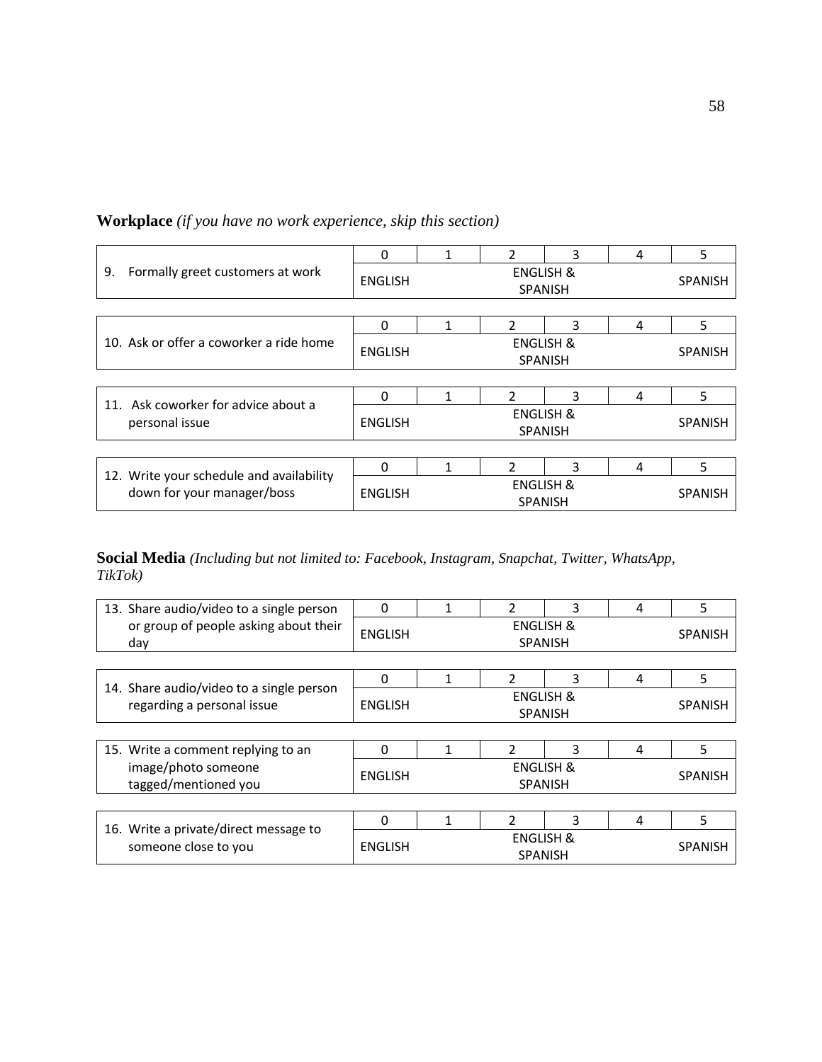**Workplace** *(if you have no work experience, skip this section)*

| | 0 | 1 | 2 | 3 | 4 | 5 |
|---|---|---|---|---|---|---|
| 9. Formally greet customers at work | ENGLISH | | ENGLISH & SPANISH | | | SPANISH |

| | 0 | 1 | 2 | 3 | 4 | 5 |
|---|---|---|---|---|---|---|
| 10. Ask or offer a coworker a ride home | ENGLISH | | ENGLISH & SPANISH | | | SPANISH |

| | 0 | 1 | 2 | 3 | 4 | 5 |
|---|---|---|---|---|---|---|
| 11. Ask coworker for advice about a personal issue | ENGLISH | | ENGLISH & SPANISH | | | SPANISH |

| | 0 | 1 | 2 | 3 | 4 | 5 |
|---|---|---|---|---|---|---|
| 12. Write your schedule and availability down for your manager/boss | ENGLISH | | ENGLISH & SPANISH | | | SPANISH |

**Social Media** *(Including but not limited to: Facebook, Instagram, Snapchat, Twitter, WhatsApp, TikTok)*

| | 0 | 1 | 2 | 3 | 4 | 5 |
|---|---|---|---|---|---|---|
| 13. Share audio/video to a single person or group of people asking about their day | ENGLISH | | ENGLISH & SPANISH | | | SPANISH |

| | 0 | 1 | 2 | 3 | 4 | 5 |
|---|---|---|---|---|---|---|
| 14. Share audio/video to a single person regarding a personal issue | ENGLISH | | ENGLISH & SPANISH | | | SPANISH |

| | 0 | 1 | 2 | 3 | 4 | 5 |
|---|---|---|---|---|---|---|
| 15. Write a comment replying to an image/photo someone tagged/mentioned you | ENGLISH | | ENGLISH & SPANISH | | | SPANISH |

| | 0 | 1 | 2 | 3 | 4 | 5 |
|---|---|---|---|---|---|---|
| 16. Write a private/direct message to someone close to you | ENGLISH | | ENGLISH & SPANISH | | | SPANISH |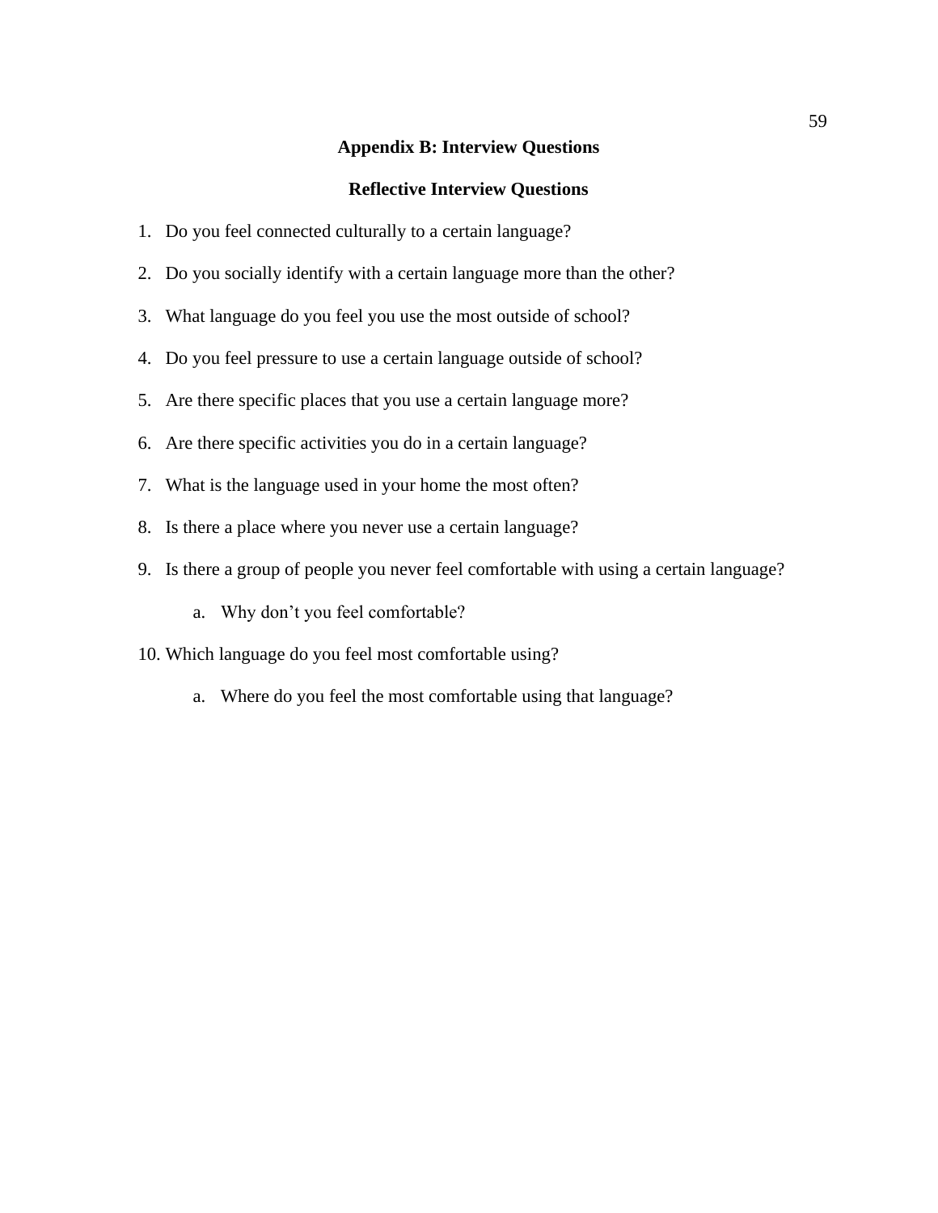# Appendix B: Interview Questions

## Reflective Interview Questions

1. Do you feel connected culturally to a certain language?
2. Do you socially identify with a certain language more than the other?
3. What language do you feel you use the most outside of school?
4. Do you feel pressure to use a certain language outside of school?
5. Are there specific places that you use a certain language more?
6. Are there specific activities you do in a certain language?
7. What is the language used in your home the most often?
8. Is there a place where you never use a certain language?
9. Is there a group of people you never feel comfortable with using a certain language?
   a. Why don't you feel comfortable?
10. Which language do you feel most comfortable using?
    a. Where do you feel the most comfortable using that language?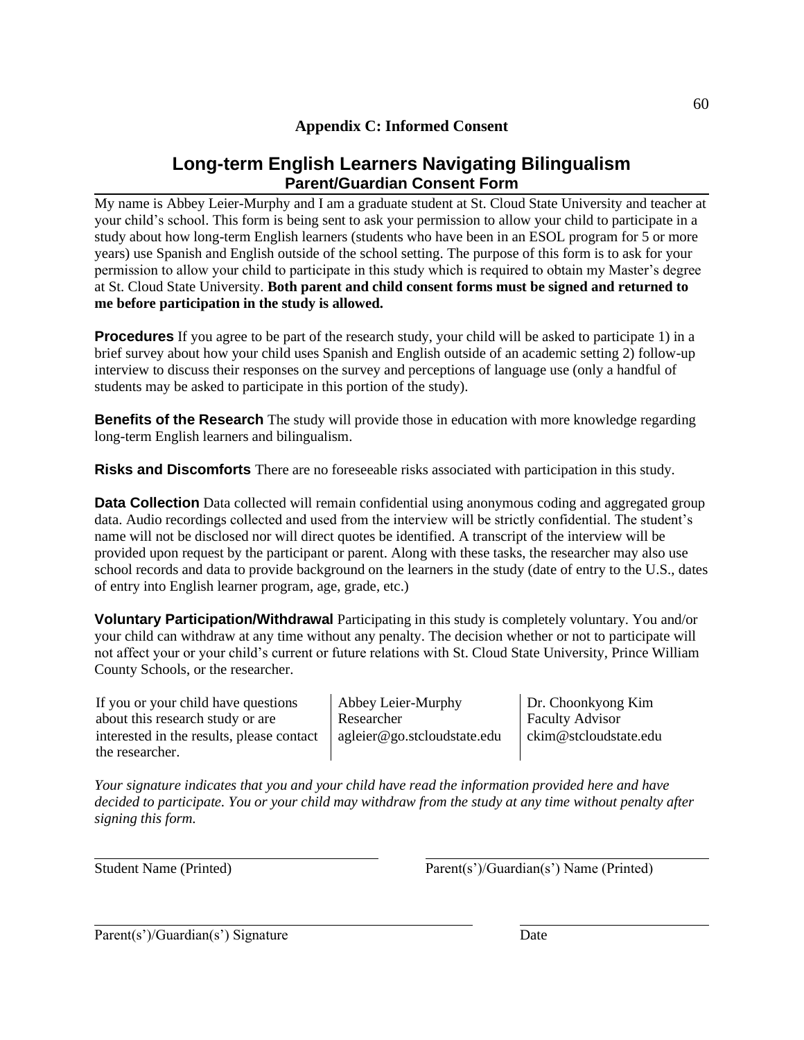## Appendix C: Informed Consent

# Long-term English Learners Navigating Bilingualism

### Parent/Guardian Consent Form

My name is Abbey Leier-Murphy and I am a graduate student at St. Cloud State University and teacher at your child's school. This form is being sent to ask your permission to allow your child to participate in a study about how long-term English learners (students who have been in an ESOL program for 5 or more years) use Spanish and English outside of the school setting. The purpose of this form is to ask for your permission to allow your child to participate in this study which is required to obtain my Master's degree at St. Cloud State University. **Both parent and child consent forms must be signed and returned to me before participation in the study is allowed.**

**Procedures** If you agree to be part of the research study, your child will be asked to participate 1) in a brief survey about how your child uses Spanish and English outside of an academic setting 2) follow-up interview to discuss their responses on the survey and perceptions of language use (only a handful of students may be asked to participate in this portion of the study).

**Benefits of the Research** The study will provide those in education with more knowledge regarding long-term English learners and bilingualism.

**Risks and Discomforts** There are no foreseeable risks associated with participation in this study.

**Data Collection** Data collected will remain confidential using anonymous coding and aggregated group data. Audio recordings collected and used from the interview will be strictly confidential. The student's name will not be disclosed nor will direct quotes be identified. A transcript of the interview will be provided upon request by the participant or parent. Along with these tasks, the researcher may also use school records and data to provide background on the learners in the study (date of entry to the U.S., dates of entry into English learner program, age, grade, etc.)

**Voluntary Participation/Withdrawal** Participating in this study is completely voluntary. You and/or your child can withdraw at any time without any penalty. The decision whether or not to participate will not affect your or your child's current or future relations with St. Cloud State University, Prince William County Schools, or the researcher.

| If you or your child have questions about this research study or are interested in the results, please contact the researcher. | Abbey Leier-Murphy<br>Researcher<br>agleier@go.stcloudstate.edu | Dr. Choonkyong Kim<br>Faculty Advisor<br>ckim@stcloudstate.edu |
|---|---|---|

*Your signature indicates that you and your child have read the information provided here and have decided to participate. You or your child may withdraw from the study at any time without penalty after signing this form.*

\_\_\_\_\_\_\_\_\_\_\_\_\_\_\_\_\_\_\_\_\_\_\_\_\_\_\_\_\_\_ Student Name (Printed)

\_\_\_\_\_\_\_\_\_\_\_\_\_\_\_\_\_\_\_\_\_\_\_\_\_\_\_\_\_\_ Parent(s')/Guardian(s') Name (Printed)

\_\_\_\_\_\_\_\_\_\_\_\_\_\_\_\_\_\_\_\_\_\_\_\_\_\_\_\_\_\_ Parent(s')/Guardian(s') Signature

\_\_\_\_\_\_\_\_\_\_\_\_\_\_\_\_\_\_\_\_\_\_\_\_\_\_\_\_\_\_ Date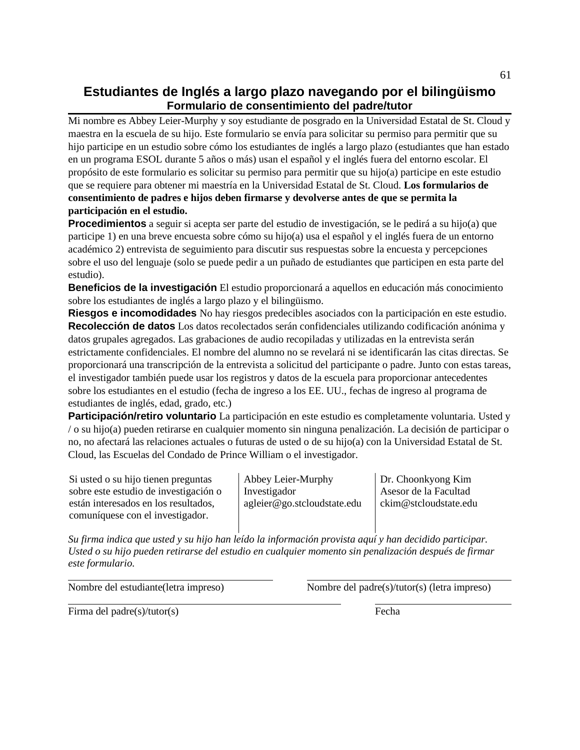# Estudiantes de Inglés a largo plazo navegando por el bilingüismo

## Formulario de consentimiento del padre/tutor

Mi nombre es Abbey Leier-Murphy y soy estudiante de posgrado en la Universidad Estatal de St. Cloud y maestra en la escuela de su hijo. Este formulario se envía para solicitar su permiso para permitir que su hijo participe en un estudio sobre cómo los estudiantes de inglés a largo plazo (estudiantes que han estado en un programa ESOL durante 5 años o más) usan el español y el inglés fuera del entorno escolar. El propósito de este formulario es solicitar su permiso para permitir que su hijo(a) participe en este estudio que se requiere para obtener mi maestría en la Universidad Estatal de St. Cloud. **Los formularios de consentimiento de padres e hijos deben firmarse y devolverse antes de que se permita la participación en el estudio.**

**Procedimientos** a seguir si acepta ser parte del estudio de investigación, se le pedirá a su hijo(a) que participe 1) en una breve encuesta sobre cómo su hijo(a) usa el español y el inglés fuera de un entorno académico 2) entrevista de seguimiento para discutir sus respuestas sobre la encuesta y percepciones sobre el uso del lenguaje (solo se puede pedir a un puñado de estudiantes que participen en esta parte del estudio).

**Beneficios de la investigación** El estudio proporcionará a aquellos en educación más conocimiento sobre los estudiantes de inglés a largo plazo y el bilingüismo.

**Riesgos e incomodidades** No hay riesgos predecibles asociados con la participación en este estudio.

**Recolección de datos** Los datos recolectados serán confidenciales utilizando codificación anónima y datos grupales agregados. Las grabaciones de audio recopiladas y utilizadas en la entrevista serán estrictamente confidenciales. El nombre del alumno no se revelará ni se identificarán las citas directas. Se proporcionará una transcripción de la entrevista a solicitud del participante o padre. Junto con estas tareas, el investigador también puede usar los registros y datos de la escuela para proporcionar antecedentes sobre los estudiantes en el estudio (fecha de ingreso a los EE. UU., fechas de ingreso al programa de estudiantes de inglés, edad, grado, etc.)

**Participación/retiro voluntario** La participación en este estudio es completamente voluntaria. Usted y / o su hijo(a) pueden retirarse en cualquier momento sin ninguna penalización. La decisión de participar o no, no afectará las relaciones actuales o futuras de usted o de su hijo(a) con la Universidad Estatal de St. Cloud, las Escuelas del Condado de Prince William o el investigador.

| Si usted o su hijo tienen preguntas sobre este estudio de investigación o están interesados en los resultados, comuníquese con el investigador. | Abbey Leier-Murphy<br>Investigador<br>agleier@go.stcloudstate.edu | Dr. Choonkyong Kim<br>Asesor de la Facultad<br>ckim@stcloudstate.edu |
|---|---|---|

*Su firma indica que usted y su hijo han leído la información provista aquí y han decidido participar. Usted o su hijo pueden retirarse del estudio en cualquier momento sin penalización después de firmar este formulario.*

Nombre del estudiante(letra impreso) ______________________ Nombre del padre(s)/tutor(s) (letra impreso) ______________________

Firma del padre(s)/tutor(s) ______________________ Fecha ______________________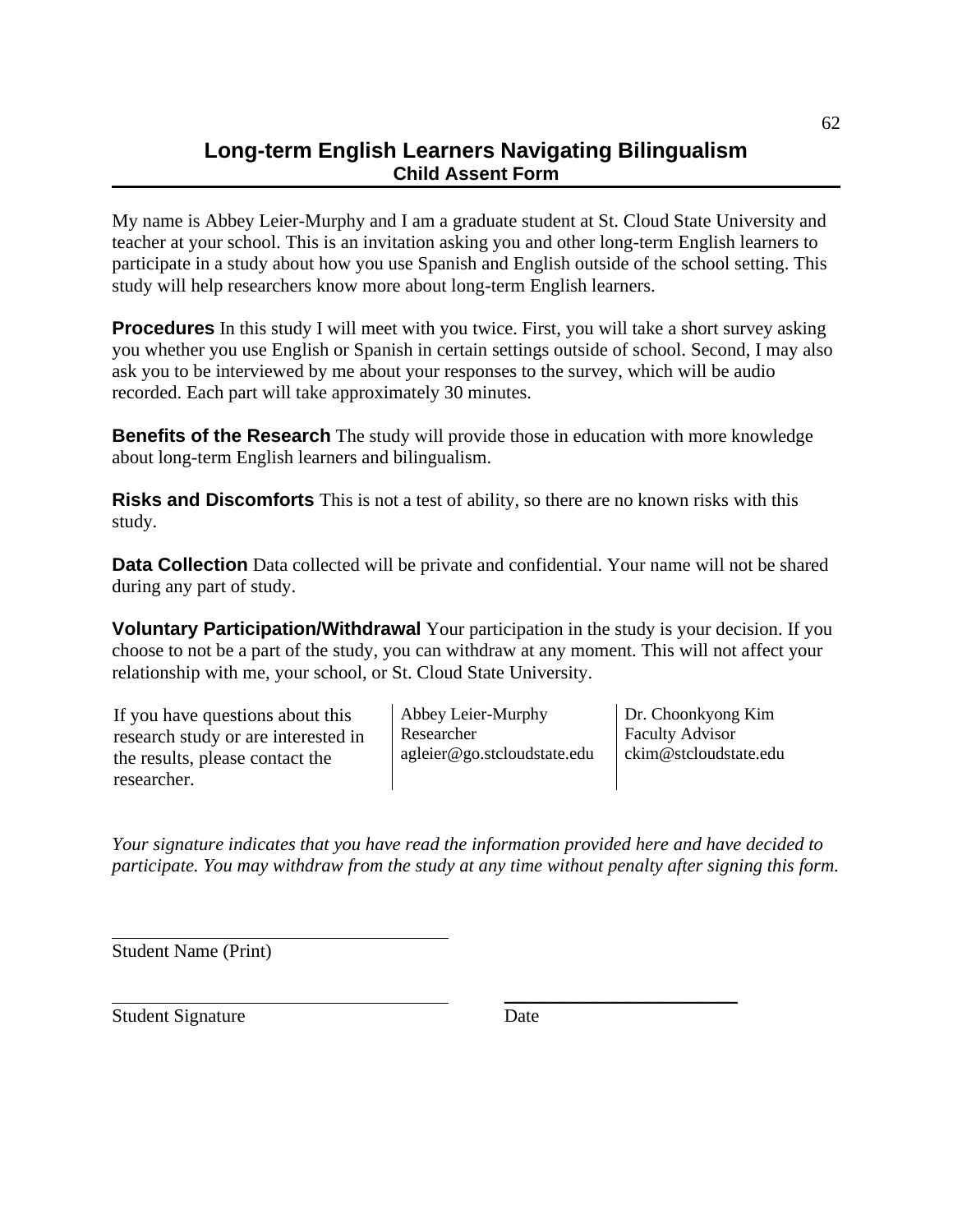# Long-term English Learners Navigating Bilingualism

## Child Assent Form

My name is Abbey Leier-Murphy and I am a graduate student at St. Cloud State University and teacher at your school. This is an invitation asking you and other long-term English learners to participate in a study about how you use Spanish and English outside of the school setting. This study will help researchers know more about long-term English learners.

**Procedures** In this study I will meet with you twice. First, you will take a short survey asking you whether you use English or Spanish in certain settings outside of school. Second, I may also ask you to be interviewed by me about your responses to the survey, which will be audio recorded. Each part will take approximately 30 minutes.

**Benefits of the Research** The study will provide those in education with more knowledge about long-term English learners and bilingualism.

**Risks and Discomforts** This is not a test of ability, so there are no known risks with this study.

**Data Collection** Data collected will be private and confidential. Your name will not be shared during any part of study.

**Voluntary Participation/Withdrawal** Your participation in the study is your decision. If you choose to not be a part of the study, you can withdraw at any moment. This will not affect your relationship with me, your school, or St. Cloud State University.

| If you have questions about this research study or are interested in the results, please contact the researcher. | Abbey Leier-Murphy<br>Researcher<br>agleier@go.stcloudstate.edu | Dr. Choonkyong Kim<br>Faculty Advisor<br>ckim@stcloudstate.edu |
|---|---|---|

*Your signature indicates that you have read the information provided here and have decided to participate. You may withdraw from the study at any time without penalty after signing this form.*

\_\_\_\_\_\_\_\_\_\_\_\_\_\_\_\_\_\_\_\_\_\_\_\_\_\_\_\_\_\_\_\_\_\_\_\_
Student Name (Print)

\_\_\_\_\_\_\_\_\_\_\_\_\_\_\_\_\_\_\_\_\_\_\_\_\_\_\_\_\_\_\_\_\_\_\_\_ \_\_\_\_\_\_\_\_\_\_\_\_\_\_\_\_\_\_\_\_\_\_\_\_\_
Student Signature Date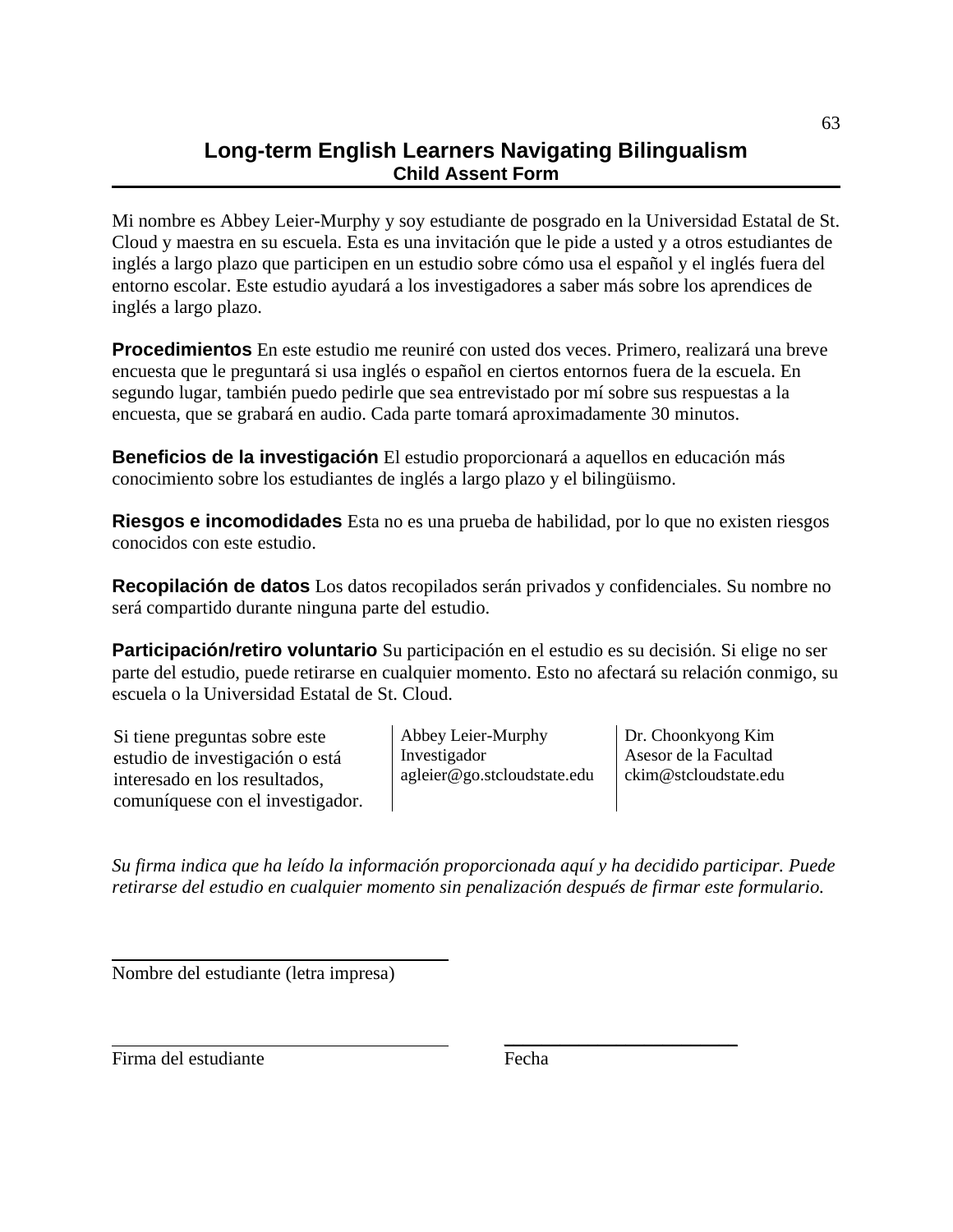# Long-term English Learners Navigating Bilingualism

## Child Assent Form

Mi nombre es Abbey Leier-Murphy y soy estudiante de posgrado en la Universidad Estatal de St. Cloud y maestra en su escuela. Esta es una invitación que le pide a usted y a otros estudiantes de inglés a largo plazo que participen en un estudio sobre cómo usa el español y el inglés fuera del entorno escolar. Este estudio ayudará a los investigadores a saber más sobre los aprendices de inglés a largo plazo.

**Procedimientos** En este estudio me reuniré con usted dos veces. Primero, realizará una breve encuesta que le preguntará si usa inglés o español en ciertos entornos fuera de la escuela. En segundo lugar, también puedo pedirle que sea entrevistado por mí sobre sus respuestas a la encuesta, que se grabará en audio. Cada parte tomará aproximadamente 30 minutos.

**Beneficios de la investigación** El estudio proporcionará a aquellos en educación más conocimiento sobre los estudiantes de inglés a largo plazo y el bilingüismo.

**Riesgos e incomodidades** Esta no es una prueba de habilidad, por lo que no existen riesgos conocidos con este estudio.

**Recopilación de datos** Los datos recopilados serán privados y confidenciales. Su nombre no será compartido durante ninguna parte del estudio.

**Participación/retiro voluntario** Su participación en el estudio es su decisión. Si elige no ser parte del estudio, puede retirarse en cualquier momento. Esto no afectará su relación conmigo, su escuela o la Universidad Estatal de St. Cloud.

| Si tiene preguntas sobre este estudio de investigación o está interesado en los resultados, comuníquese con el investigador. | Abbey Leier-Murphy<br>Investigador<br>agleier@go.stcloudstate.edu | Dr. Choonkyong Kim<br>Asesor de la Facultad<br>ckim@stcloudstate.edu |
|---|---|---|

*Su firma indica que ha leído la información proporcionada aquí y ha decidido participar. Puede retirarse del estudio en cualquier momento sin penalización después de firmar este formulario.*

\_\_\_\_\_\_\_\_\_\_\_\_\_\_\_\_\_\_\_\_\_\_\_\_\_\_\_\_\_\_\_\_\_\_\_\_
Nombre del estudiante (letra impresa)

\_\_\_\_\_\_\_\_\_\_\_\_\_\_\_\_\_\_\_\_\_\_\_\_\_\_\_\_\_\_\_\_\_\_\_\_ \_\_\_\_\_\_\_\_\_\_\_\_\_\_\_\_\_\_\_\_\_\_\_\_
Firma del estudiante Fecha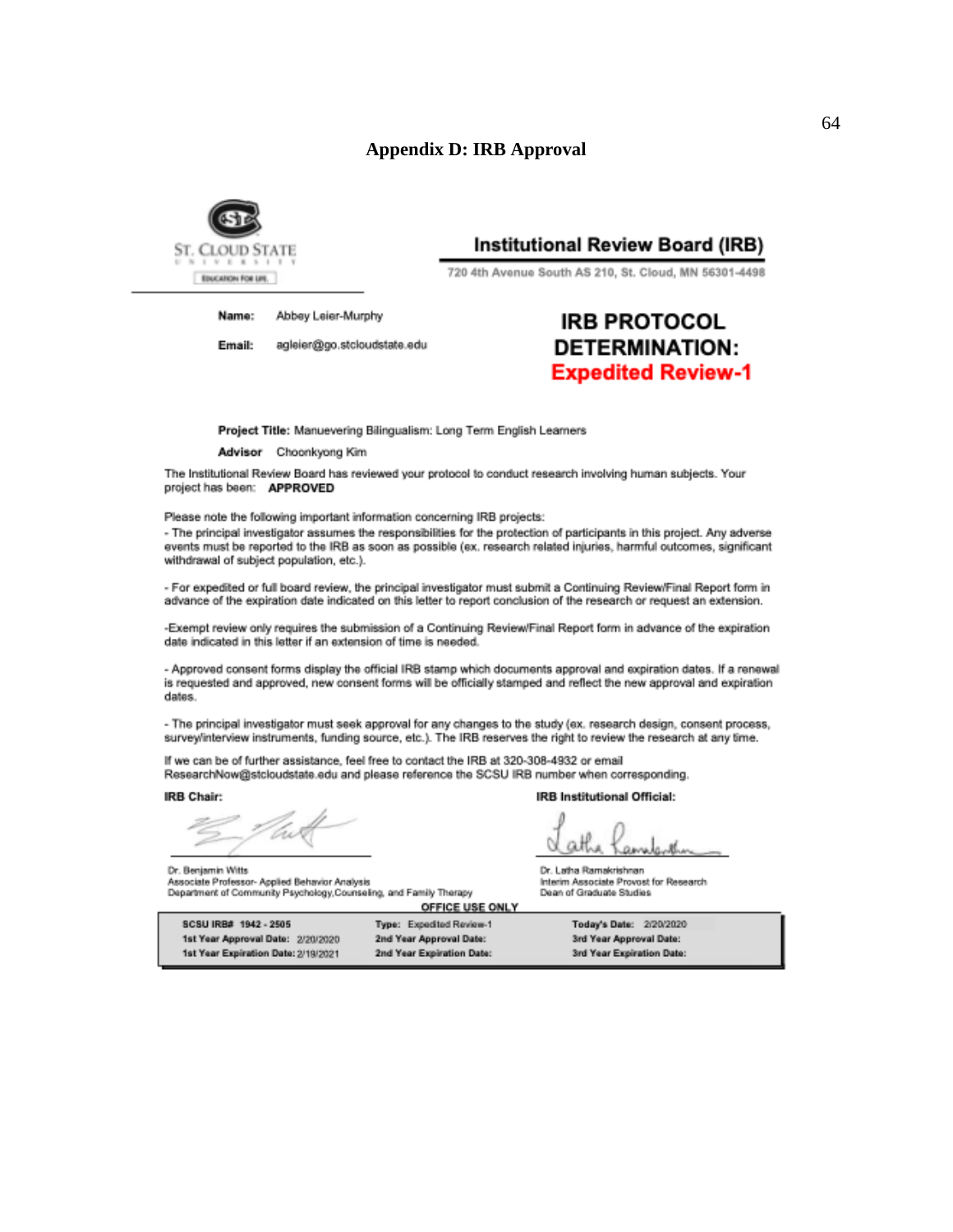## Appendix D: IRB Approval

ST. CLOUD STATE UNIVERSITY
EDUCATION FOR LIFE.

# Institutional Review Board (IRB)

720 4th Avenue South AS 210, St. Cloud, MN 56301-4498

**Name:** Abbey Leier-Murphy

**Email:** agleier@go.stcloudstate.edu

**IRB PROTOCOL DETERMINATION:**
**Expedited Review-1**

**Project Title:** Manuevering Bilingualism: Long Term English Learners

**Advisor** Choonkyong Kim

The Institutional Review Board has reviewed your protocol to conduct research involving human subjects. Your project has been: **APPROVED**

Please note the following important information concerning IRB projects:

- The principal investigator assumes the responsibilities for the protection of participants in this project. Any adverse events must be reported to the IRB as soon as possible (ex. research related injuries, harmful outcomes, significant withdrawal of subject population, etc.).

- For expedited or full board review, the principal investigator must submit a Continuing Review/Final Report form in advance of the expiration date indicated on this letter to report conclusion of the research or request an extension.

-Exempt review only requires the submission of a Continuing Review/Final Report form in advance of the expiration date indicated in this letter if an extension of time is needed.

- Approved consent forms display the official IRB stamp which documents approval and expiration dates. If a renewal is requested and approved, new consent forms will be officially stamped and reflect the new approval and expiration dates.

- The principal investigator must seek approval for any changes to the study (ex. research design, consent process, survey/interview instruments, funding source, etc.). The IRB reserves the right to review the research at any time.

If we can be of further assistance, feel free to contact the IRB at 320-308-4932 or email ResearchNow@stcloudstate.edu and please reference the SCSU IRB number when corresponding.

**IRB Chair:**

Dr. Benjamin Witts
Associate Professor- Applied Behavior Analysis
Department of Community Psychology,Counseling, and Family Therapy

**IRB Institutional Official:**

Dr. Latha Ramakrishnan
Interim Associate Provost for Research
Dean of Graduate Studies

**OFFICE USE ONLY**

| | | |
|---|---|---|
| **SCSU IRB#** 1942 - 2505 | **Type:** Expedited Review-1 | **Today's Date:** 2/20/2020 |
| **1st Year Approval Date:** 2/20/2020 | **2nd Year Approval Date:** | **3rd Year Approval Date:** |
| **1st Year Expiration Date:** 2/19/2021 | **2nd Year Expiration Date:** | **3rd Year Expiration Date:** |